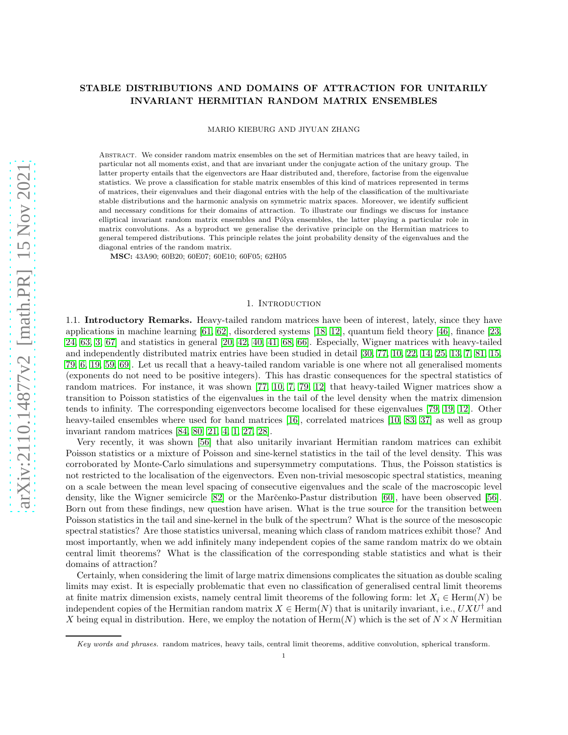# STABLE DISTRIBUTIONS AND DOMAINS OF ATTRACTION FOR UNITARILY INVARIANT HERMITIAN RANDOM MATRIX ENSEMBLES

MARIO KIEBURG AND JIYUAN ZHANG

Abstract. We consider random matrix ensembles on the set of Hermitian matrices that are heavy tailed, in particular not all moments exist, and that are invariant under the conjugate action of the unitary group. The latter property entails that the eigenvectors are Haar distributed and, therefore, factorise from the eigenvalue statistics. We prove a classification for stable matrix ensembles of this kind of matrices represented in terms of matrices, their eigenvalues and their diagonal entries with the help of the classification of the multivariate stable distributions and the harmonic analysis on symmetric matrix spaces. Moreover, we identify sufficient and necessary conditions for their domains of attraction. To illustrate our findings we discuss for instance elliptical invariant random matrix ensembles and Pólya ensembles, the latter playing a particular role in matrix convolutions. As a byproduct we generalise the derivative principle on the Hermitian matrices to general tempered distributions. This principle relates the joint probability density of the eigenvalues and the diagonal entries of the random matrix.

**MSC:** 43A90; 60B20; 60E07; 60E10; 60F05; 62H05

## 1. Introduction

**1.1. Introductory Remarks.** Heavy-tailed random matrices have been of interest, lately, since they have applications in machine learning [61, 62], disordered systems [18, 12], quantum field theory [46], finance [23, 24, 63, 3, 67] and statistics in general [20, 42, 40, 41, 68, 66]. Especially, Wigner matrices with heavy-tailed and independently distributed matrix entries have been studied in detail [30, 77, 10, 22, 14, 25, 13, 7, 81, 15, 79, 6, 19, 59, 69]. Let us recall that a heavy-tailed random variable is one where not all generalised moments (exponents do not need to be positive integers). This has drastic consequences for the spectral statistics of random matrices. For instance, it was shown [77, 10, 7, 79, 12] that heavy-tailed Wigner matrices show a transition to Poisson statistics of the eigenvalues in the tail of the level density when the matrix dimension tends to infinity. The corresponding eigenvectors become localised for these eigenvalues [79, 19, 12]. Other heavy-tailed ensembles where used for band matrices [16], correlated matrices [10, 83, 37] as well as group invariant random matrices [84, 80, 21, 4, 1, 27, 28].

Very recently, it was shown [56] that also unitarily invariant Hermitian random matrices can exhibit Poisson statistics or a mixture of Poisson and sine-kernel statistics in the tail of the level density. This was corroborated by Monte-Carlo simulations and supersymmetry computations. Thus, the Poisson statistics is not restricted to the localisation of the eigenvectors. Even non-trivial mesoscopic spectral statistics, meaning on a scale between the mean level spacing of consecutive eigenvalues and the scale of the macroscopic level density, like the Wigner semicircle [82] or the Marčenko-Pastur distribution [60], have been observed [56]. Born out from these findings, new question have arisen. What is the true source for the transition between Poisson statistics in the tail and sine-kernel in the bulk of the spectrum? What is the source of the mesoscopic spectral statistics? Are those statistics universal, meaning which class of random matrices exhibit those? And most importantly, when we add infinitely many independent copies of the same random matrix do we obtain central limit theorems? What is the classification of the corresponding stable statistics and what is their domains of attraction?

Certainly, when considering the limit of large matrix dimensions complicates the situation as double scaling limits may exist. It is especially problematic that even no classification of generalised central limit theorems at finite matrix dimension exists, namely central limit theorems of the following form: let $X_i \in \mathrm{Herm}(N)$ be independent copies of the Hermitian random matrix $X \in \mathrm{Herm}(N)$ that is unitarily invariant, i.e., $UXU^\dagger$ and $X$ being equal in distribution. Here, we employ the notation of $\mathrm{Herm}(N)$ which is the set of $N \times N$ Hermitian

*Key words and phrases.* random matrices, heavy tails, central limit theorems, additive convolution, spherical transform.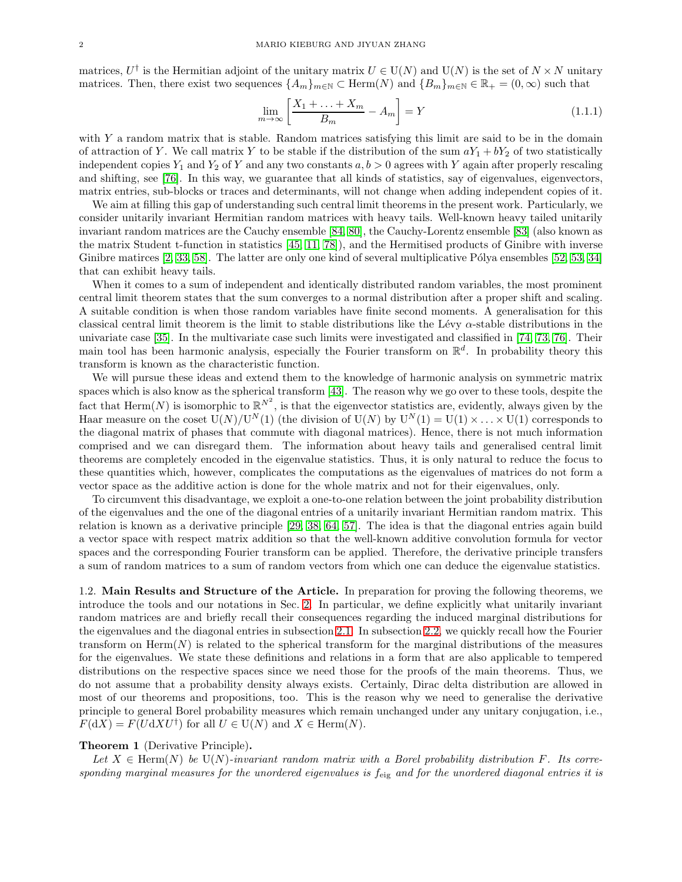matrices, $U^\dagger$ is the Hermitian adjoint of the unitary matrix $U \in \mathrm{U}(N)$ and $\mathrm{U}(N)$ is the set of $N \times N$ unitary matrices. Then, there exist two sequences $\{A_m\}_{m\in\mathbb{N}} \subset \mathrm{Herm}(N)$ and $\{B_m\}_{m\in\mathbb{N}} \in \mathbb{R}_+ = (0,\infty)$ such that

$$\lim_{m\to\infty}\left[\frac{X_1+\ldots+X_m}{B_m} - A_m\right] = Y \tag{1.1.1}$$

with $Y$ a random matrix that is stable. Random matrices satisfying this limit are said to be in the domain of attraction of $Y$. We call matrix $Y$ to be stable if the distribution of the sum $aY_1 + bY_2$ of two statistically independent copies $Y_1$ and $Y_2$ of $Y$ and any two constants $a, b > 0$ agrees with $Y$ again after properly rescaling and shifting, see [76]. In this way, we guarantee that all kinds of statistics, say of eigenvalues, eigenvectors, matrix entries, sub-blocks or traces and determinants, will not change when adding independent copies of it.

We aim at filling this gap of understanding such central limit theorems in the present work. Particularly, we consider unitarily invariant Hermitian random matrices with heavy tails. Well-known heavy tailed unitarily invariant random matrices are the Cauchy ensemble [84, 80], the Cauchy-Lorentz ensemble [83] (also known as the matrix Student t-function in statistics [45, 11, 78]), and the Hermitised products of Ginibre with inverse Ginibre matirces [2, 33, 58]. The latter are only one kind of several multiplicative Pólya ensembles [52, 53, 34] that can exhibit heavy tails.

When it comes to a sum of independent and identically distributed random variables, the most prominent central limit theorem states that the sum converges to a normal distribution after a proper shift and scaling. A suitable condition is when those random variables have finite second moments. A generalisation for this classical central limit theorem is the limit to stable distributions like the Lévy $\alpha$-stable distributions in the univariate case [35]. In the multivariate case such limits were investigated and classified in [74, 73, 76]. Their main tool has been harmonic analysis, especially the Fourier transform on $\mathbb{R}^d$. In probability theory this transform is known as the characteristic function.

We will pursue these ideas and extend them to the knowledge of harmonic analysis on symmetric matrix spaces which is also know as the spherical transform [43]. The reason why we go over to these tools, despite the fact that $\mathrm{Herm}(N)$ is isomorphic to $\mathbb{R}^{N^2}$, is that the eigenvector statistics are, evidently, always given by the Haar measure on the coset $\mathrm{U}(N)/\mathrm{U}^N(1)$ (the division of $\mathrm{U}(N)$ by $\mathrm{U}^N(1) = \mathrm{U}(1)\times\ldots\times\mathrm{U}(1)$ corresponds to the diagonal matrix of phases that commute with diagonal matrices). Hence, there is not much information comprised and we can disregard them. The information about heavy tails and generalised central limit theorems are completely encoded in the eigenvalue statistics. Thus, it is only natural to reduce the focus to these quantities which, however, complicates the computations as the eigenvalues of matrices do not form a vector space as the additive action is done for the whole matrix and not for their eigenvalues, only.

To circumvent this disadvantage, we exploit a one-to-one relation between the joint probability distribution of the eigenvalues and the one of the diagonal entries of a unitarily invariant Hermitian random matrix. This relation is known as a derivative principle [29, 38, 64, 57]. The idea is that the diagonal entries again build a vector space with respect matrix addition so that the well-known additive convolution formula for vector spaces and the corresponding Fourier transform can be applied. Therefore, the derivative principle transfers a sum of random matrices to a sum of random vectors from which one can deduce the eigenvalue statistics.

### 1.2. Main Results and Structure of the Article.

In preparation for proving the following theorems, we introduce the tools and our notations in Sec. 2. In particular, we define explicitly what unitarily invariant random matrices are and briefly recall their consequences regarding the induced marginal distributions for the eigenvalues and the diagonal entries in subsection 2.1. In subsection 2.2, we quickly recall how the Fourier transform on $\mathrm{Herm}(N)$ is related to the spherical transform for the marginal distributions of the measures for the eigenvalues. We state these definitions and relations in a form that are also applicable to tempered distributions on the respective spaces since we need those for the proofs of the main theorems. Thus, we do not assume that a probability density always exists. Certainly, Dirac delta distribution are allowed in most of our theorems and propositions, too. This is the reason why we need to generalise the derivative principle to general Borel probability measures which remain unchanged under any unitary conjugation, i.e., $F(\mathrm{d}X) = F(U\mathrm{d}XU^\dagger)$ for all $U \in \mathrm{U}(N)$ and $X \in \mathrm{Herm}(N)$.

**Theorem 1** (Derivative Principle)**.**

*Let $X \in \mathrm{Herm}(N)$ be $\mathrm{U}(N)$-invariant random matrix with a Borel probability distribution $F$. Its corresponding marginal measures for the unordered eigenvalues is $f_{\mathrm{eig}}$ and for the unordered diagonal entries it is*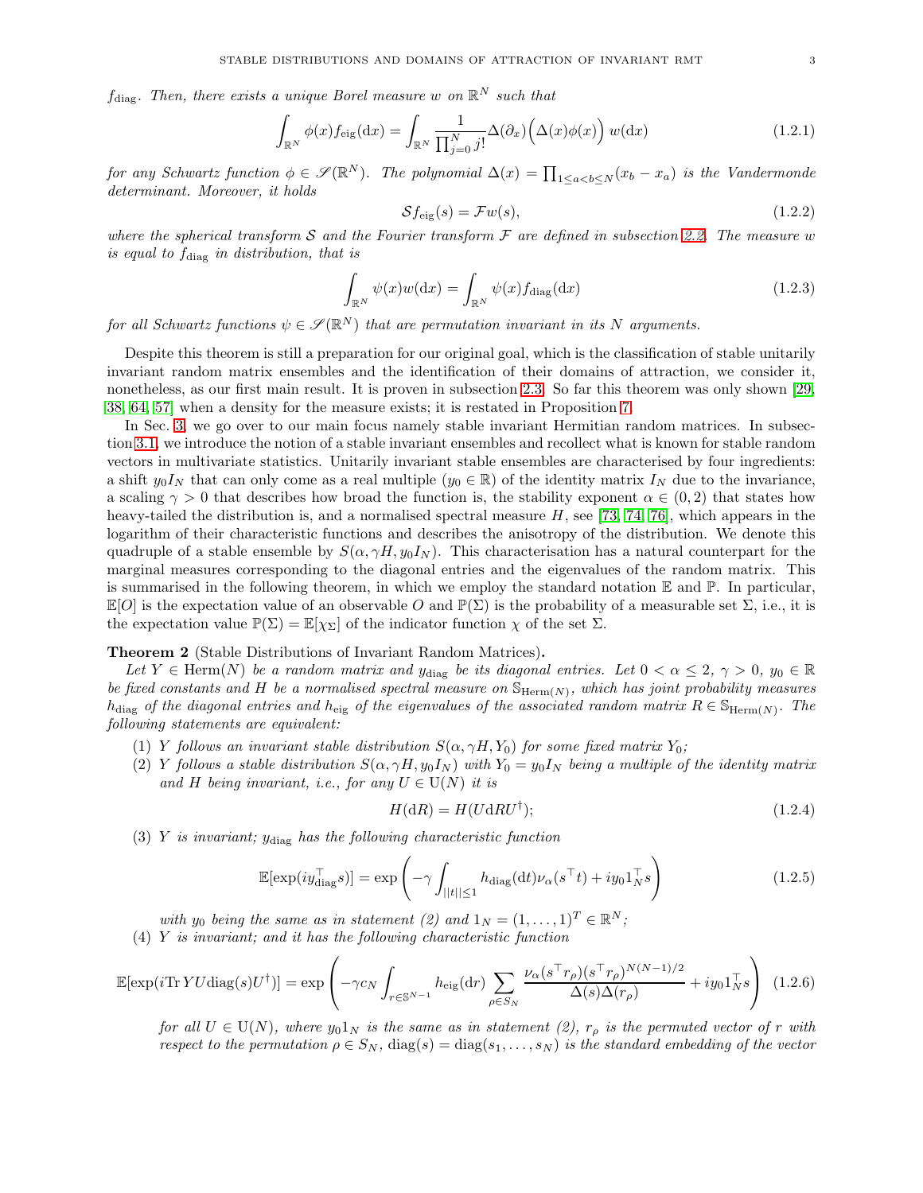$f_{\rm diag}$. *Then, there exists a unique Borel measure $w$ on $\mathbb{R}^N$ such that*

$$\int_{\mathbb{R}^N} \phi(x) f_{\rm eig}({\rm d}x) = \int_{\mathbb{R}^N} \frac{1}{\prod_{j=0}^N j!} \Delta(\partial_x)\Big(\Delta(x)\phi(x)\Big)\, w({\rm d}x) \tag{1.2.1}$$

*for any Schwartz function $\phi \in \mathscr{S}(\mathbb{R}^N)$. The polynomial $\Delta(x) = \prod_{1\leq a<b\leq N}(x_b - x_a)$ is the Vandermonde determinant. Moreover, it holds*

$$\mathcal{S} f_{\rm eig}(s) = \mathcal{F} w(s), \tag{1.2.2}$$

*where the spherical transform $\mathcal{S}$ and the Fourier transform $\mathcal{F}$ are defined in subsection 2.2. The measure $w$ is equal to $f_{\rm diag}$ in distribution, that is*

$$\int_{\mathbb{R}^N} \psi(x) w({\rm d}x) = \int_{\mathbb{R}^N} \psi(x) f_{\rm diag}({\rm d}x) \tag{1.2.3}$$

*for all Schwartz functions $\psi \in \mathscr{S}(\mathbb{R}^N)$ that are permutation invariant in its $N$ arguments.*

Despite this theorem is still a preparation for our original goal, which is the classification of stable unitarily invariant random matrix ensembles and the identification of their domains of attraction, we consider it, nonetheless, as our first main result. It is proven in subsection 2.3. So far this theorem was only shown [29, 38, 64, 57] when a density for the measure exists; it is restated in Proposition 7.

In Sec. 3, we go over to our main focus namely stable invariant Hermitian random matrices. In subsection 3.1, we introduce the notion of a stable invariant ensembles and recollect what is known for stable random vectors in multivariate statistics. Unitarily invariant stable ensembles are characterised by four ingredients: a shift $y_0 I_N$ that can only come as a real multiple ($y_0 \in \mathbb{R}$) of the identity matrix $I_N$ due to the invariance, a scaling $\gamma > 0$ that describes how broad the function is, the stability exponent $\alpha \in (0, 2)$ that states how heavy-tailed the distribution is, and a normalised spectral measure $H$, see [73, 74, 76], which appears in the logarithm of their characteristic functions and describes the anisotropy of the distribution. We denote this quadruple of a stable ensemble by $S(\alpha, \gamma H, y_0 I_N)$. This characterisation has a natural counterpart for the marginal measures corresponding to the diagonal entries and the eigenvalues of the random matrix. This is summarised in the following theorem, in which we employ the standard notation $\mathbb{E}$ and $\mathbb{P}$. In particular, $\mathbb{E}[O]$ is the expectation value of an observable $O$ and $\mathbb{P}(\Sigma)$ is the probability of a measurable set $\Sigma$, i.e., it is the expectation value $\mathbb{P}(\Sigma) = \mathbb{E}[\chi_\Sigma]$ of the indicator function $\chi$ of the set $\Sigma$.

**Theorem 2** (Stable Distributions of Invariant Random Matrices)**.**
*Let $Y \in {\rm Herm}(N)$ be a random matrix and $y_{\rm diag}$ be its diagonal entries. Let $0 < \alpha \leq 2$, $\gamma > 0$, $y_0 \in \mathbb{R}$ be fixed constants and $H$ be a normalised spectral measure on $\mathbb{S}_{{\rm Herm}(N)}$, which has joint probability measures $h_{\rm diag}$ of the diagonal entries and $h_{\rm eig}$ of the eigenvalues of the associated random matrix $R \in \mathbb{S}_{{\rm Herm}(N)}$. The following statements are equivalent:*

(1) *$Y$ follows an invariant stable distribution $S(\alpha, \gamma H, Y_0)$ for some fixed matrix $Y_0$;*

(2) *$Y$ follows a stable distribution $S(\alpha, \gamma H, y_0 I_N)$ with $Y_0 = y_0 I_N$ being a multiple of the identity matrix and $H$ being invariant, i.e., for any $U \in {\rm U}(N)$ it is*

$$H({\rm d}R) = H(U{\rm d}RU^\dagger); \tag{1.2.4}$$

(3) *$Y$ is invariant; $y_{\rm diag}$ has the following characteristic function*

$$\mathbb{E}[\exp(i y_{\rm diag}^\top s)] = \exp\left(-\gamma \int_{||t||\leq 1} h_{\rm diag}({\rm d}t)\nu_\alpha(s^\top t) + i y_0 1_N^\top s\right) \tag{1.2.5}$$

*with $y_0$ being the same as in statement (2) and $1_N = (1, \ldots, 1)^T \in \mathbb{R}^N$;*

(4) *$Y$ is invariant; and it has the following characteristic function*

$$\mathbb{E}[\exp(i{\rm Tr}\, YU{\rm diag}(s)U^\dagger)] = \exp\left(-\gamma c_N \int_{r\in\mathbb{S}^{N-1}} h_{\rm eig}({\rm d}r) \sum_{\rho\in S_N} \frac{\nu_\alpha(s^\top r_\rho)(s^\top r_\rho)^{N(N-1)/2}}{\Delta(s)\Delta(r_\rho)} + i y_0 1_N^\top s\right) \tag{1.2.6}$$

*for all $U \in {\rm U}(N)$, where $y_0 1_N$ is the same as in statement (2), $r_\rho$ is the permuted vector of $r$ with respect to the permutation $\rho \in S_N$, ${\rm diag}(s) = {\rm diag}(s_1, \ldots, s_N)$ is the standard embedding of the vector*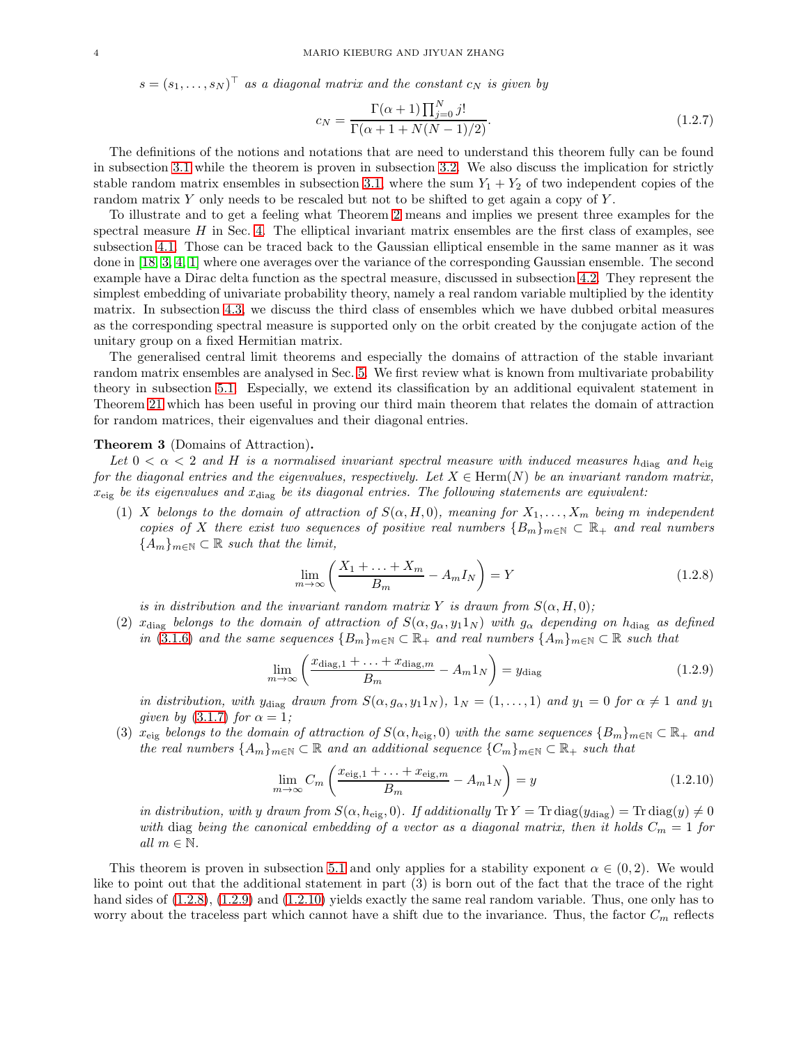*$s = (s_1, \ldots, s_N)^\top$ as a diagonal matrix and the constant $c_N$ is given by*

$$c_N = \frac{\Gamma(\alpha+1)\prod_{j=0}^{N} j!}{\Gamma(\alpha+1+N(N-1)/2)}. \tag{1.2.7}$$

The definitions of the notions and notations that are need to understand this theorem fully can be found in subsection 3.1 while the theorem is proven in subsection 3.2. We also discuss the implication for strictly stable random matrix ensembles in subsection 3.1, where the sum $Y_1 + Y_2$ of two independent copies of the random matrix $Y$ only needs to be rescaled but not to be shifted to get again a copy of $Y$.

To illustrate and to get a feeling what Theorem 2 means and implies we present three examples for the spectral measure $H$ in Sec. 4. The elliptical invariant matrix ensembles are the first class of examples, see subsection 4.1. Those can be traced back to the Gaussian elliptical ensemble in the same manner as it was done in [18, 3, 4, 1] where one averages over the variance of the corresponding Gaussian ensemble. The second example have a Dirac delta function as the spectral measure, discussed in subsection 4.2. They represent the simplest embedding of univariate probability theory, namely a real random variable multiplied by the identity matrix. In subsection 4.3, we discuss the third class of ensembles which we have dubbed orbital measures as the corresponding spectral measure is supported only on the orbit created by the conjugate action of the unitary group on a fixed Hermitian matrix.

The generalised central limit theorems and especially the domains of attraction of the stable invariant random matrix ensembles are analysed in Sec. 5. We first review what is known from multivariate probability theory in subsection 5.1. Especially, we extend its classification by an additional equivalent statement in Theorem 21 which has been useful in proving our third main theorem that relates the domain of attraction for random matrices, their eigenvalues and their diagonal entries.

**Theorem 3** (Domains of Attraction)**.**

*Let $0 < \alpha < 2$ and $H$ is a normalised invariant spectral measure with induced measures $h_{\rm diag}$ and $h_{\rm eig}$ for the diagonal entries and the eigenvalues, respectively. Let $X \in {\rm Herm}(N)$ be an invariant random matrix, $x_{\rm eig}$ be its eigenvalues and $x_{\rm diag}$ be its diagonal entries. The following statements are equivalent:*

(1) *$X$ belongs to the domain of attraction of $S(\alpha, H, 0)$, meaning for $X_1, \ldots, X_m$ being $m$ independent copies of $X$ there exist two sequences of positive real numbers $\{B_m\}_{m\in\mathbb{N}} \subset \mathbb{R}_+$ and real numbers $\{A_m\}_{m\in\mathbb{N}} \subset \mathbb{R}$ such that the limit,*

$$\lim_{m\to\infty}\left(\frac{X_1 + \ldots + X_m}{B_m} - A_m I_N\right) = Y \tag{1.2.8}$$

*is in distribution and the invariant random matrix $Y$ is drawn from $S(\alpha, H, 0)$;*

(2) *$x_{\rm diag}$ belongs to the domain of attraction of $S(\alpha, g_\alpha, y_1 1_N)$ with $g_\alpha$ depending on $h_{\rm diag}$ as defined in (3.1.6) and the same sequences $\{B_m\}_{m\in\mathbb{N}} \subset \mathbb{R}_+$ and real numbers $\{A_m\}_{m\in\mathbb{N}} \subset \mathbb{R}$ such that*

$$\lim_{m\to\infty}\left(\frac{x_{{\rm diag},1} + \ldots + x_{{\rm diag},m}}{B_m} - A_m 1_N\right) = y_{\rm diag} \tag{1.2.9}$$

*in distribution, with $y_{\rm diag}$ drawn from $S(\alpha, g_\alpha, y_1 1_N)$, $1_N = (1, \ldots, 1)$ and $y_1 = 0$ for $\alpha \neq 1$ and $y_1$ given by (3.1.7) for $\alpha = 1$;*

(3) *$x_{\rm eig}$ belongs to the domain of attraction of $S(\alpha, h_{\rm eig}, 0)$ with the same sequences $\{B_m\}_{m\in\mathbb{N}} \subset \mathbb{R}_+$ and the real numbers $\{A_m\}_{m\in\mathbb{N}} \subset \mathbb{R}$ and an additional sequence $\{C_m\}_{m\in\mathbb{N}} \subset \mathbb{R}_+$ such that*

$$\lim_{m\to\infty} C_m\left(\frac{x_{{\rm eig},1} + \ldots + x_{{\rm eig},m}}{B_m} - A_m 1_N\right) = y \tag{1.2.10}$$

*in distribution, with $y$ drawn from $S(\alpha, h_{\rm eig}, 0)$. If additionally ${\rm Tr}\, Y = {\rm Tr}\,{\rm diag}(y_{\rm diag}) = {\rm Tr}\,{\rm diag}(y) \neq 0$ with ${\rm diag}$ being the canonical embedding of a vector as a diagonal matrix, then it holds $C_m = 1$ for all $m \in \mathbb{N}$.*

This theorem is proven in subsection 5.1 and only applies for a stability exponent $\alpha \in (0, 2)$. We would like to point out that the additional statement in part (3) is born out of the fact that the trace of the right hand sides of (1.2.8), (1.2.9) and (1.2.10) yields exactly the same real random variable. Thus, one only has to worry about the traceless part which cannot have a shift due to the invariance. Thus, the factor $C_m$ reflects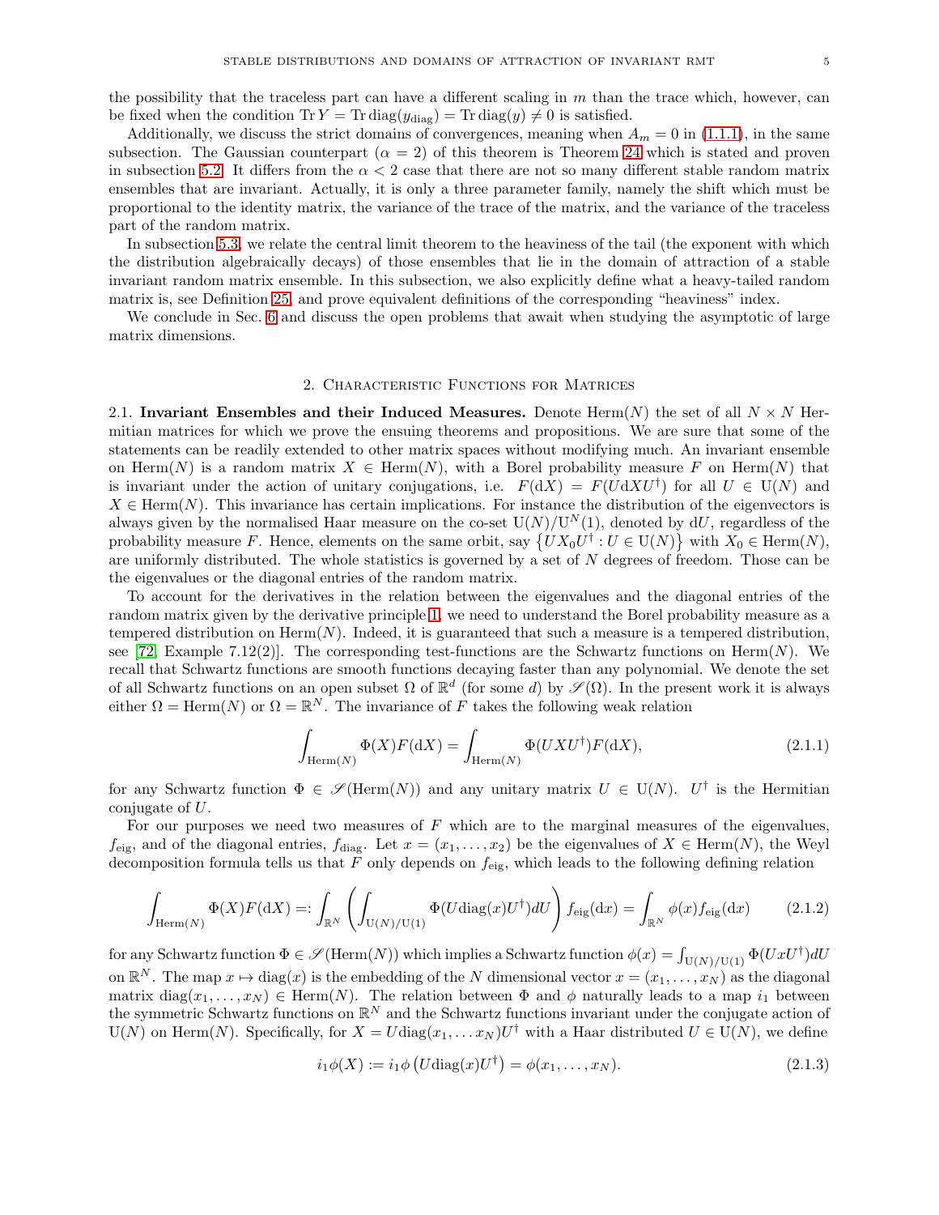the possibility that the traceless part can have a different scaling in $m$ than the trace which, however, can be fixed when the condition $\operatorname{Tr} Y = \operatorname{Tr} \operatorname{diag}(y_{\rm diag}) = \operatorname{Tr} \operatorname{diag}(y) \neq 0$ is satisfied.

Additionally, we discuss the strict domains of convergences, meaning when $A_m = 0$ in (1.1.1), in the same subsection. The Gaussian counterpart ($\alpha = 2$) of this theorem is Theorem 24 which is stated and proven in subsection 5.2. It differs from the $\alpha < 2$ case that there are not so many different stable random matrix ensembles that are invariant. Actually, it is only a three parameter family, namely the shift which must be proportional to the identity matrix, the variance of the trace of the matrix, and the variance of the traceless part of the random matrix.

In subsection 5.3, we relate the central limit theorem to the heaviness of the tail (the exponent with which the distribution algebraically decays) of those ensembles that lie in the domain of attraction of a stable invariant random matrix ensemble. In this subsection, we also explicitly define what a heavy-tailed random matrix is, see Definition 25, and prove equivalent definitions of the corresponding "heaviness" index.

We conclude in Sec. 6 and discuss the open problems that await when studying the asymptotic of large matrix dimensions.

## 2. Characteristic Functions for Matrices

**2.1. Invariant Ensembles and their Induced Measures.** Denote $\operatorname{Herm}(N)$ the set of all $N \times N$ Hermitian matrices for which we prove the ensuing theorems and propositions. We are sure that some of the statements can be readily extended to other matrix spaces without modifying much. An invariant ensemble on $\operatorname{Herm}(N)$ is a random matrix $X \in \operatorname{Herm}(N)$, with a Borel probability measure $F$ on $\operatorname{Herm}(N)$ that is invariant under the action of unitary conjugations, i.e. $F(\mathrm{d}X) = F(U\mathrm{d}XU^\dagger)$ for all $U \in \mathrm{U}(N)$ and $X \in \operatorname{Herm}(N)$. This invariance has certain implications. For instance the distribution of the eigenvectors is always given by the normalised Haar measure on the co-set $\mathrm{U}(N)/\mathrm{U}^N(1)$, denoted by $\mathrm{d}U$, regardless of the probability measure $F$. Hence, elements on the same orbit, say $\{UX_0U^\dagger : U \in \mathrm{U}(N)\}$ with $X_0 \in \operatorname{Herm}(N)$, are uniformly distributed. The whole statistics is governed by a set of $N$ degrees of freedom. Those can be the eigenvalues or the diagonal entries of the random matrix.

To account for the derivatives in the relation between the eigenvalues and the diagonal entries of the random matrix given by the derivative principle 1, we need to understand the Borel probability measure as a tempered distribution on $\operatorname{Herm}(N)$. Indeed, it is guaranteed that such a measure is a tempered distribution, see [72, Example 7.12(2)]. The corresponding test-functions are the Schwartz functions on $\operatorname{Herm}(N)$. We recall that Schwartz functions are smooth functions decaying faster than any polynomial. We denote the set of all Schwartz functions on an open subset $\Omega$ of $\mathbb{R}^d$ (for some $d$) by $\mathscr{S}(\Omega)$. In the present work it is always either $\Omega = \operatorname{Herm}(N)$ or $\Omega = \mathbb{R}^N$. The invariance of $F$ takes the following weak relation

$$\int_{\operatorname{Herm}(N)} \Phi(X) F(\mathrm{d}X) = \int_{\operatorname{Herm}(N)} \Phi(UXU^\dagger) F(\mathrm{d}X), \tag{2.1.1}$$

for any Schwartz function $\Phi \in \mathscr{S}(\operatorname{Herm}(N))$ and any unitary matrix $U \in \mathrm{U}(N)$. $U^\dagger$ is the Hermitian conjugate of $U$.

For our purposes we need two measures of $F$ which are to the marginal measures of the eigenvalues, $f_{\rm eig}$, and of the diagonal entries, $f_{\rm diag}$. Let $x = (x_1, \ldots, x_2)$ be the eigenvalues of $X \in \operatorname{Herm}(N)$, the Weyl decomposition formula tells us that $F$ only depends on $f_{\rm eig}$, which leads to the following defining relation

$$\int_{\operatorname{Herm}(N)} \Phi(X) F(\mathrm{d}X) =: \int_{\mathbb{R}^N} \left( \int_{\mathrm{U}(N)/\mathrm{U}(1)} \Phi(U \operatorname{diag}(x) U^\dagger) dU \right) f_{\rm eig}(\mathrm{d}x) = \int_{\mathbb{R}^N} \phi(x) f_{\rm eig}(\mathrm{d}x) \tag{2.1.2}$$

for any Schwartz function $\Phi \in \mathscr{S}(\operatorname{Herm}(N))$ which implies a Schwartz function $\phi(x) = \int_{\mathrm{U}(N)/\mathrm{U}(1)} \Phi(UxU^\dagger) dU$ on $\mathbb{R}^N$. The map $x \mapsto \operatorname{diag}(x)$ is the embedding of the $N$ dimensional vector $x = (x_1, \ldots, x_N)$ as the diagonal matrix $\operatorname{diag}(x_1, \ldots, x_N) \in \operatorname{Herm}(N)$. The relation between $\Phi$ and $\phi$ naturally leads to a map $i_1$ between the symmetric Schwartz functions on $\mathbb{R}^N$ and the Schwartz functions invariant under the conjugate action of $\mathrm{U}(N)$ on $\operatorname{Herm}(N)$. Specifically, for $X = U \operatorname{diag}(x_1, \ldots x_N) U^\dagger$ with a Haar distributed $U \in \mathrm{U}(N)$, we define

$$i_1 \phi(X) := i_1 \phi \left( U \operatorname{diag}(x) U^\dagger \right) = \phi(x_1, \ldots, x_N). \tag{2.1.3}$$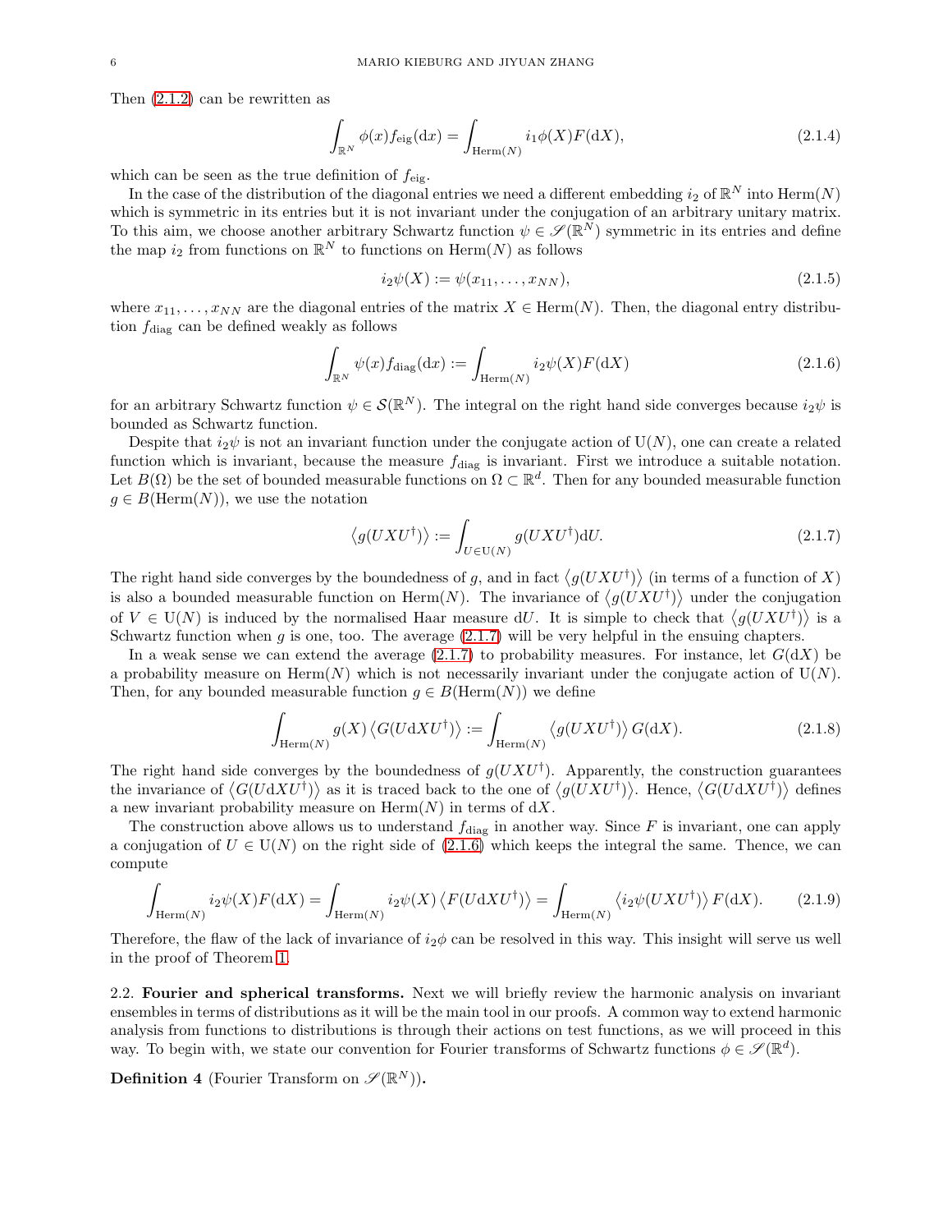Then (2.1.2) can be rewritten as

$$\int_{\mathbb{R}^N} \phi(x) f_{\rm eig}({\rm d}x) = \int_{{\rm Herm}(N)} i_1\phi(X) F({\rm d}X), \tag{2.1.4}$$

which can be seen as the true definition of $f_{\rm eig}$.

In the case of the distribution of the diagonal entries we need a different embedding $i_2$ of $\mathbb{R}^N$ into ${\rm Herm}(N)$ which is symmetric in its entries but it is not invariant under the conjugation of an arbitrary unitary matrix. To this aim, we choose another arbitrary Schwartz function $\psi \in \mathscr{S}(\mathbb{R}^N)$ symmetric in its entries and define the map $i_2$ from functions on $\mathbb{R}^N$ to functions on ${\rm Herm}(N)$ as follows

$$i_2\psi(X) := \psi(x_{11}, \ldots, x_{NN}), \tag{2.1.5}$$

where $x_{11}, \ldots, x_{NN}$ are the diagonal entries of the matrix $X \in {\rm Herm}(N)$. Then, the diagonal entry distribution $f_{\rm diag}$ can be defined weakly as follows

$$\int_{\mathbb{R}^N} \psi(x) f_{\rm diag}({\rm d}x) := \int_{{\rm Herm}(N)} i_2\psi(X) F({\rm d}X) \tag{2.1.6}$$

for an arbitrary Schwartz function $\psi \in \mathcal{S}(\mathbb{R}^N)$. The integral on the right hand side converges because $i_2\psi$ is bounded as Schwartz function.

Despite that $i_2\psi$ is not an invariant function under the conjugate action of ${\rm U}(N)$, one can create a related function which is invariant, because the measure $f_{\rm diag}$ is invariant. First we introduce a suitable notation. Let $B(\Omega)$ be the set of bounded measurable functions on $\Omega \subset \mathbb{R}^d$. Then for any bounded measurable function $g \in B({\rm Herm}(N))$, we use the notation

$$\left\langle g(UXU^\dagger)\right\rangle := \int_{U \in {\rm U}(N)} g(UXU^\dagger){\rm d}U. \tag{2.1.7}$$

The right hand side converges by the boundedness of $g$, and in fact $\left\langle g(UXU^\dagger)\right\rangle$ (in terms of a function of $X$) is also a bounded measurable function on ${\rm Herm}(N)$. The invariance of $\left\langle g(UXU^\dagger)\right\rangle$ under the conjugation of $V \in {\rm U}(N)$ is induced by the normalised Haar measure ${\rm d}U$. It is simple to check that $\left\langle g(UXU^\dagger)\right\rangle$ is a Schwartz function when $g$ is one, too. The average (2.1.7) will be very helpful in the ensuing chapters.

In a weak sense we can extend the average (2.1.7) to probability measures. For instance, let $G({\rm d}X)$ be a probability measure on ${\rm Herm}(N)$ which is not necessarily invariant under the conjugate action of ${\rm U}(N)$. Then, for any bounded measurable function $g \in B({\rm Herm}(N))$ we define

$$\int_{{\rm Herm}(N)} g(X) \left\langle G(U{\rm d}XU^\dagger)\right\rangle := \int_{{\rm Herm}(N)} \left\langle g(UXU^\dagger)\right\rangle G({\rm d}X). \tag{2.1.8}$$

The right hand side converges by the boundedness of $g(UXU^\dagger)$. Apparently, the construction guarantees the invariance of $\left\langle G(U{\rm d}XU^\dagger)\right\rangle$ as it is traced back to the one of $\left\langle g(UXU^\dagger)\right\rangle$. Hence, $\left\langle G(U{\rm d}XU^\dagger)\right\rangle$ defines a new invariant probability measure on ${\rm Herm}(N)$ in terms of ${\rm d}X$.

The construction above allows us to understand $f_{\rm diag}$ in another way. Since $F$ is invariant, one can apply a conjugation of $U \in {\rm U}(N)$ on the right side of (2.1.6) which keeps the integral the same. Thence, we can compute

$$\int_{{\rm Herm}(N)} i_2\psi(X) F({\rm d}X) = \int_{{\rm Herm}(N)} i_2\psi(X) \left\langle F(U{\rm d}XU^\dagger)\right\rangle = \int_{{\rm Herm}(N)} \left\langle i_2\psi(UXU^\dagger)\right\rangle F({\rm d}X). \tag{2.1.9}$$

Therefore, the flaw of the lack of invariance of $i_2\phi$ can be resolved in this way. This insight will serve us well in the proof of Theorem 1.

2.2. **Fourier and spherical transforms.** Next we will briefly review the harmonic analysis on invariant ensembles in terms of distributions as it will be the main tool in our proofs. A common way to extend harmonic analysis from functions to distributions is through their actions on test functions, as we will proceed in this way. To begin with, we state our convention for Fourier transforms of Schwartz functions $\phi \in \mathscr{S}(\mathbb{R}^d)$.

**Definition 4** (Fourier Transform on $\mathscr{S}(\mathbb{R}^N)$)**.**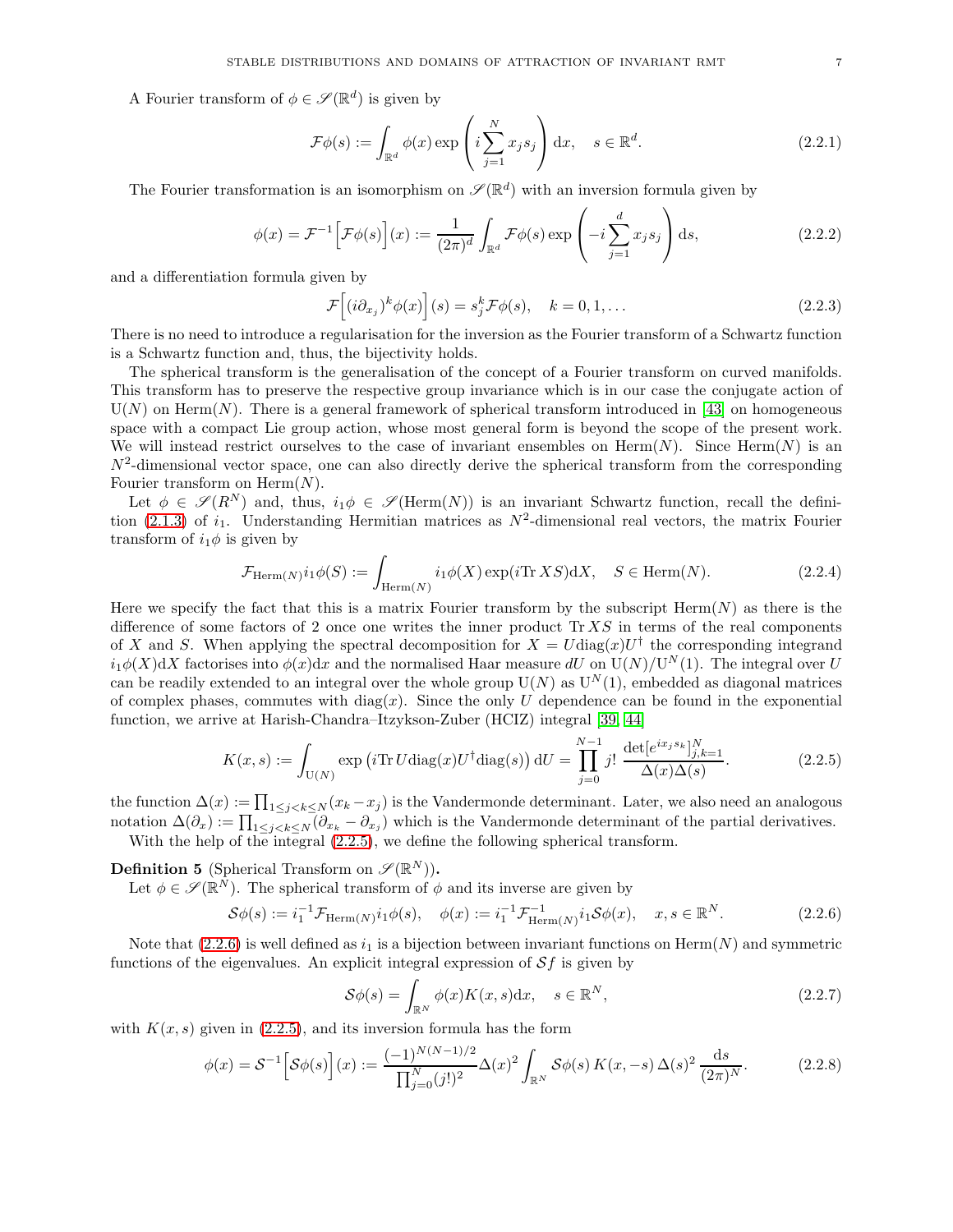A Fourier transform of $\phi \in \mathscr{S}(\mathbb{R}^d)$ is given by

$$\mathcal{F}\phi(s) := \int_{\mathbb{R}^d} \phi(x) \exp\left(i \sum_{j=1}^{N} x_j s_j\right) \mathrm{d}x, \quad s \in \mathbb{R}^d. \tag{2.2.1}$$

The Fourier transformation is an isomorphism on $\mathscr{S}(\mathbb{R}^d)$ with an inversion formula given by

$$\phi(x) = \mathcal{F}^{-1}\Big[\mathcal{F}\phi(s)\Big](x) := \frac{1}{(2\pi)^d} \int_{\mathbb{R}^d} \mathcal{F}\phi(s) \exp\left(-i \sum_{j=1}^{d} x_j s_j\right) \mathrm{d}s, \tag{2.2.2}$$

and a differentiation formula given by

$$\mathcal{F}\Big[(i\partial_{x_j})^k \phi(x)\Big](s) = s_j^k \mathcal{F}\phi(s), \quad k = 0, 1, \ldots \tag{2.2.3}$$

There is no need to introduce a regularisation for the inversion as the Fourier transform of a Schwartz function is a Schwartz function and, thus, the bijectivity holds.

The spherical transform is the generalisation of the concept of a Fourier transform on curved manifolds. This transform has to preserve the respective group invariance which is in our case the conjugate action of $\mathrm{U}(N)$ on $\mathrm{Herm}(N)$. There is a general framework of spherical transform introduced in [43] on homogeneous space with a compact Lie group action, whose most general form is beyond the scope of the present work. We will instead restrict ourselves to the case of invariant ensembles on $\mathrm{Herm}(N)$. Since $\mathrm{Herm}(N)$ is an $N^2$-dimensional vector space, one can also directly derive the spherical transform from the corresponding Fourier transform on $\mathrm{Herm}(N)$.

Let $\phi \in \mathscr{S}(R^N)$ and, thus, $i_1\phi \in \mathscr{S}(\mathrm{Herm}(N))$ is an invariant Schwartz function, recall the definition (2.1.3) of $i_1$. Understanding Hermitian matrices as $N^2$-dimensional real vectors, the matrix Fourier transform of $i_1\phi$ is given by

$$\mathcal{F}_{\mathrm{Herm}(N)} i_1\phi(S) := \int_{\mathrm{Herm}(N)} i_1\phi(X) \exp(i \mathrm{Tr}\, XS) \mathrm{d}X, \quad S \in \mathrm{Herm}(N). \tag{2.2.4}$$

Here we specify the fact that this is a matrix Fourier transform by the subscript $\mathrm{Herm}(N)$ as there is the difference of some factors of 2 once one writes the inner product $\mathrm{Tr}\, XS$ in terms of the real components of $X$ and $S$. When applying the spectral decomposition for $X = U\mathrm{diag}(x)U^\dagger$ the corresponding integrand $i_1\phi(X)\mathrm{d}X$ factorises into $\phi(x)\mathrm{d}x$ and the normalised Haar measure $dU$ on $\mathrm{U}(N)/\mathrm{U}^N(1)$. The integral over $U$ can be readily extended to an integral over the whole group $\mathrm{U}(N)$ as $\mathrm{U}^N(1)$, embedded as diagonal matrices of complex phases, commutes with $\mathrm{diag}(x)$. Since the only $U$ dependence can be found in the exponential function, we arrive at Harish-Chandra–Itzykson-Zuber (HCIZ) integral [39, 44]

$$K(x,s) := \int_{\mathrm{U}(N)} \exp\left(i \mathrm{Tr}\, U\mathrm{diag}(x)U^\dagger \mathrm{diag}(s)\right) \mathrm{d}U = \prod_{j=0}^{N-1} j! \; \frac{\det[e^{ix_j s_k}]_{j,k=1}^N}{\Delta(x)\Delta(s)}. \tag{2.2.5}$$

the function $\Delta(x) := \prod_{1\le j<k\le N}(x_k - x_j)$ is the Vandermonde determinant. Later, we also need an analogous notation $\Delta(\partial_x) := \prod_{1\le j<k\le N}(\partial_{x_k} - \partial_{x_j})$ which is the Vandermonde determinant of the partial derivatives.

With the help of the integral (2.2.5), we define the following spherical transform.

**Definition 5** (Spherical Transform on $\mathscr{S}(\mathbb{R}^N)$)**.**
Let $\phi \in \mathscr{S}(\mathbb{R}^N)$. The spherical transform of $\phi$ and its inverse are given by

$$\mathcal{S}\phi(s) := i_1^{-1} \mathcal{F}_{\mathrm{Herm}(N)} i_1 \phi(s), \quad \phi(x) := i_1^{-1} \mathcal{F}^{-1}_{\mathrm{Herm}(N)} i_1 \mathcal{S}\phi(x), \quad x, s \in \mathbb{R}^N. \tag{2.2.6}$$

Note that (2.2.6) is well defined as $i_1$ is a bijection between invariant functions on $\mathrm{Herm}(N)$ and symmetric functions of the eigenvalues. An explicit integral expression of $\mathcal{S}f$ is given by

$$\mathcal{S}\phi(s) = \int_{\mathbb{R}^N} \phi(x) K(x,s) \mathrm{d}x, \quad s \in \mathbb{R}^N, \tag{2.2.7}$$

with $K(x,s)$ given in (2.2.5), and its inversion formula has the form

$$\phi(x) = \mathcal{S}^{-1}\Big[\mathcal{S}\phi(s)\Big](x) := \frac{(-1)^{N(N-1)/2}}{\prod_{j=0}^{N}(j!)^2} \Delta(x)^2 \int_{\mathbb{R}^N} \mathcal{S}\phi(s)\, K(x,-s)\, \Delta(s)^2 \, \frac{\mathrm{d}s}{(2\pi)^N}. \tag{2.2.8}$$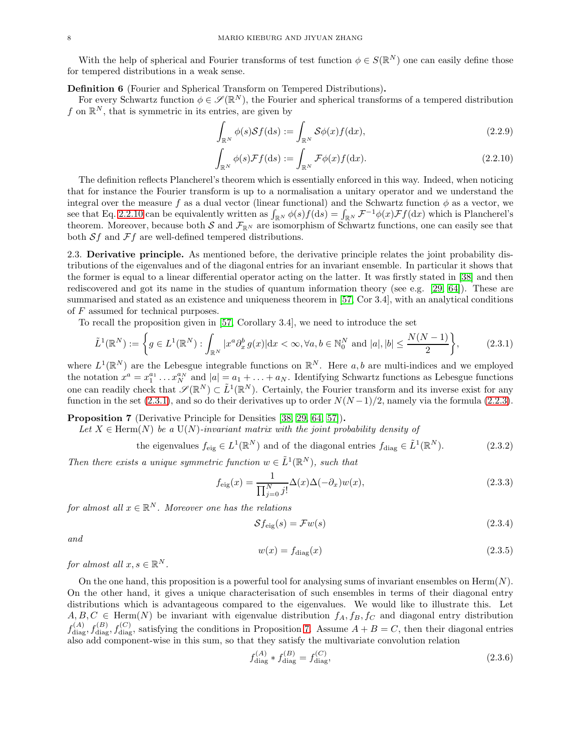With the help of spherical and Fourier transforms of test function $\phi \in S(\mathbb{R}^N)$ one can easily define those for tempered distributions in a weak sense.

**Definition 6** (Fourier and Spherical Transform on Tempered Distributions)**.**
For every Schwartz function $\phi \in \mathscr{S}(\mathbb{R}^N)$, the Fourier and spherical transforms of a tempered distribution $f$ on $\mathbb{R}^N$, that is symmetric in its entries, are given by

$$\int_{\mathbb{R}^N} \phi(s)\mathcal{S}f(\mathrm{d}s) := \int_{\mathbb{R}^N} \mathcal{S}\phi(x)f(\mathrm{d}x), \tag{2.2.9}$$

$$\int_{\mathbb{R}^N} \phi(s)\mathcal{F}f(\mathrm{d}s) := \int_{\mathbb{R}^N} \mathcal{F}\phi(x)f(\mathrm{d}x). \tag{2.2.10}$$

The definition reflects Plancherel's theorem which is essentially enforced in this way. Indeed, when noticing that for instance the Fourier transform is up to a normalisation a unitary operator and we understand the integral over the measure $f$ as a dual vector (linear functional) and the Schwartz function $\phi$ as a vector, we see that Eq. 2.2.10 can be equivalently written as $\int_{\mathbb{R}^N} \phi(s)f(\mathrm{d}s) = \int_{\mathbb{R}^N} \mathcal{F}^{-1}\phi(x)\mathcal{F}f(\mathrm{d}x)$ which is Plancherel's theorem. Moreover, because both $\mathcal{S}$ and $\mathcal{F}_{\mathbb{R}^N}$ are isomorphism of Schwartz functions, one can easily see that both $\mathcal{S}f$ and $\mathcal{F}f$ are well-defined tempered distributions.

## 2.3. **Derivative principle.**

As mentioned before, the derivative principle relates the joint probability distributions of the eigenvalues and of the diagonal entries for an invariant ensemble. In particular it shows that the former is equal to a linear differential operator acting on the latter. It was firstly stated in [38] and then rediscovered and got its name in the studies of quantum information theory (see e.g. [29, 64]). These are summarised and stated as an existence and uniqueness theorem in [57, Cor 3.4], with an analytical conditions of $F$ assumed for technical purposes.

To recall the proposition given in [57, Corollary 3.4], we need to introduce the set

$$\tilde{L}^1(\mathbb{R}^N) := \left\{ g \in L^1(\mathbb{R}^N) : \int_{\mathbb{R}^N} |x^a \partial_x^b g(x)| \mathrm{d}x < \infty, \forall a, b \in \mathbb{N}_0^N \text{ and } |a|, |b| \leq \frac{N(N-1)}{2} \right\}, \tag{2.3.1}$$

where $L^1(\mathbb{R}^N)$ are the Lebesgue integrable functions on $\mathbb{R}^N$. Here $a, b$ are multi-indices and we employed the notation $x^a = x_1^{a_1} \ldots x_N^{a_N}$ and $|a| = a_1 + \ldots + a_N$. Identifying Schwartz functions as Lebesgue functions one can readily check that $\mathscr{S}(\mathbb{R}^N) \subset \tilde{L}^1(\mathbb{R}^N)$. Certainly, the Fourier transform and its inverse exist for any function in the set (2.3.1), and so do their derivatives up to order $N(N-1)/2$, namely via the formula (2.2.3).

**Proposition 7** (Derivative Principle for Densities [38, 29, 64, 57])**.**
*Let $X \in \mathrm{Herm}(N)$ be a $\mathrm{U}(N)$-invariant matrix with the joint probability density of*

$$\text{the eigenvalues } f_{\mathrm{eig}} \in L^1(\mathbb{R}^N) \text{ and of the diagonal entries } f_{\mathrm{diag}} \in \tilde{L}^1(\mathbb{R}^N). \tag{2.3.2}$$

*Then there exists a unique symmetric function $w \in \tilde{L}^1(\mathbb{R}^N)$, such that*

$$f_{\mathrm{eig}}(x) = \frac{1}{\prod_{j=0}^N j!} \Delta(x)\Delta(-\partial_x)w(x), \tag{2.3.3}$$

*for almost all $x \in \mathbb{R}^N$. Moreover one has the relations*

$$\mathcal{S}f_{\mathrm{eig}}(s) = \mathcal{F}w(s) \tag{2.3.4}$$

*and*

$$w(x) = f_{\mathrm{diag}}(x) \tag{2.3.5}$$

*for almost all $x, s \in \mathbb{R}^N$.*

On the one hand, this proposition is a powerful tool for analysing sums of invariant ensembles on $\mathrm{Herm}(N)$. On the other hand, it gives a unique characterisation of such ensembles in terms of their diagonal entry distributions which is advantageous compared to the eigenvalues. We would like to illustrate this. Let $A, B, C \in \mathrm{Herm}(N)$ be invariant with eigenvalue distribution $f_A, f_B, f_C$ and diagonal entry distribution $f_{\mathrm{diag}}^{(A)}, f_{\mathrm{diag}}^{(B)}, f_{\mathrm{diag}}^{(C)}$, satisfying the conditions in Proposition 7. Assume $A + B = C$, then their diagonal entries also add component-wise in this sum, so that they satisfy the multivariate convolution relation

$$f_{\mathrm{diag}}^{(A)} * f_{\mathrm{diag}}^{(B)} = f_{\mathrm{diag}}^{(C)}, \tag{2.3.6}$$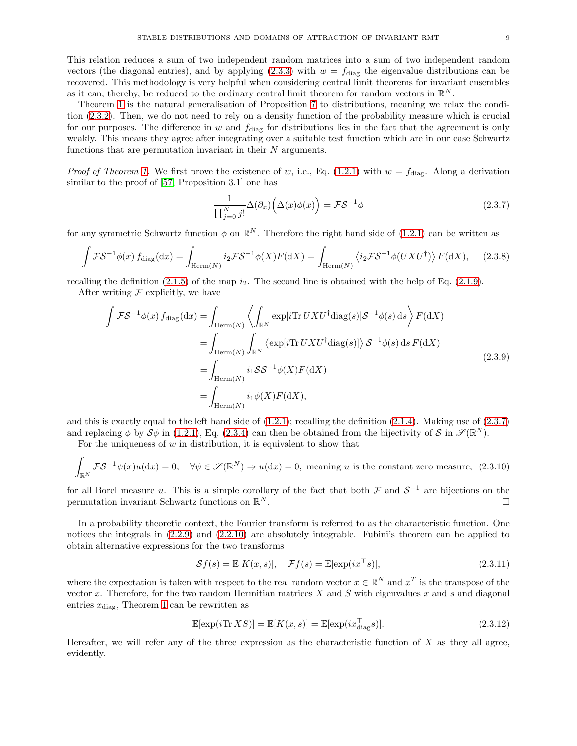This relation reduces a sum of two independent random matrices into a sum of two independent random vectors (the diagonal entries), and by applying (2.3.3) with $w = f_{\rm diag}$ the eigenvalue distributions can be recovered. This methodology is very helpful when considering central limit theorems for invariant ensembles as it can, thereby, be reduced to the ordinary central limit theorem for random vectors in $\mathbb{R}^N$.

Theorem 1 is the natural generalisation of Proposition 7 to distributions, meaning we relax the condition (2.3.2). Then, we do not need to rely on a density function of the probability measure which is crucial for our purposes. The difference in $w$ and $f_{\rm diag}$ for distributions lies in the fact that the agreement is only weakly. This means they agree after integrating over a suitable test function which are in our case Schwartz functions that are permutation invariant in their $N$ arguments.

*Proof of Theorem 1.* We first prove the existence of $w$, i.e., Eq. (1.2.1) with $w = f_{\rm diag}$. Along a derivation similar to the proof of [57, Proposition 3.1] one has

$$\frac{1}{\prod_{j=0}^{N} j!}\Delta(\partial_x)\Big(\Delta(x)\phi(x)\Big) = \mathcal{F}\mathcal{S}^{-1}\phi \tag{2.3.7}$$

for any symmetric Schwartz function $\phi$ on $\mathbb{R}^N$. Therefore the right hand side of (1.2.1) can be written as

$$\int \mathcal{F}\mathcal{S}^{-1}\phi(x)\, f_{\rm diag}({\rm d}x) = \int_{{\rm Herm}(N)} i_2\mathcal{F}\mathcal{S}^{-1}\phi(X)F({\rm d}X) = \int_{{\rm Herm}(N)} \left\langle i_2\mathcal{F}\mathcal{S}^{-1}\phi(UXU^\dagger)\right\rangle F({\rm d}X), \tag{2.3.8}$$

recalling the definition (2.1.5) of the map $i_2$. The second line is obtained with the help of Eq. (2.1.9).

After writing $\mathcal{F}$ explicitly, we have

$$\begin{aligned}
\int \mathcal{F}\mathcal{S}^{-1}\phi(x)\, f_{\rm diag}({\rm d}x) &= \int_{{\rm Herm}(N)} \left\langle \int_{\mathbb{R}^N} \exp[i{\rm Tr}\, UXU^\dagger {\rm diag}(s)]\mathcal{S}^{-1}\phi(s)\, {\rm d}s \right\rangle F({\rm d}X)\\
&= \int_{{\rm Herm}(N)} \int_{\mathbb{R}^N} \left\langle \exp[i{\rm Tr}\, UXU^\dagger {\rm diag}(s)]\right\rangle \mathcal{S}^{-1}\phi(s)\, {\rm d}s\, F({\rm d}X)\\
&= \int_{{\rm Herm}(N)} i_1\mathcal{S}\mathcal{S}^{-1}\phi(X)F({\rm d}X)\\
&= \int_{{\rm Herm}(N)} i_1\phi(X)F({\rm d}X),
\end{aligned} \tag{2.3.9}$$

and this is exactly equal to the left hand side of (1.2.1); recalling the definition (2.1.4). Making use of (2.3.7) and replacing $\phi$ by $\mathcal{S}\phi$ in (1.2.1), Eq. (2.3.4) can then be obtained from the bijectivity of $\mathcal{S}$ in $\mathscr{S}(\mathbb{R}^N)$.

For the uniqueness of $w$ in distribution, it is equivalent to show that

$$\int_{\mathbb{R}^N} \mathcal{F}\mathcal{S}^{-1}\psi(x)u({\rm d}x) = 0, \quad \forall \psi \in \mathscr{S}(\mathbb{R}^N) \Rightarrow u({\rm d}x) = 0, \text{ meaning } u \text{ is the constant zero measure}, \tag{2.3.10}$$

for all Borel measure $u$. This is a simple corollary of the fact that both $\mathcal{F}$ and $\mathcal{S}^{-1}$ are bijections on the permutation invariant Schwartz functions on $\mathbb{R}^N$. $\square$

In a probability theoretic context, the Fourier transform is referred to as the characteristic function. One notices the integrals in (2.2.9) and (2.2.10) are absolutely integrable. Fubini's theorem can be applied to obtain alternative expressions for the two transforms

$$\mathcal{S}f(s) = \mathbb{E}[K(x,s)], \quad \mathcal{F}f(s) = \mathbb{E}[\exp(ix^\top s)], \tag{2.3.11}$$

where the expectation is taken with respect to the real random vector $x \in \mathbb{R}^N$ and $x^T$ is the transpose of the vector $x$. Therefore, for the two random Hermitian matrices $X$ and $S$ with eigenvalues $x$ and $s$ and diagonal entries $x_{\rm diag}$, Theorem 1 can be rewritten as

$$\mathbb{E}[\exp(i{\rm Tr}\, XS)] = \mathbb{E}[K(x,s)] = \mathbb{E}[\exp(ix_{\rm diag}^\top s)]. \tag{2.3.12}$$

Hereafter, we will refer any of the three expression as the characteristic function of $X$ as they all agree, evidently.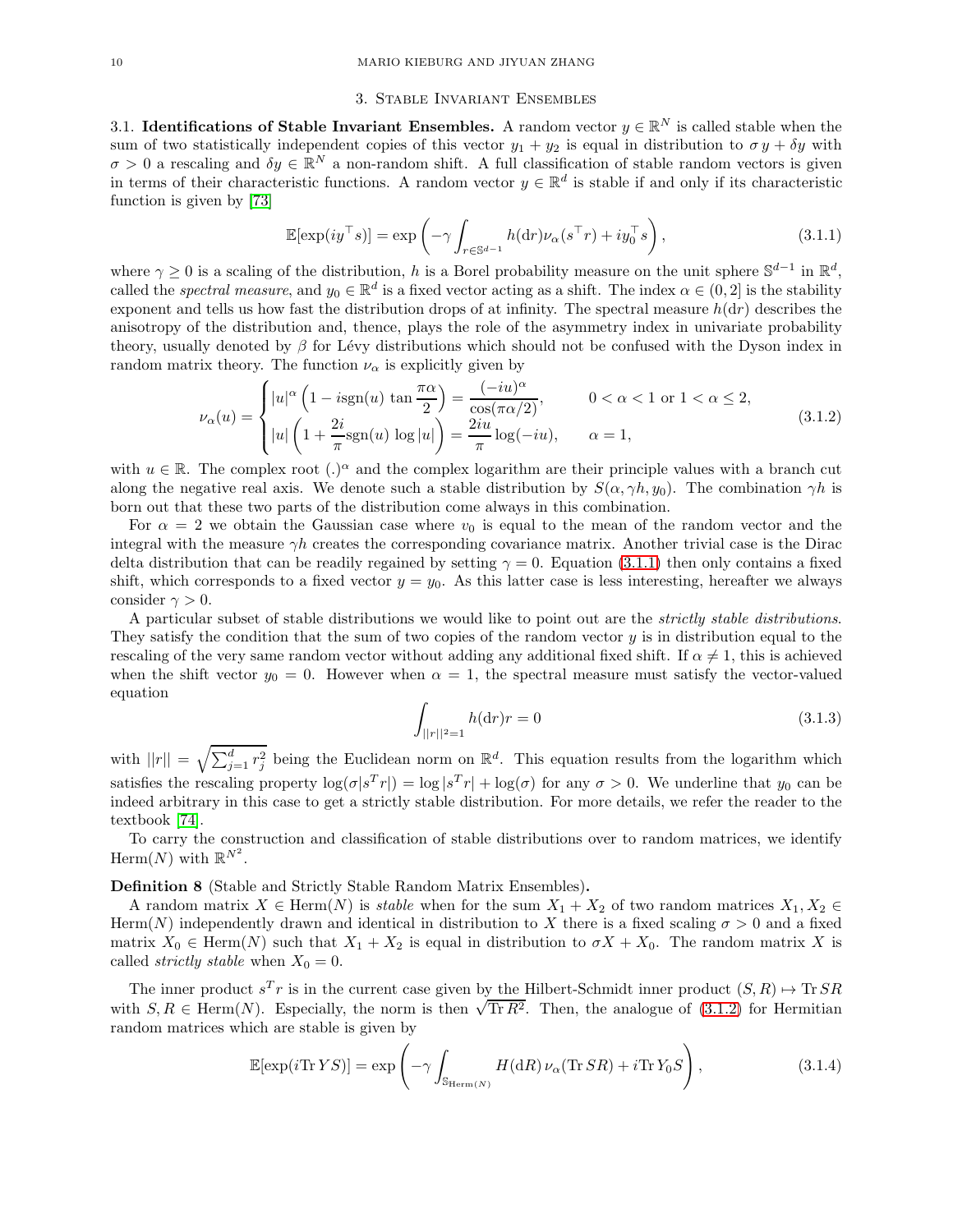## 3. Stable Invariant Ensembles

**3.1. Identifications of Stable Invariant Ensembles.** A random vector $y \in \mathbb{R}^N$ is called stable when the sum of two statistically independent copies of this vector $y_1 + y_2$ is equal in distribution to $\sigma\, y + \delta y$ with $\sigma > 0$ a rescaling and $\delta y \in \mathbb{R}^N$ a non-random shift. A full classification of stable random vectors is given in terms of their characteristic functions. A random vector $y \in \mathbb{R}^d$ is stable if and only if its characteristic function is given by [73]

$$\mathbb{E}[\exp(iy^\top s)] = \exp\left(-\gamma \int_{r\in\mathbb{S}^{d-1}} h(\mathrm{d}r)\nu_\alpha(s^\top r) + iy_0^\top s\right), \tag{3.1.1}$$

where $\gamma \geq 0$ is a scaling of the distribution, $h$ is a Borel probability measure on the unit sphere $\mathbb{S}^{d-1}$ in $\mathbb{R}^d$, called the *spectral measure*, and $y_0 \in \mathbb{R}^d$ is a fixed vector acting as a shift. The index $\alpha \in (0, 2]$ is the stability exponent and tells us how fast the distribution drops of at infinity. The spectral measure $h(\mathrm{d}r)$ describes the anisotropy of the distribution and, thence, plays the role of the asymmetry index in univariate probability theory, usually denoted by $\beta$ for Lévy distributions which should not be confused with the Dyson index in random matrix theory. The function $\nu_\alpha$ is explicitly given by

$$\nu_\alpha(u) = \begin{cases} |u|^\alpha \left(1 - i\mathrm{sgn}(u)\tan\dfrac{\pi\alpha}{2}\right) = \dfrac{(-iu)^\alpha}{\cos(\pi\alpha/2)}, & 0 < \alpha < 1 \text{ or } 1 < \alpha \leq 2, \\ |u|\left(1 + \dfrac{2i}{\pi}\mathrm{sgn}(u)\log|u|\right) = \dfrac{2iu}{\pi}\log(-iu), & \alpha = 1, \end{cases} \tag{3.1.2}$$

with $u \in \mathbb{R}$. The complex root $(.)^\alpha$ and the complex logarithm are their principle values with a branch cut along the negative real axis. We denote such a stable distribution by $S(\alpha, \gamma h, y_0)$. The combination $\gamma h$ is born out that these two parts of the distribution come always in this combination.

For $\alpha = 2$ we obtain the Gaussian case where $v_0$ is equal to the mean of the random vector and the integral with the measure $\gamma h$ creates the corresponding covariance matrix. Another trivial case is the Dirac delta distribution that can be readily regained by setting $\gamma = 0$. Equation (3.1.1) then only contains a fixed shift, which corresponds to a fixed vector $y = y_0$. As this latter case is less interesting, hereafter we always consider $\gamma > 0$.

A particular subset of stable distributions we would like to point out are the *strictly stable distributions*. They satisfy the condition that the sum of two copies of the random vector $y$ is in distribution equal to the rescaling of the very same random vector without adding any additional fixed shift. If $\alpha \neq 1$, this is achieved when the shift vector $y_0 = 0$. However when $\alpha = 1$, the spectral measure must satisfy the vector-valued equation

$$\int_{||r||^2=1} h(\mathrm{d}r) r = 0 \tag{3.1.3}$$

with $||r|| = \sqrt{\sum_{j=1}^d r_j^2}$ being the Euclidean norm on $\mathbb{R}^d$. This equation results from the logarithm which satisfies the rescaling property $\log(\sigma|s^T r|) = \log|s^T r| + \log(\sigma)$ for any $\sigma > 0$. We underline that $y_0$ can be indeed arbitrary in this case to get a strictly stable distribution. For more details, we refer the reader to the textbook [74].

To carry the construction and classification of stable distributions over to random matrices, we identify $\mathrm{Herm}(N)$ with $\mathbb{R}^{N^2}$.

**Definition 8** (Stable and Strictly Stable Random Matrix Ensembles)**.**
A random matrix $X \in \mathrm{Herm}(N)$ is *stable* when for the sum $X_1 + X_2$ of two random matrices $X_1, X_2 \in \mathrm{Herm}(N)$ independently drawn and identical in distribution to $X$ there is a fixed scaling $\sigma > 0$ and a fixed matrix $X_0 \in \mathrm{Herm}(N)$ such that $X_1 + X_2$ is equal in distribution to $\sigma X + X_0$. The random matrix $X$ is called *strictly stable* when $X_0 = 0$.

The inner product $s^T r$ is in the current case given by the Hilbert-Schmidt inner product $(S, R) \mapsto \mathrm{Tr}\, SR$ with $S, R \in \mathrm{Herm}(N)$. Especially, the norm is then $\sqrt{\mathrm{Tr}\, R^2}$. Then, the analogue of (3.1.2) for Hermitian random matrices which are stable is given by

$$\mathbb{E}[\exp(i\mathrm{Tr}\, YS)] = \exp\left(-\gamma \int_{\mathbb{S}_{\mathrm{Herm}(N)}} H(\mathrm{d}R)\, \nu_\alpha(\mathrm{Tr}\, SR) + i\mathrm{Tr}\, Y_0 S\right), \tag{3.1.4}$$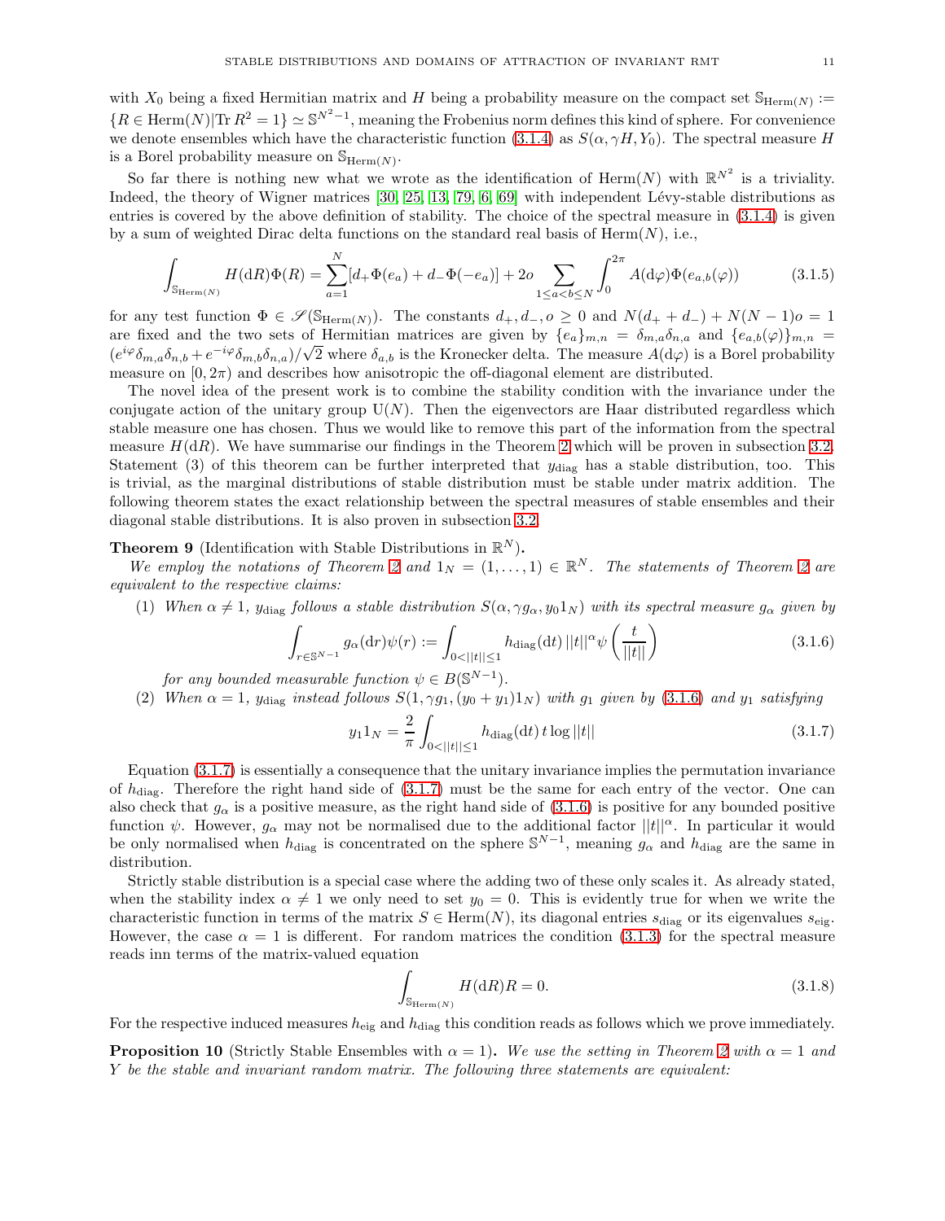with $X_0$ being a fixed Hermitian matrix and $H$ being a probability measure on the compact set $\mathbb{S}_{\mathrm{Herm}(N)} := \{R \in \mathrm{Herm}(N) | \mathrm{Tr}\, R^2 = 1\} \simeq \mathbb{S}^{N^2-1}$, meaning the Frobenius norm defines this kind of sphere. For convenience we denote ensembles which have the characteristic function (3.1.4) as $S(\alpha, \gamma H, Y_0)$. The spectral measure $H$ is a Borel probability measure on $\mathbb{S}_{\mathrm{Herm}(N)}$.

So far there is nothing new what we wrote as the identification of $\mathrm{Herm}(N)$ with $\mathbb{R}^{N^2}$ is a triviality. Indeed, the theory of Wigner matrices [30, 25, 13, 79, 6, 69] with independent Lévy-stable distributions as entries is covered by the above definition of stability. The choice of the spectral measure in (3.1.4) is given by a sum of weighted Dirac delta functions on the standard real basis of $\mathrm{Herm}(N)$, i.e.,

$$\int_{\mathbb{S}_{\mathrm{Herm}(N)}} H(\mathrm{d}R)\Phi(R) = \sum_{a=1}^{N} [d_+ \Phi(e_a) + d_- \Phi(-e_a)] + 2o \sum_{1\leq a<b\leq N} \int_0^{2\pi} A(\mathrm{d}\varphi)\Phi(e_{a,b}(\varphi)) \tag{3.1.5}$$

for any test function $\Phi \in \mathscr{S}(\mathbb{S}_{\mathrm{Herm}(N)})$. The constants $d_+, d_-, o \geq 0$ and $N(d_+ + d_-) + N(N-1)o = 1$ are fixed and the two sets of Hermitian matrices are given by $\{e_a\}_{m,n} = \delta_{m,a}\delta_{n,a}$ and $\{e_{a,b}(\varphi)\}_{m,n} = (e^{i\varphi}\delta_{m,a}\delta_{n,b} + e^{-i\varphi}\delta_{m,b}\delta_{n,a})/\sqrt{2}$ where $\delta_{a,b}$ is the Kronecker delta. The measure $A(\mathrm{d}\varphi)$ is a Borel probability measure on $[0, 2\pi)$ and describes how anisotropic the off-diagonal element are distributed.

The novel idea of the present work is to combine the stability condition with the invariance under the conjugate action of the unitary group $\mathrm{U}(N)$. Then the eigenvectors are Haar distributed regardless which stable measure one has chosen. Thus we would like to remove this part of the information from the spectral measure $H(\mathrm{d}R)$. We have summarise our findings in the Theorem 2 which will be proven in subsection 3.2. Statement (3) of this theorem can be further interpreted that $y_{\mathrm{diag}}$ has a stable distribution, too. This is trivial, as the marginal distributions of stable distribution must be stable under matrix addition. The following theorem states the exact relationship between the spectral measures of stable ensembles and their diagonal stable distributions. It is also proven in subsection 3.2.

**Theorem 9** (Identification with Stable Distributions in $\mathbb{R}^N$)**.**
*We employ the notations of Theorem 2 and $1_N = (1, \ldots, 1) \in \mathbb{R}^N$. The statements of Theorem 2 are equivalent to the respective claims:*

(1) *When $\alpha \neq 1$, $y_{\mathrm{diag}}$ follows a stable distribution $S(\alpha, \gamma g_\alpha, y_0 1_N)$ with its spectral measure $g_\alpha$ given by*

$$\int_{r\in\mathbb{S}^{N-1}} g_\alpha(\mathrm{d}r)\psi(r) := \int_{0<||t||\leq 1} h_{\mathrm{diag}}(\mathrm{d}t)\, ||t||^\alpha \psi\left(\frac{t}{||t||}\right) \tag{3.1.6}$$

*for any bounded measurable function $\psi \in B(\mathbb{S}^{N-1})$.*

(2) *When $\alpha = 1$, $y_{\mathrm{diag}}$ instead follows $S(1, \gamma g_1, (y_0 + y_1)1_N)$ with $g_1$ given by (3.1.6) and $y_1$ satisfying*

$$y_1 1_N = \frac{2}{\pi} \int_{0<||t||\leq 1} h_{\mathrm{diag}}(\mathrm{d}t)\, t \log ||t|| \tag{3.1.7}$$

Equation (3.1.7) is essentially a consequence that the unitary invariance implies the permutation invariance of $h_{\mathrm{diag}}$. Therefore the right hand side of (3.1.7) must be the same for each entry of the vector. One can also check that $g_\alpha$ is a positive measure, as the right hand side of (3.1.6) is positive for any bounded positive function $\psi$. However, $g_\alpha$ may not be normalised due to the additional factor $||t||^\alpha$. In particular it would be only normalised when $h_{\mathrm{diag}}$ is concentrated on the sphere $\mathbb{S}^{N-1}$, meaning $g_\alpha$ and $h_{\mathrm{diag}}$ are the same in distribution.

Strictly stable distribution is a special case where the adding two of these only scales it. As already stated, when the stability index $\alpha \neq 1$ we only need to set $y_0 = 0$. This is evidently true for when we write the characteristic function in terms of the matrix $S \in \mathrm{Herm}(N)$, its diagonal entries $s_{\mathrm{diag}}$ or its eigenvalues $s_{\mathrm{eig}}$. However, the case $\alpha = 1$ is different. For random matrices the condition (3.1.3) for the spectral measure reads inn terms of the matrix-valued equation

$$\int_{\mathbb{S}_{\mathrm{Herm}(N)}} H(\mathrm{d}R)R = 0. \tag{3.1.8}$$

For the respective induced measures $h_{\mathrm{eig}}$ and $h_{\mathrm{diag}}$ this condition reads as follows which we prove immediately.

**Proposition 10** (Strictly Stable Ensembles with $\alpha = 1$)**.** *We use the setting in Theorem 2 with $\alpha = 1$ and $Y$ be the stable and invariant random matrix. The following three statements are equivalent:*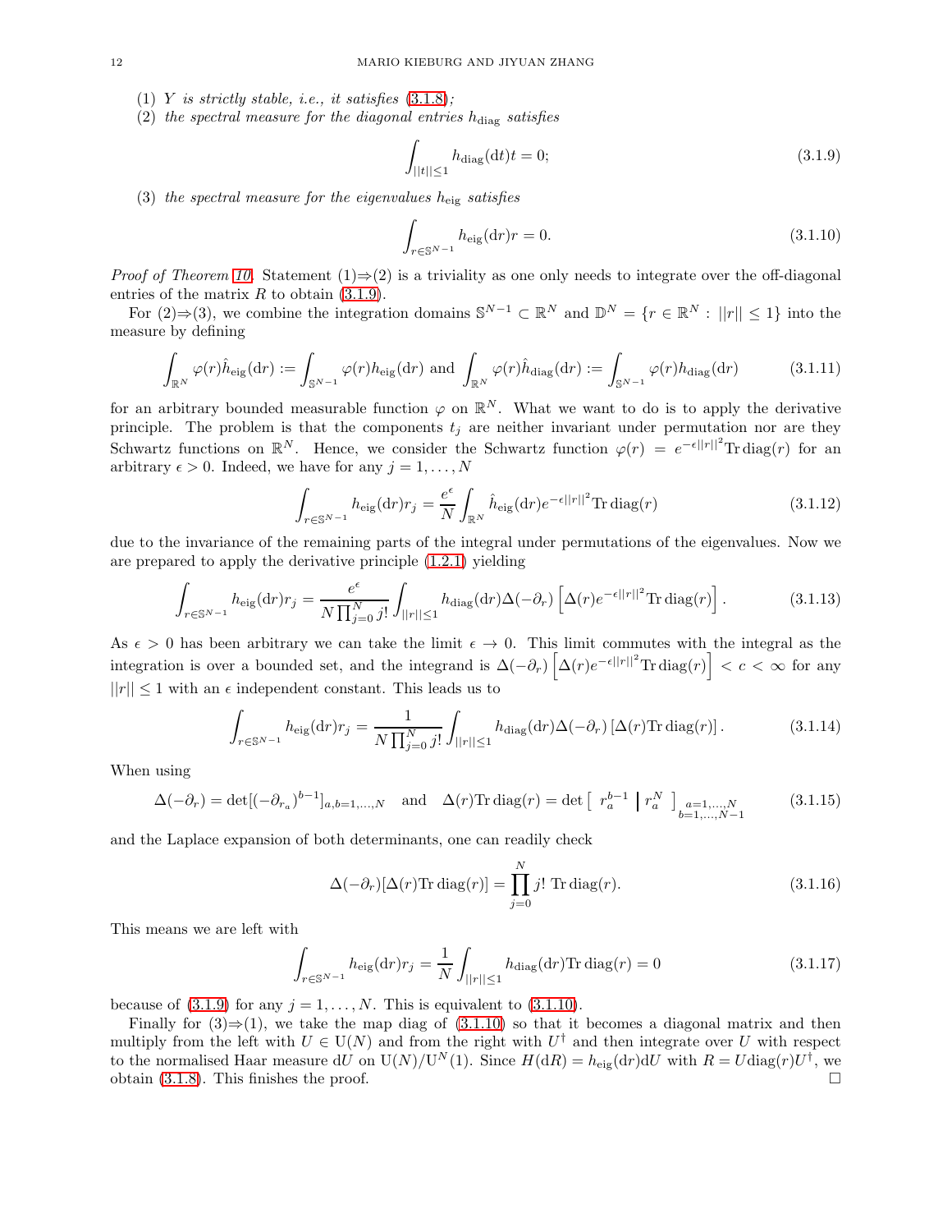(1) $Y$ *is strictly stable, i.e., it satisfies* (3.1.8)*;*
(2) *the spectral measure for the diagonal entries* $h_{\rm diag}$ *satisfies*

$$\int_{||t||\leq 1} h_{\rm diag}({\rm d}t)t = 0; \tag{3.1.9}$$

(3) *the spectral measure for the eigenvalues* $h_{\rm eig}$ *satisfies*

$$\int_{r\in\mathbb{S}^{N-1}} h_{\rm eig}({\rm d}r)r = 0. \tag{3.1.10}$$

*Proof of Theorem 10.* Statement (1)⇒(2) is a triviality as one only needs to integrate over the off-diagonal entries of the matrix $R$ to obtain (3.1.9).

For (2)⇒(3), we combine the integration domains $\mathbb{S}^{N-1}\subset\mathbb{R}^N$ and $\mathbb{D}^N=\{r\in\mathbb{R}^N: ||r||\leq 1\}$ into the measure by defining

$$\int_{\mathbb{R}^N}\varphi(r)\hat{h}_{\rm eig}({\rm d}r) := \int_{\mathbb{S}^{N-1}}\varphi(r)h_{\rm eig}({\rm d}r) \text{ and } \int_{\mathbb{R}^N}\varphi(r)\hat{h}_{\rm diag}({\rm d}r) := \int_{\mathbb{S}^{N-1}}\varphi(r)h_{\rm diag}({\rm d}r) \tag{3.1.11}$$

for an arbitrary bounded measurable function $\varphi$ on $\mathbb{R}^N$. What we want to do is to apply the derivative principle. The problem is that the components $t_j$ are neither invariant under permutation nor are they Schwartz functions on $\mathbb{R}^N$. Hence, we consider the Schwartz function $\varphi(r) = e^{-\epsilon||r||^2}{\rm Tr}\,{\rm diag}(r)$ for an arbitrary $\epsilon>0$. Indeed, we have for any $j=1,\ldots,N$

$$\int_{r\in\mathbb{S}^{N-1}} h_{\rm eig}({\rm d}r)r_j = \frac{e^{\epsilon}}{N}\int_{\mathbb{R}^N}\hat{h}_{\rm eig}({\rm d}r)e^{-\epsilon||r||^2}{\rm Tr}\,{\rm diag}(r) \tag{3.1.12}$$

due to the invariance of the remaining parts of the integral under permutations of the eigenvalues. Now we are prepared to apply the derivative principle (1.2.1) yielding

$$\int_{r\in\mathbb{S}^{N-1}} h_{\rm eig}({\rm d}r)r_j = \frac{e^{\epsilon}}{N\prod_{j=0}^N j!}\int_{||r||\leq 1} h_{\rm diag}({\rm d}r)\Delta(-\partial_r)\left[\Delta(r)e^{-\epsilon||r||^2}{\rm Tr}\,{\rm diag}(r)\right]. \tag{3.1.13}$$

As $\epsilon>0$ has been arbitrary we can take the limit $\epsilon\to 0$. This limit commutes with the integral as the integration is over a bounded set, and the integrand is $\Delta(-\partial_r)\left[\Delta(r)e^{-\epsilon||r||^2}{\rm Tr}\,{\rm diag}(r)\right] < c < \infty$ for any $||r||\leq 1$ with an $\epsilon$ independent constant. This leads us to

$$\int_{r\in\mathbb{S}^{N-1}} h_{\rm eig}({\rm d}r)r_j = \frac{1}{N\prod_{j=0}^N j!}\int_{||r||\leq 1} h_{\rm diag}({\rm d}r)\Delta(-\partial_r)\left[\Delta(r){\rm Tr}\,{\rm diag}(r)\right]. \tag{3.1.14}$$

When using

$$\Delta(-\partial_r) = \det[(-\partial_{r_a})^{b-1}]_{a,b=1,\ldots,N} \quad \text{and} \quad \Delta(r){\rm Tr}\,{\rm diag}(r) = \det\left[\begin{array}{c|c} r_a^{b-1} & r_a^N \end{array}\right]_{\substack{a=1,\ldots,N\\ b=1,\ldots,N-1}} \tag{3.1.15}$$

and the Laplace expansion of both determinants, one can readily check

$$\Delta(-\partial_r)[\Delta(r){\rm Tr}\,{\rm diag}(r)] = \prod_{j=0}^N j!\ {\rm Tr}\,{\rm diag}(r). \tag{3.1.16}$$

This means we are left with

$$\int_{r\in\mathbb{S}^{N-1}} h_{\rm eig}({\rm d}r)r_j = \frac{1}{N}\int_{||r||\leq 1} h_{\rm diag}({\rm d}r){\rm Tr}\,{\rm diag}(r) = 0 \tag{3.1.17}$$

because of (3.1.9) for any $j=1,\ldots,N$. This is equivalent to (3.1.10).

Finally for (3)⇒(1), we take the map diag of (3.1.10) so that it becomes a diagonal matrix and then multiply from the left with $U\in{\rm U}(N)$ and from the right with $U^\dagger$ and then integrate over $U$ with respect to the normalised Haar measure ${\rm d}U$ on ${\rm U}(N)/{\rm U}^N(1)$. Since $H({\rm d}R) = h_{\rm eig}({\rm d}r){\rm d}U$ with $R=U{\rm diag}(r)U^\dagger$, we obtain (3.1.8). This finishes the proof. □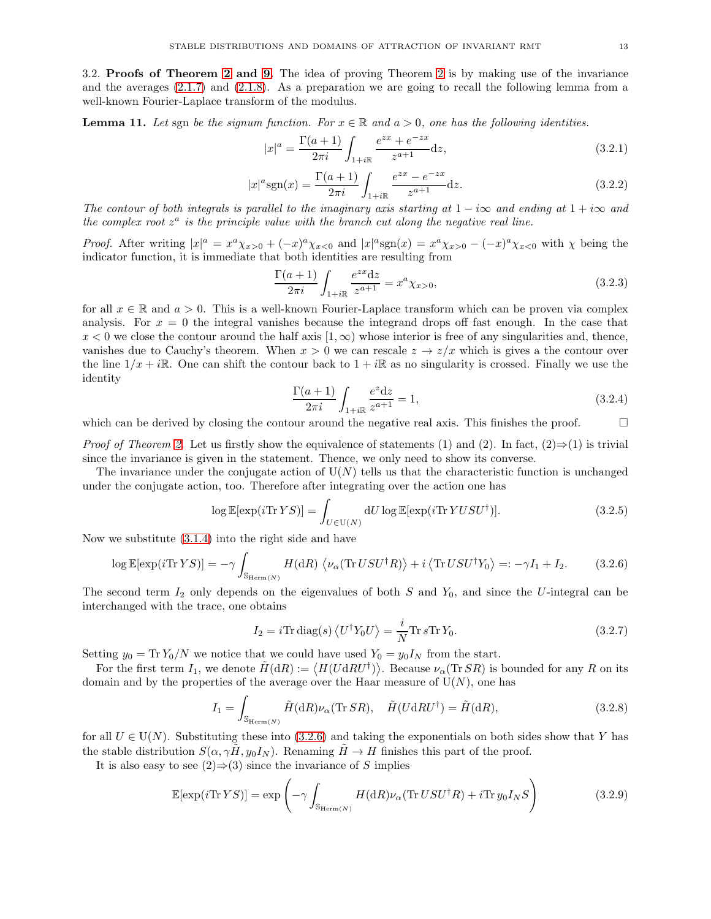### 3.2. Proofs of Theorem 2 and 9.

The idea of proving Theorem 2 is by making use of the invariance and the averages (2.1.7) and (2.1.8). As a preparation we are going to recall the following lemma from a well-known Fourier-Laplace transform of the modulus.

**Lemma 11.** *Let* sgn *be the signum function. For $x \in \mathbb{R}$ and $a > 0$, one has the following identities.*

$$|x|^a = \frac{\Gamma(a+1)}{2\pi i}\int_{1+i\mathbb{R}} \frac{e^{zx}+e^{-zx}}{z^{a+1}}\mathrm{d}z, \tag{3.2.1}$$

$$|x|^a \mathrm{sgn}(x) = \frac{\Gamma(a+1)}{2\pi i}\int_{1+i\mathbb{R}} \frac{e^{zx}-e^{-zx}}{z^{a+1}}\mathrm{d}z. \tag{3.2.2}$$

*The contour of both integrals is parallel to the imaginary axis starting at $1-i\infty$ and ending at $1+i\infty$ and the complex root $z^a$ is the principle value with the branch cut along the negative real line.*

*Proof.* After writing $|x|^a = x^a\chi_{x>0} + (-x)^a\chi_{x<0}$ and $|x|^a\mathrm{sgn}(x) = x^a\chi_{x>0} - (-x)^a\chi_{x<0}$ with $\chi$ being the indicator function, it is immediate that both identities are resulting from

$$\frac{\Gamma(a+1)}{2\pi i}\int_{1+i\mathbb{R}} \frac{e^{zx}\mathrm{d}z}{z^{a+1}} = x^a\chi_{x>0}, \tag{3.2.3}$$

for all $x \in \mathbb{R}$ and $a > 0$. This is a well-known Fourier-Laplace transform which can be proven via complex analysis. For $x = 0$ the integral vanishes because the integrand drops off fast enough. In the case that $x < 0$ we close the contour around the half axis $[1, \infty)$ whose interior is free of any singularities and, thence, vanishes due to Cauchy's theorem. When $x > 0$ we can rescale $z \to z/x$ which is gives a the contour over the line $1/x + i\mathbb{R}$. One can shift the contour back to $1 + i\mathbb{R}$ as no singularity is crossed. Finally we use the identity

$$\frac{\Gamma(a+1)}{2\pi i}\int_{1+i\mathbb{R}} \frac{e^{z}\mathrm{d}z}{z^{a+1}} = 1, \tag{3.2.4}$$

which can be derived by closing the contour around the negative real axis. This finishes the proof. $\square$

*Proof of Theorem 2.* Let us firstly show the equivalence of statements (1) and (2). In fact, (2)⇒(1) is trivial since the invariance is given in the statement. Thence, we only need to show its converse.

The invariance under the conjugate action of $\mathrm{U}(N)$ tells us that the characteristic function is unchanged under the conjugate action, too. Therefore after integrating over the action one has

$$\log \mathbb{E}[\exp(i\mathrm{Tr}\, YS)] = \int_{U\in\mathrm{U}(N)} \mathrm{d}U \log \mathbb{E}[\exp(i\mathrm{Tr}\, YUSU^\dagger)]. \tag{3.2.5}$$

Now we substitute (3.1.4) into the right side and have

$$\log \mathbb{E}[\exp(i\mathrm{Tr}\, YS)] = -\gamma\int_{\mathbb{S}_{\mathrm{Herm}(N)}} H(\mathrm{d}R)\,\left\langle \nu_\alpha(\mathrm{Tr}\, USU^\dagger R)\right\rangle + i\left\langle \mathrm{Tr}\, USU^\dagger Y_0\right\rangle =: -\gamma I_1 + I_2. \tag{3.2.6}$$

The second term $I_2$ only depends on the eigenvalues of both $S$ and $Y_0$, and since the $U$-integral can be interchanged with the trace, one obtains

$$I_2 = i\mathrm{Tr}\,\mathrm{diag}(s)\left\langle U^\dagger Y_0 U\right\rangle = \frac{i}{N}\mathrm{Tr}\, s\mathrm{Tr}\, Y_0. \tag{3.2.7}$$

Setting $y_0 = \mathrm{Tr}\, Y_0/N$ we notice that we could have used $Y_0 = y_0 I_N$ from the start.

For the first term $I_1$, we denote $\tilde{H}(\mathrm{d}R) := \left\langle H(U\mathrm{d}RU^\dagger)\right\rangle$. Because $\nu_\alpha(\mathrm{Tr}\, SR)$ is bounded for any $R$ on its domain and by the properties of the average over the Haar measure of $\mathrm{U}(N)$, one has

$$I_1 = \int_{\mathbb{S}_{\mathrm{Herm}(N)}} \tilde{H}(\mathrm{d}R)\nu_\alpha(\mathrm{Tr}\, SR), \quad \tilde{H}(U\mathrm{d}RU^\dagger) = \tilde{H}(\mathrm{d}R), \tag{3.2.8}$$

for all $U \in \mathrm{U}(N)$. Substituting these into (3.2.6) and taking the exponentials on both sides show that $Y$ has the stable distribution $S(\alpha, \gamma\tilde{H}, y_0 I_N)$. Renaming $\tilde{H} \to H$ finishes this part of the proof.

It is also easy to see (2)⇒(3) since the invariance of $S$ implies

$$\mathbb{E}[\exp(i\mathrm{Tr}\, YS)] = \exp\left(-\gamma\int_{\mathbb{S}_{\mathrm{Herm}(N)}} H(\mathrm{d}R)\nu_\alpha(\mathrm{Tr}\, USU^\dagger R) + i\mathrm{Tr}\, y_0 I_N S\right) \tag{3.2.9}$$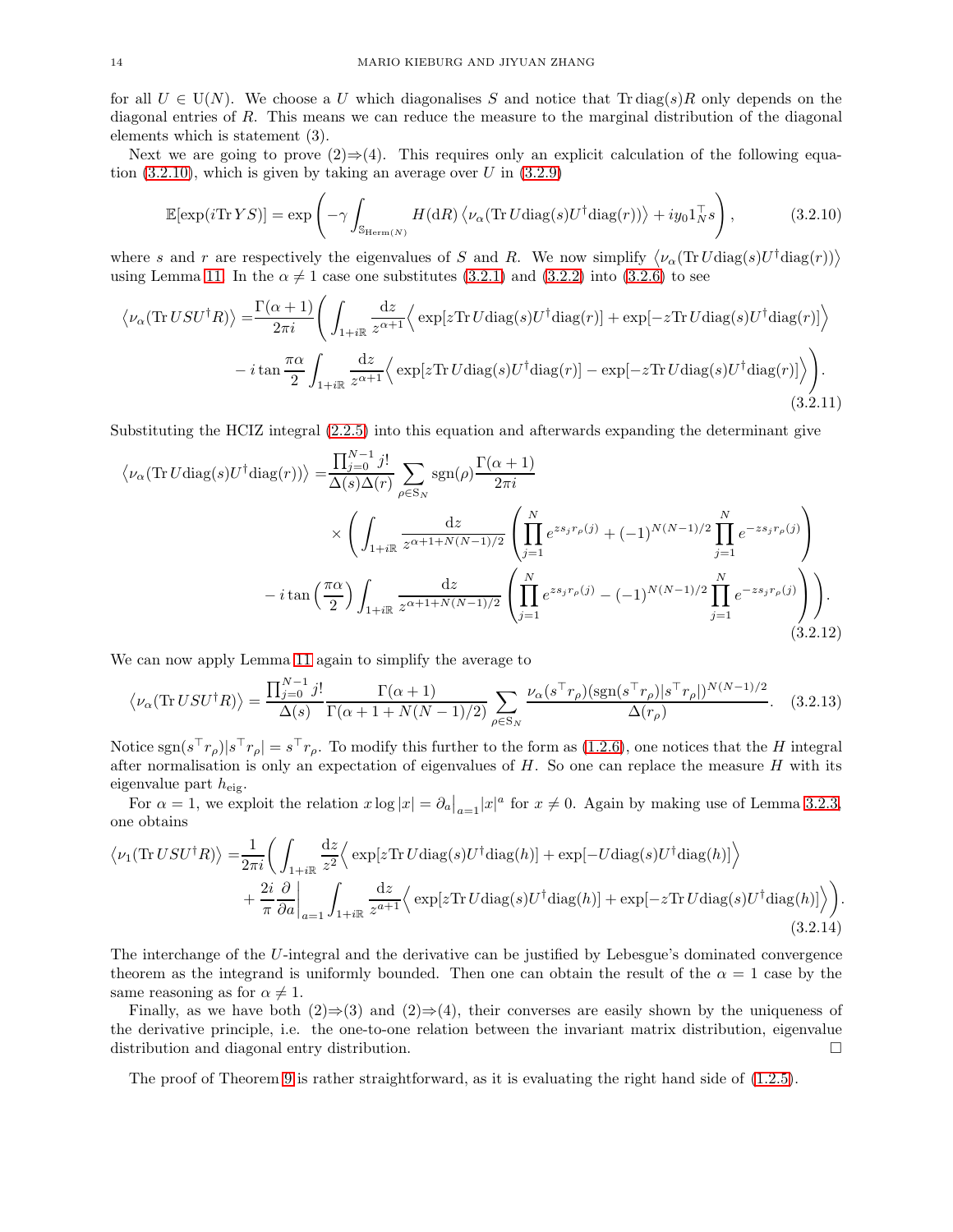for all $U \in \mathrm{U}(N)$. We choose a $U$ which diagonalises $S$ and notice that $\mathrm{Tr}\,\mathrm{diag}(s)R$ only depends on the diagonal entries of $R$. This means we can reduce the measure to the marginal distribution of the diagonal elements which is statement (3).

Next we are going to prove (2)⇒(4). This requires only an explicit calculation of the following equation (3.2.10), which is given by taking an average over $U$ in (3.2.9)

$$\mathbb{E}[\exp(i\mathrm{Tr}\,YS)] = \exp\left(-\gamma \int_{\mathbb{S}_{\mathrm{Herm}(N)}} H(\mathrm{d}R)\left\langle \nu_\alpha(\mathrm{Tr}\,U\mathrm{diag}(s)U^\dagger\mathrm{diag}(r))\right\rangle + iy_0 1_N^\top s\right), \tag{3.2.10}$$

where $s$ and $r$ are respectively the eigenvalues of $S$ and $R$. We now simplify $\left\langle \nu_\alpha(\mathrm{Tr}\,U\mathrm{diag}(s)U^\dagger\mathrm{diag}(r))\right\rangle$ using Lemma 11. In the $\alpha \neq 1$ case one substitutes (3.2.1) and (3.2.2) into (3.2.6) to see

$$\begin{aligned}\left\langle \nu_\alpha(\mathrm{Tr}\,USU^\dagger R)\right\rangle =& \frac{\Gamma(\alpha+1)}{2\pi i}\Bigg(\int_{1+i\mathbb{R}} \frac{\mathrm{d}z}{z^{\alpha+1}}\Big\langle \exp[z\mathrm{Tr}\,U\mathrm{diag}(s)U^\dagger\mathrm{diag}(r)] + \exp[-z\mathrm{Tr}\,U\mathrm{diag}(s)U^\dagger\mathrm{diag}(r)]\Big\rangle \\ &- i\tan\frac{\pi\alpha}{2}\int_{1+i\mathbb{R}} \frac{\mathrm{d}z}{z^{\alpha+1}}\Big\langle \exp[z\mathrm{Tr}\,U\mathrm{diag}(s)U^\dagger\mathrm{diag}(r)] - \exp[-z\mathrm{Tr}\,U\mathrm{diag}(s)U^\dagger\mathrm{diag}(r)]\Big\rangle\Bigg).\end{aligned} \tag{3.2.11}$$

Substituting the HCIZ integral (2.2.5) into this equation and afterwards expanding the determinant give

$$\begin{aligned}\left\langle \nu_\alpha(\mathrm{Tr}\,U\mathrm{diag}(s)U^\dagger\mathrm{diag}(r))\right\rangle =& \frac{\prod_{j=0}^{N-1} j!}{\Delta(s)\Delta(r)}\sum_{\rho\in \mathrm{S}_N}\mathrm{sgn}(\rho)\frac{\Gamma(\alpha+1)}{2\pi i} \\ &\times\left(\int_{1+i\mathbb{R}}\frac{\mathrm{d}z}{z^{\alpha+1+N(N-1)/2}}\left(\prod_{j=1}^N e^{zs_jr_{\rho(j)}} + (-1)^{N(N-1)/2}\prod_{j=1}^N e^{-zs_jr_{\rho(j)}}\right)\right. \\ &\left.- i\tan\left(\frac{\pi\alpha}{2}\right)\int_{1+i\mathbb{R}}\frac{\mathrm{d}z}{z^{\alpha+1+N(N-1)/2}}\left(\prod_{j=1}^N e^{zs_jr_{\rho(j)}} - (-1)^{N(N-1)/2}\prod_{j=1}^N e^{-zs_jr_{\rho(j)}}\right)\right).\end{aligned} \tag{3.2.12}$$

We can now apply Lemma 11 again to simplify the average to

$$\left\langle \nu_\alpha(\mathrm{Tr}\,USU^\dagger R)\right\rangle = \frac{\prod_{j=0}^{N-1} j!}{\Delta(s)}\frac{\Gamma(\alpha+1)}{\Gamma(\alpha+1+N(N-1)/2)}\sum_{\rho\in\mathrm{S}_N}\frac{\nu_\alpha(s^\top r_\rho)(\mathrm{sgn}(s^\top r_\rho)|s^\top r_\rho|)^{N(N-1)/2}}{\Delta(r_\rho)}. \tag{3.2.13}$$

Notice $\mathrm{sgn}(s^\top r_\rho)|s^\top r_\rho| = s^\top r_\rho$. To modify this further to the form as (1.2.6), one notices that the $H$ integral after normalisation is only an expectation of eigenvalues of $H$. So one can replace the measure $H$ with its eigenvalue part $h_{\mathrm{eig}}$.

For $\alpha = 1$, we exploit the relation $x\log|x| = \partial_a\big|_{a=1}|x|^a$ for $x \neq 0$. Again by making use of Lemma 3.2.3, one obtains

$$\begin{aligned}\left\langle \nu_1(\mathrm{Tr}\,USU^\dagger R)\right\rangle =& \frac{1}{2\pi i}\Bigg(\int_{1+i\mathbb{R}}\frac{\mathrm{d}z}{z^2}\Big\langle \exp[z\mathrm{Tr}\,U\mathrm{diag}(s)U^\dagger\mathrm{diag}(h)] + \exp[-U\mathrm{diag}(s)U^\dagger\mathrm{diag}(h)]\Big\rangle \\ &+ \frac{2i}{\pi}\frac{\partial}{\partial a}\bigg|_{a=1}\int_{1+i\mathbb{R}}\frac{\mathrm{d}z}{z^{a+1}}\Big\langle \exp[z\mathrm{Tr}\,U\mathrm{diag}(s)U^\dagger\mathrm{diag}(h)] + \exp[-z\mathrm{Tr}\,U\mathrm{diag}(s)U^\dagger\mathrm{diag}(h)]\Big\rangle\Bigg).\end{aligned} \tag{3.2.14}$$

The interchange of the $U$-integral and the derivative can be justified by Lebesgue's dominated convergence theorem as the integrand is uniformly bounded. Then one can obtain the result of the $\alpha = 1$ case by the same reasoning as for $\alpha \neq 1$.

Finally, as we have both (2)⇒(3) and (2)⇒(4), their converses are easily shown by the uniqueness of the derivative principle, i.e. the one-to-one relation between the invariant matrix distribution, eigenvalue distribution and diagonal entry distribution. □

The proof of Theorem 9 is rather straightforward, as it is evaluating the right hand side of (1.2.5).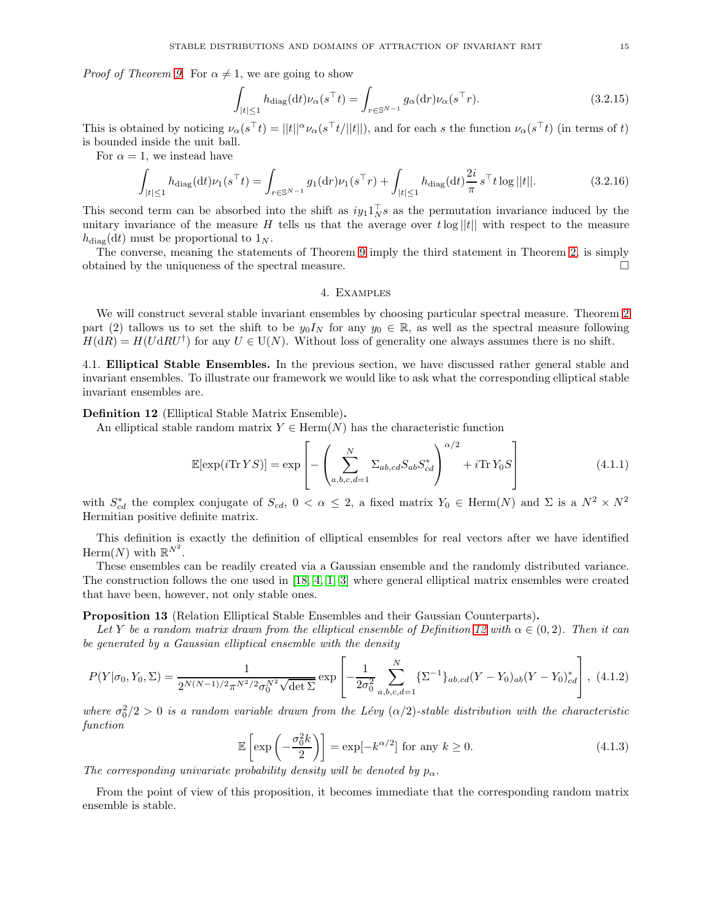*Proof of Theorem 9.* For $\alpha \neq 1$, we are going to show

$$\int_{|t|\leq 1} h_{\rm diag}({\rm d}t)\nu_\alpha(s^\top t) = \int_{r\in\mathbb{S}^{N-1}} g_\alpha({\rm d}r)\nu_\alpha(s^\top r). \tag{3.2.15}$$

This is obtained by noticing $\nu_\alpha(s^\top t) = ||t||^\alpha \nu_\alpha(s^\top t/||t||)$, and for each $s$ the function $\nu_\alpha(s^\top t)$ (in terms of $t$) is bounded inside the unit ball.

For $\alpha = 1$, we instead have

$$\int_{|t|\leq 1} h_{\rm diag}({\rm d}t)\nu_1(s^\top t) = \int_{r\in\mathbb{S}^{N-1}} g_1({\rm d}r)\nu_1(s^\top r) + \int_{|t|\leq 1} h_{\rm diag}({\rm d}t)\frac{2i}{\pi}s^\top t\log||t||. \tag{3.2.16}$$

This second term can be absorbed into the shift as $iy_1 1_N^\top s$ as the permutation invariance induced by the unitary invariance of the measure $H$ tells us that the average over $t\log||t||$ with respect to the measure $h_{\rm diag}({\rm d}t)$ must be proportional to $1_N$.

The converse, meaning the statements of Theorem 9 imply the third statement in Theorem 2, is simply obtained by the uniqueness of the spectral measure. $\square$

## 4. Examples

We will construct several stable invariant ensembles by choosing particular spectral measure. Theorem 2 part (2) tallows us to set the shift to be $y_0 I_N$ for any $y_0 \in \mathbb{R}$, as well as the spectral measure following $H({\rm d}R) = H(U{\rm d}RU^\dagger)$ for any $U \in {\rm U}(N)$. Without loss of generality one always assumes there is no shift.

### 4.1. Elliptical Stable Ensembles.

In the previous section, we have discussed rather general stable and invariant ensembles. To illustrate our framework we would like to ask what the corresponding elliptical stable invariant ensembles are.

**Definition 12** (Elliptical Stable Matrix Ensemble)**.**
An elliptical stable random matrix $Y \in {\rm Herm}(N)$ has the characteristic function

$$\mathbb{E}[\exp(i{\rm Tr}\,YS)] = \exp\left[-\left(\sum_{a,b,c,d=1}^{N} \Sigma_{ab,cd}S_{ab}S_{cd}^*\right)^{\alpha/2} + i{\rm Tr}\,Y_0 S\right] \tag{4.1.1}$$

with $S_{cd}^*$ the complex conjugate of $S_{cd}$, $0 < \alpha \leq 2$, a fixed matrix $Y_0 \in {\rm Herm}(N)$ and $\Sigma$ is a $N^2 \times N^2$ Hermitian positive definite matrix.

This definition is exactly the definition of elliptical ensembles for real vectors after we have identified ${\rm Herm}(N)$ with $\mathbb{R}^{N^2}$.

These ensembles can be readily created via a Gaussian ensemble and the randomly distributed variance. The construction follows the one used in [18, 4, 1, 3] where general elliptical matrix ensembles were created that have been, however, not only stable ones.

**Proposition 13** (Relation Elliptical Stable Ensembles and their Gaussian Counterparts)**.**
*Let $Y$ be a random matrix drawn from the elliptical ensemble of Definition 12 with $\alpha \in (0, 2)$. Then it can be generated by a Gaussian elliptical ensemble with the density*

$$P(Y|\sigma_0, Y_0, \Sigma) = \frac{1}{2^{N(N-1)/2}\pi^{N^2/2}\sigma_0^{N^2}\sqrt{\det\Sigma}}\exp\left[-\frac{1}{2\sigma_0^2}\sum_{a,b,c,d=1}^{N}\{\Sigma^{-1}\}_{ab,cd}(Y-Y_0)_{ab}(Y-Y_0)_{cd}^*\right], \tag{4.1.2}$$

*where $\sigma_0^2/2 > 0$ is a random variable drawn from the Lévy $(\alpha/2)$-stable distribution with the characteristic function*

$$\mathbb{E}\left[\exp\left(-\frac{\sigma_0^2 k}{2}\right)\right] = \exp[-k^{\alpha/2}] \text{ for any } k \geq 0. \tag{4.1.3}$$

*The corresponding univariate probability density will be denoted by $p_\alpha$.*

From the point of view of this proposition, it becomes immediate that the corresponding random matrix ensemble is stable.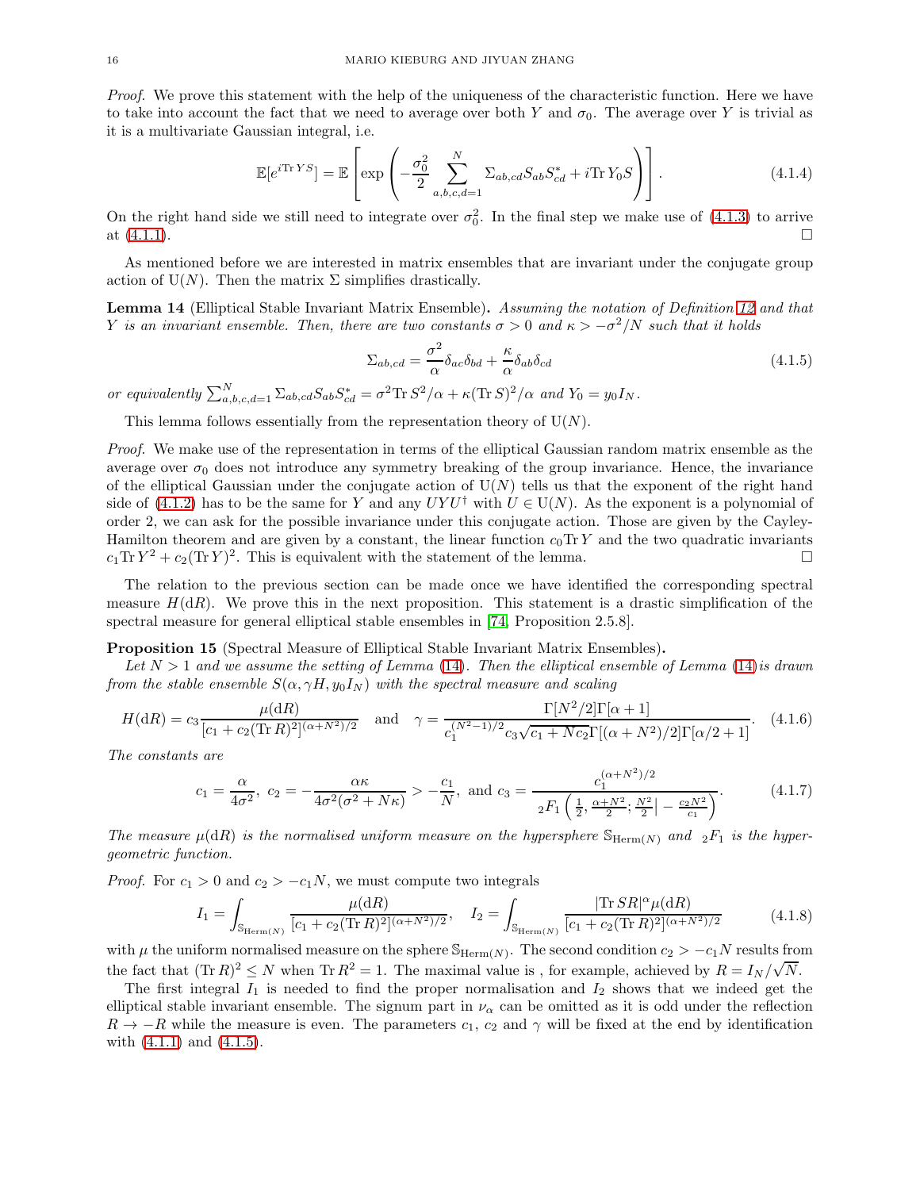*Proof.* We prove this statement with the help of the uniqueness of the characteristic function. Here we have to take into account the fact that we need to average over both $Y$ and $\sigma_0$. The average over $Y$ is trivial as it is a multivariate Gaussian integral, i.e.

$$\mathbb{E}[e^{i\mathrm{Tr}\,YS}] = \mathbb{E}\left[\exp\left(-\frac{\sigma_0^2}{2}\sum_{a,b,c,d=1}^{N}\Sigma_{ab,cd}S_{ab}S_{cd}^* + i\mathrm{Tr}\,Y_0 S\right)\right]. \tag{4.1.4}$$

On the right hand side we still need to integrate over $\sigma_0^2$. In the final step we make use of (4.1.3) to arrive at (4.1.1). □

As mentioned before we are interested in matrix ensembles that are invariant under the conjugate group action of $\mathrm{U}(N)$. Then the matrix $\Sigma$ simplifies drastically.

**Lemma 14** (Elliptical Stable Invariant Matrix Ensemble)**.** *Assuming the notation of Definition 12 and that $Y$ is an invariant ensemble. Then, there are two constants $\sigma > 0$ and $\kappa > -\sigma^2/N$ such that it holds*

$$\Sigma_{ab,cd} = \frac{\sigma^2}{\alpha}\delta_{ac}\delta_{bd} + \frac{\kappa}{\alpha}\delta_{ab}\delta_{cd} \tag{4.1.5}$$

*or equivalently* $\sum_{a,b,c,d=1}^{N}\Sigma_{ab,cd}S_{ab}S_{cd}^* = \sigma^2\mathrm{Tr}\,S^2/\alpha + \kappa(\mathrm{Tr}\,S)^2/\alpha$ *and* $Y_0 = y_0 I_N$.

This lemma follows essentially from the representation theory of $\mathrm{U}(N)$.

*Proof.* We make use of the representation in terms of the elliptical Gaussian random matrix ensemble as the average over $\sigma_0$ does not introduce any symmetry breaking of the group invariance. Hence, the invariance of the elliptical Gaussian under the conjugate action of $\mathrm{U}(N)$ tells us that the exponent of the right hand side of (4.1.2) has to be the same for $Y$ and any $UYU^\dagger$ with $U \in \mathrm{U}(N)$. As the exponent is a polynomial of order 2, we can ask for the possible invariance under this conjugate action. Those are given by the Cayley-Hamilton theorem and are given by a constant, the linear function $c_0\mathrm{Tr}\,Y$ and the two quadratic invariants $c_1\mathrm{Tr}\,Y^2 + c_2(\mathrm{Tr}\,Y)^2$. This is equivalent with the statement of the lemma. □

The relation to the previous section can be made once we have identified the corresponding spectral measure $H(\mathrm{d}R)$. We prove this in the next proposition. This statement is a drastic simplification of the spectral measure for general elliptical stable ensembles in [74, Proposition 2.5.8].

**Proposition 15** (Spectral Measure of Elliptical Stable Invariant Matrix Ensembles)**.**
*Let $N > 1$ and we assume the setting of Lemma (14). Then the elliptical ensemble of Lemma (14) is drawn from the stable ensemble $S(\alpha, \gamma H, y_0 I_N)$ with the spectral measure and scaling*

$$H(\mathrm{d}R) = c_3\frac{\mu(\mathrm{d}R)}{[c_1 + c_2(\mathrm{Tr}\,R)^2]^{(\alpha+N^2)/2}} \quad \text{and} \quad \gamma = \frac{\Gamma[N^2/2]\Gamma[\alpha+1]}{c_1^{(N^2-1)/2}c_3\sqrt{c_1+Nc_2}\,\Gamma[(\alpha+N^2)/2]\Gamma[\alpha/2+1]}. \tag{4.1.6}$$

*The constants are*

$$c_1 = \frac{\alpha}{4\sigma^2},\ c_2 = -\frac{\alpha\kappa}{4\sigma^2(\sigma^2+N\kappa)} > -\frac{c_1}{N},\ \text{and}\ c_3 = \frac{c_1^{(\alpha+N^2)/2}}{{}_2F_1\left(\frac{1}{2}, \frac{\alpha+N^2}{2}; \frac{N^2}{2}\middle| -\frac{c_2N^2}{c_1}\right)}. \tag{4.1.7}$$

*The measure $\mu(\mathrm{d}R)$ is the normalised uniform measure on the hypersphere $\mathbb{S}_{\mathrm{Herm}(N)}$ and ${}_2F_1$ is the hypergeometric function.*

*Proof.* For $c_1 > 0$ and $c_2 > -c_1N$, we must compute two integrals

$$I_1 = \int_{\mathbb{S}_{\mathrm{Herm}(N)}}\frac{\mu(\mathrm{d}R)}{[c_1 + c_2(\mathrm{Tr}\,R)^2]^{(\alpha+N^2)/2}}, \quad I_2 = \int_{\mathbb{S}_{\mathrm{Herm}(N)}}\frac{|\mathrm{Tr}\,SR|^\alpha\mu(\mathrm{d}R)}{[c_1 + c_2(\mathrm{Tr}\,R)^2]^{(\alpha+N^2)/2}} \tag{4.1.8}$$

with $\mu$ the uniform normalised measure on the sphere $\mathbb{S}_{\mathrm{Herm}(N)}$. The second condition $c_2 > -c_1N$ results from the fact that $(\mathrm{Tr}\,R)^2 \leq N$ when $\mathrm{Tr}\,R^2 = 1$. The maximal value is , for example, achieved by $R = I_N/\sqrt{N}$.

The first integral $I_1$ is needed to find the proper normalisation and $I_2$ shows that we indeed get the elliptical stable invariant ensemble. The signum part in $\nu_\alpha$ can be omitted as it is odd under the reflection $R \to -R$ while the measure is even. The parameters $c_1$, $c_2$ and $\gamma$ will be fixed at the end by identification with (4.1.1) and (4.1.5).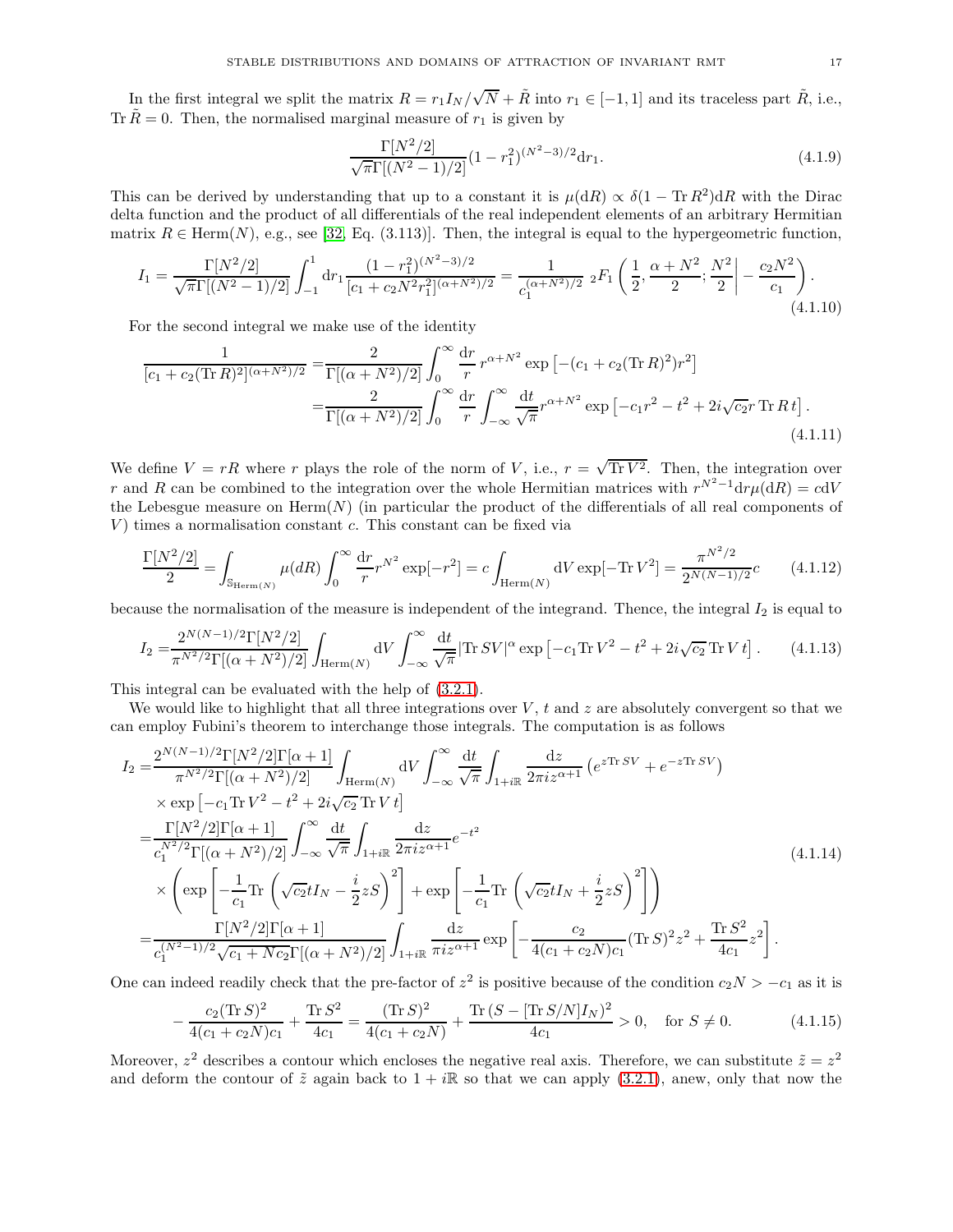In the first integral we split the matrix $R = r_1 I_N/\sqrt{N} + \tilde{R}$ into $r_1 \in [-1,1]$ and its traceless part $\tilde{R}$, i.e., $\operatorname{Tr} \tilde{R} = 0$. Then, the normalised marginal measure of $r_1$ is given by

$$\frac{\Gamma[N^2/2]}{\sqrt{\pi}\Gamma[(N^2-1)/2]}(1-r_1^2)^{(N^2-3)/2}\mathrm{d}r_1. \tag{4.1.9}$$

This can be derived by understanding that up to a constant it is $\mu(\mathrm{d}R) \propto \delta(1-\operatorname{Tr} R^2)\mathrm{d}R$ with the Dirac delta function and the product of all differentials of the real independent elements of an arbitrary Hermitian matrix $R \in \operatorname{Herm}(N)$, e.g., see [32, Eq. (3.113)]. Then, the integral is equal to the hypergeometric function,

$$I_1 = \frac{\Gamma[N^2/2]}{\sqrt{\pi}\Gamma[(N^2-1)/2]}\int_{-1}^{1}\mathrm{d}r_1 \frac{(1-r_1^2)^{(N^2-3)/2}}{[c_1+c_2N^2r_1^2]^{(\alpha+N^2)/2}} = \frac{1}{c_1^{(\alpha+N^2)/2}}\ {}_2F_1\left(\frac{1}{2},\frac{\alpha+N^2}{2};\frac{N^2}{2}\middle| -\frac{c_2N^2}{c_1}\right). \tag{4.1.10}$$

For the second integral we make use of the identity

$$\begin{aligned}\frac{1}{[c_1+c_2(\operatorname{Tr} R)^2]^{(\alpha+N^2)/2}} =& \frac{2}{\Gamma[(\alpha+N^2)/2]}\int_0^\infty \frac{\mathrm{d}r}{r}\, r^{\alpha+N^2}\exp\left[-(c_1+c_2(\operatorname{Tr} R)^2)r^2\right]\\ =& \frac{2}{\Gamma[(\alpha+N^2)/2]}\int_0^\infty \frac{\mathrm{d}r}{r}\int_{-\infty}^{\infty}\frac{\mathrm{d}t}{\sqrt{\pi}} r^{\alpha+N^2}\exp\left[-c_1r^2 - t^2 + 2i\sqrt{c_2}r\operatorname{Tr} R\, t\right].\end{aligned} \tag{4.1.11}$$

We define $V = rR$ where $r$ plays the role of the norm of $V$, i.e., $r = \sqrt{\operatorname{Tr} V^2}$. Then, the integration over $r$ and $R$ can be combined to the integration over the whole Hermitian matrices with $r^{N^2-1}\mathrm{d}r\mu(\mathrm{d}R) = c\mathrm{d}V$ the Lebesgue measure on $\operatorname{Herm}(N)$ (in particular the product of the differentials of all real components of $V$) times a normalisation constant $c$. This constant can be fixed via

$$\frac{\Gamma[N^2/2]}{2} = \int_{\mathbb{S}_{\operatorname{Herm}(N)}}\mu(dR)\int_0^\infty \frac{\mathrm{d}r}{r}r^{N^2}\exp[-r^2] = c\int_{\operatorname{Herm}(N)}\mathrm{d}V\exp[-\operatorname{Tr} V^2] = \frac{\pi^{N^2/2}}{2^{N(N-1)/2}}c \tag{4.1.12}$$

because the normalisation of the measure is independent of the integrand. Thence, the integral $I_2$ is equal to

$$I_2 = \frac{2^{N(N-1)/2}\Gamma[N^2/2]}{\pi^{N^2/2}\Gamma[(\alpha+N^2)/2]}\int_{\operatorname{Herm}(N)}\mathrm{d}V\int_{-\infty}^{\infty}\frac{\mathrm{d}t}{\sqrt{\pi}}|\operatorname{Tr} SV|^\alpha \exp\left[-c_1\operatorname{Tr} V^2 - t^2 + 2i\sqrt{c_2}\operatorname{Tr} V\, t\right]. \tag{4.1.13}$$

This integral can be evaluated with the help of (3.2.1).

We would like to highlight that all three integrations over $V$, $t$ and $z$ are absolutely convergent so that we can employ Fubini's theorem to interchange those integrals. The computation is as follows

$$\begin{aligned} I_2 =& \frac{2^{N(N-1)/2}\Gamma[N^2/2]\Gamma[\alpha+1]}{\pi^{N^2/2}\Gamma[(\alpha+N^2)/2]}\int_{\operatorname{Herm}(N)}\mathrm{d}V\int_{-\infty}^{\infty}\frac{\mathrm{d}t}{\sqrt{\pi}}\int_{1+i\mathbb{R}}\frac{\mathrm{d}z}{2\pi i z^{\alpha+1}}\left(e^{z\operatorname{Tr} SV} + e^{-z\operatorname{Tr} SV}\right)\\ &\times \exp\left[-c_1\operatorname{Tr} V^2 - t^2 + 2i\sqrt{c_2}\operatorname{Tr} V\, t\right]\\ =& \frac{\Gamma[N^2/2]\Gamma[\alpha+1]}{c_1^{N^2/2}\Gamma[(\alpha+N^2)/2]}\int_{-\infty}^{\infty}\frac{\mathrm{d}t}{\sqrt{\pi}}\int_{1+i\mathbb{R}}\frac{\mathrm{d}z}{2\pi i z^{\alpha+1}}e^{-t^2}\\ &\times\left(\exp\left[-\frac{1}{c_1}\operatorname{Tr}\left(\sqrt{c_2}tI_N - \frac{i}{2}zS\right)^2\right] + \exp\left[-\frac{1}{c_1}\operatorname{Tr}\left(\sqrt{c_2}tI_N + \frac{i}{2}zS\right)^2\right]\right)\\ =& \frac{\Gamma[N^2/2]\Gamma[\alpha+1]}{c_1^{(N^2-1)/2}\sqrt{c_1+Nc_2}\Gamma[(\alpha+N^2)/2]}\int_{1+i\mathbb{R}}\frac{\mathrm{d}z}{\pi i z^{\alpha+1}}\exp\left[-\frac{c_2}{4(c_1+c_2N)c_1}(\operatorname{Tr} S)^2z^2 + \frac{\operatorname{Tr} S^2}{4c_1}z^2\right].\end{aligned} \tag{4.1.14}$$

One can indeed readily check that the pre-factor of $z^2$ is positive because of the condition $c_2N > -c_1$ as it is

$$-\frac{c_2(\operatorname{Tr} S)^2}{4(c_1+c_2N)c_1} + \frac{\operatorname{Tr} S^2}{4c_1} = \frac{(\operatorname{Tr} S)^2}{4(c_1+c_2N)} + \frac{\operatorname{Tr}\left(S - [\operatorname{Tr} S/N]I_N\right)^2}{4c_1} > 0, \quad \text{for } S \neq 0. \tag{4.1.15}$$

Moreover, $z^2$ describes a contour which encloses the negative real axis. Therefore, we can substitute $\tilde{z} = z^2$ and deform the contour of $\tilde{z}$ again back to $1 + i\mathbb{R}$ so that we can apply (3.2.1), anew, only that now the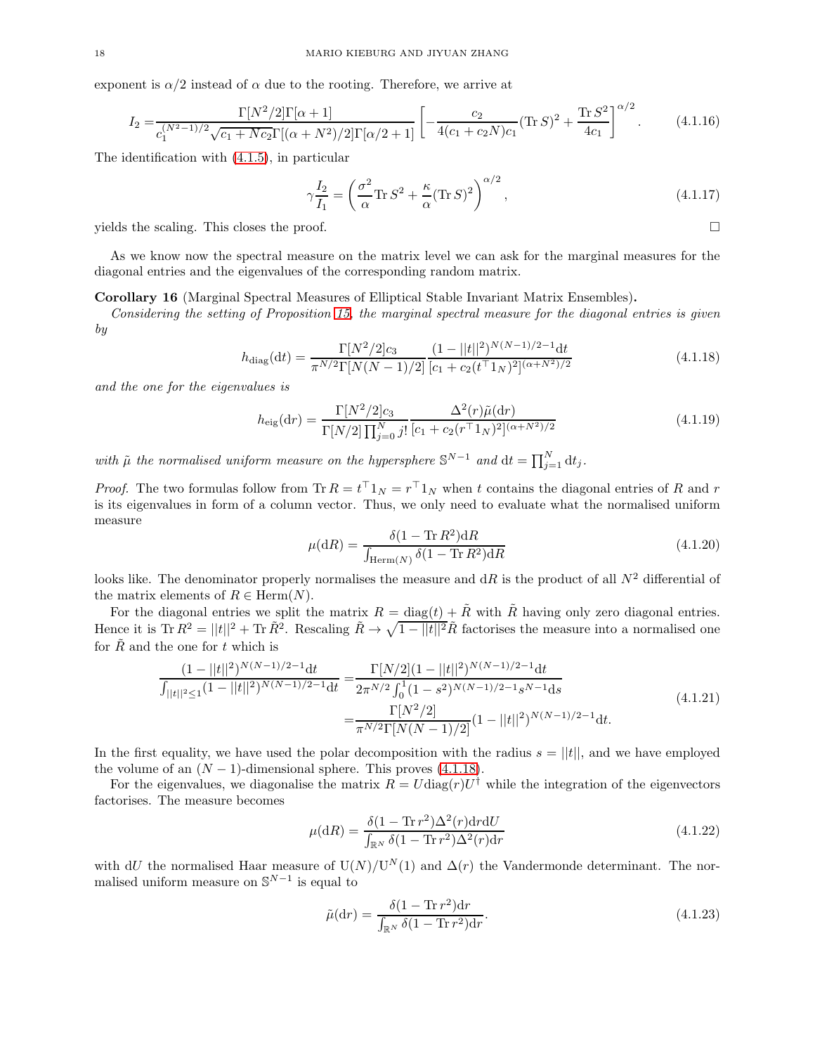exponent is $\alpha/2$ instead of $\alpha$ due to the rooting. Therefore, we arrive at

$$I_2 = \frac{\Gamma[N^2/2]\Gamma[\alpha+1]}{c_1^{(N^2-1)/2}\sqrt{c_1+Nc_2}\Gamma[(\alpha+N^2)/2]\Gamma[\alpha/2+1]}\left[-\frac{c_2}{4(c_1+c_2N)c_1}(\operatorname{Tr} S)^2+\frac{\operatorname{Tr} S^2}{4c_1}\right]^{\alpha/2}. \tag{4.1.16}$$

The identification with (4.1.5), in particular

$$\gamma\frac{I_2}{I_1} = \left(\frac{\sigma^2}{\alpha}\operatorname{Tr} S^2 + \frac{\kappa}{\alpha}(\operatorname{Tr} S)^2\right)^{\alpha/2}, \tag{4.1.17}$$

yields the scaling. This closes the proof. □

As we know now the spectral measure on the matrix level we can ask for the marginal measures for the diagonal entries and the eigenvalues of the corresponding random matrix.

**Corollary 16** (Marginal Spectral Measures of Elliptical Stable Invariant Matrix Ensembles)**.**
*Considering the setting of Proposition 15, the marginal spectral measure for the diagonal entries is given by*

$$h_{\rm diag}(\mathrm{d}t) = \frac{\Gamma[N^2/2]c_3}{\pi^{N/2}\Gamma[N(N-1)/2]}\frac{(1-||t||^2)^{N(N-1)/2-1}\mathrm{d}t}{[c_1+c_2(t^\top 1_N)^2]^{(\alpha+N^2)/2}} \tag{4.1.18}$$

*and the one for the eigenvalues is*

$$h_{\rm eig}(\mathrm{d}r) = \frac{\Gamma[N^2/2]c_3}{\Gamma[N/2]\prod_{j=0}^N j!}\frac{\Delta^2(r)\tilde{\mu}(\mathrm{d}r)}{[c_1+c_2(r^\top 1_N)^2]^{(\alpha+N^2)/2}} \tag{4.1.19}$$

*with $\tilde{\mu}$ the normalised uniform measure on the hypersphere $\mathbb{S}^{N-1}$ and $\mathrm{d}t = \prod_{j=1}^N \mathrm{d}t_j$.*

*Proof.* The two formulas follow from $\operatorname{Tr} R = t^\top 1_N = r^\top 1_N$ when $t$ contains the diagonal entries of $R$ and $r$ is its eigenvalues in form of a column vector. Thus, we only need to evaluate what the normalised uniform measure

$$\mu(\mathrm{d}R) = \frac{\delta(1-\operatorname{Tr} R^2)\mathrm{d}R}{\int_{\operatorname{Herm}(N)}\delta(1-\operatorname{Tr} R^2)\mathrm{d}R} \tag{4.1.20}$$

looks like. The denominator properly normalises the measure and $\mathrm{d}R$ is the product of all $N^2$ differential of the matrix elements of $R \in \operatorname{Herm}(N)$.

For the diagonal entries we split the matrix $R = \operatorname{diag}(t) + \tilde{R}$ with $\tilde{R}$ having only zero diagonal entries. Hence it is $\operatorname{Tr} R^2 = ||t||^2 + \operatorname{Tr}\tilde{R}^2$. Rescaling $\tilde{R} \to \sqrt{1-||t||^2}\tilde{R}$ factorises the measure into a normalised one for $\tilde{R}$ and the one for $t$ which is

$$\begin{aligned}\frac{(1-||t||^2)^{N(N-1)/2-1}\mathrm{d}t}{\int_{||t||^2\le 1}(1-||t||^2)^{N(N-1)/2-1}\mathrm{d}t} =& \frac{\Gamma[N/2](1-||t||^2)^{N(N-1)/2-1}\mathrm{d}t}{2\pi^{N/2}\int_0^1(1-s^2)^{N(N-1)/2-1}s^{N-1}\mathrm{d}s} \\ =& \frac{\Gamma[N^2/2]}{\pi^{N/2}\Gamma[N(N-1)/2]}(1-||t||^2)^{N(N-1)/2-1}\mathrm{d}t.\end{aligned} \tag{4.1.21}$$

In the first equality, we have used the polar decomposition with the radius $s = ||t||$, and we have employed the volume of an $(N-1)$-dimensional sphere. This proves (4.1.18).

For the eigenvalues, we diagonalise the matrix $R = U\operatorname{diag}(r)U^\dagger$ while the integration of the eigenvectors factorises. The measure becomes

$$\mu(\mathrm{d}R) = \frac{\delta(1-\operatorname{Tr} r^2)\Delta^2(r)\mathrm{d}r\mathrm{d}U}{\int_{\mathbb{R}^N}\delta(1-\operatorname{Tr} r^2)\Delta^2(r)\mathrm{d}r} \tag{4.1.22}$$

with $\mathrm{d}U$ the normalised Haar measure of $\mathrm{U}(N)/\mathrm{U}^N(1)$ and $\Delta(r)$ the Vandermonde determinant. The normalised uniform measure on $\mathbb{S}^{N-1}$ is equal to

$$\tilde{\mu}(\mathrm{d}r) = \frac{\delta(1-\operatorname{Tr} r^2)\mathrm{d}r}{\int_{\mathbb{R}^N}\delta(1-\operatorname{Tr} r^2)\mathrm{d}r}. \tag{4.1.23}$$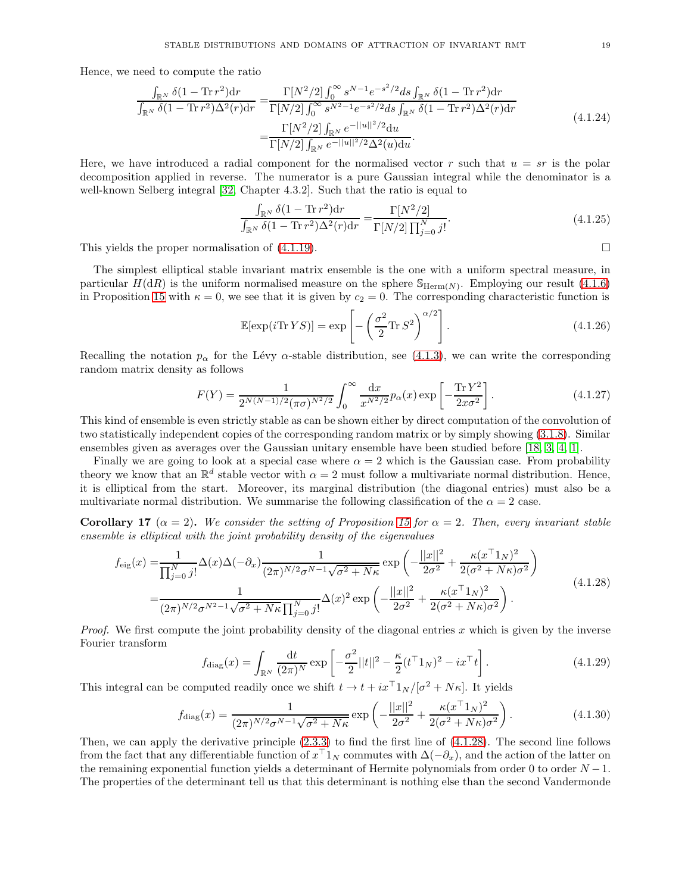Hence, we need to compute the ratio

$$
\begin{aligned}
\frac{\int_{\mathbb{R}^N} \delta(1-\operatorname{Tr} r^2)\mathrm{d}r}{\int_{\mathbb{R}^N} \delta(1-\operatorname{Tr} r^2)\Delta^2(r)\mathrm{d}r} =& \frac{\Gamma[N^2/2]\int_0^\infty s^{N-1}e^{-s^2/2}ds\int_{\mathbb{R}^N} \delta(1-\operatorname{Tr} r^2)\mathrm{d}r}{\Gamma[N/2]\int_0^\infty s^{N^2-1}e^{-s^2/2}ds\int_{\mathbb{R}^N} \delta(1-\operatorname{Tr} r^2)\Delta^2(r)\mathrm{d}r} \\
=& \frac{\Gamma[N^2/2]\int_{\mathbb{R}^N} e^{-||u||^2/2}\mathrm{d}u}{\Gamma[N/2]\int_{\mathbb{R}^N} e^{-||u||^2/2}\Delta^2(u)\mathrm{d}u}.
\end{aligned}
\tag{4.1.24}
$$

Here, we have introduced a radial component for the normalised vector $r$ such that $u = sr$ is the polar decomposition applied in reverse. The numerator is a pure Gaussian integral while the denominator is a well-known Selberg integral [32, Chapter 4.3.2]. Such that the ratio is equal to

$$
\frac{\int_{\mathbb{R}^N} \delta(1-\operatorname{Tr} r^2)\mathrm{d}r}{\int_{\mathbb{R}^N} \delta(1-\operatorname{Tr} r^2)\Delta^2(r)\mathrm{d}r} = \frac{\Gamma[N^2/2]}{\Gamma[N/2]\prod_{j=0}^N j!}.
\tag{4.1.25}
$$

This yields the proper normalisation of (4.1.19). $\square$

The simplest elliptical stable invariant matrix ensemble is the one with a uniform spectral measure, in particular $H(\mathrm{d}R)$ is the uniform normalised measure on the sphere $\mathbb{S}_{\mathrm{Herm}(N)}$. Employing our result (4.1.6) in Proposition 15 with $\kappa = 0$, we see that it is given by $c_2 = 0$. The corresponding characteristic function is

$$
\mathbb{E}[\exp(i\operatorname{Tr} YS)] = \exp\left[-\left(\frac{\sigma^2}{2}\operatorname{Tr} S^2\right)^{\alpha/2}\right].
\tag{4.1.26}
$$

Recalling the notation $p_\alpha$ for the Lévy $\alpha$-stable distribution, see (4.1.3), we can write the corresponding random matrix density as follows

$$
F(Y) = \frac{1}{2^{N(N-1)/2}(\pi\sigma)^{N^2/2}}\int_0^\infty \frac{\mathrm{d}x}{x^{N^2/2}}p_\alpha(x)\exp\left[-\frac{\operatorname{Tr} Y^2}{2x\sigma^2}\right].
\tag{4.1.27}
$$

This kind of ensemble is even strictly stable as can be shown either by direct computation of the convolution of two statistically independent copies of the corresponding random matrix or by simply showing (3.1.8). Similar ensembles given as averages over the Gaussian unitary ensemble have been studied before [18, 3, 4, 1].

Finally we are going to look at a special case where $\alpha = 2$ which is the Gaussian case. From probability theory we know that an $\mathbb{R}^d$ stable vector with $\alpha = 2$ must follow a multivariate normal distribution. Hence, it is elliptical from the start. Moreover, its marginal distribution (the diagonal entries) must also be a multivariate normal distribution. We summarise the following classification of the $\alpha = 2$ case.

**Corollary 17** ($\alpha = 2$)**.** *We consider the setting of Proposition 15 for $\alpha = 2$. Then, every invariant stable ensemble is elliptical with the joint probability density of the eigenvalues*

$$
\begin{aligned}
f_{\mathrm{eig}}(x) =& \frac{1}{\prod_{j=0}^N j!}\Delta(x)\Delta(-\partial_x)\frac{1}{(2\pi)^{N/2}\sigma^{N-1}\sqrt{\sigma^2+N\kappa}}\exp\left(-\frac{||x||^2}{2\sigma^2}+\frac{\kappa(x^\top 1_N)^2}{2(\sigma^2+N\kappa)\sigma^2}\right) \\
=& \frac{1}{(2\pi)^{N/2}\sigma^{N^2-1}\sqrt{\sigma^2+N\kappa}\prod_{j=0}^N j!}\Delta(x)^2\exp\left(-\frac{||x||^2}{2\sigma^2}+\frac{\kappa(x^\top 1_N)^2}{2(\sigma^2+N\kappa)\sigma^2}\right).
\end{aligned}
\tag{4.1.28}
$$

*Proof.* We first compute the joint probability density of the diagonal entries $x$ which is given by the inverse Fourier transform

$$
f_{\mathrm{diag}}(x) = \int_{\mathbb{R}^N}\frac{\mathrm{d}t}{(2\pi)^N}\exp\left[-\frac{\sigma^2}{2}||t||^2-\frac{\kappa}{2}(t^\top 1_N)^2-ix^\top t\right].
\tag{4.1.29}
$$

This integral can be computed readily once we shift $t \to t + ix^\top 1_N/[\sigma^2+N\kappa]$. It yields

$$
f_{\mathrm{diag}}(x) = \frac{1}{(2\pi)^{N/2}\sigma^{N-1}\sqrt{\sigma^2+N\kappa}}\exp\left(-\frac{||x||^2}{2\sigma^2}+\frac{\kappa(x^\top 1_N)^2}{2(\sigma^2+N\kappa)\sigma^2}\right).
\tag{4.1.30}
$$

Then, we can apply the derivative principle (2.3.3) to find the first line of (4.1.28). The second line follows from the fact that any differentiable function of $x^\top 1_N$ commutes with $\Delta(-\partial_x)$, and the action of the latter on the remaining exponential function yields a determinant of Hermite polynomials from order 0 to order $N-1$. The properties of the determinant tell us that this determinant is nothing else than the second Vandermonde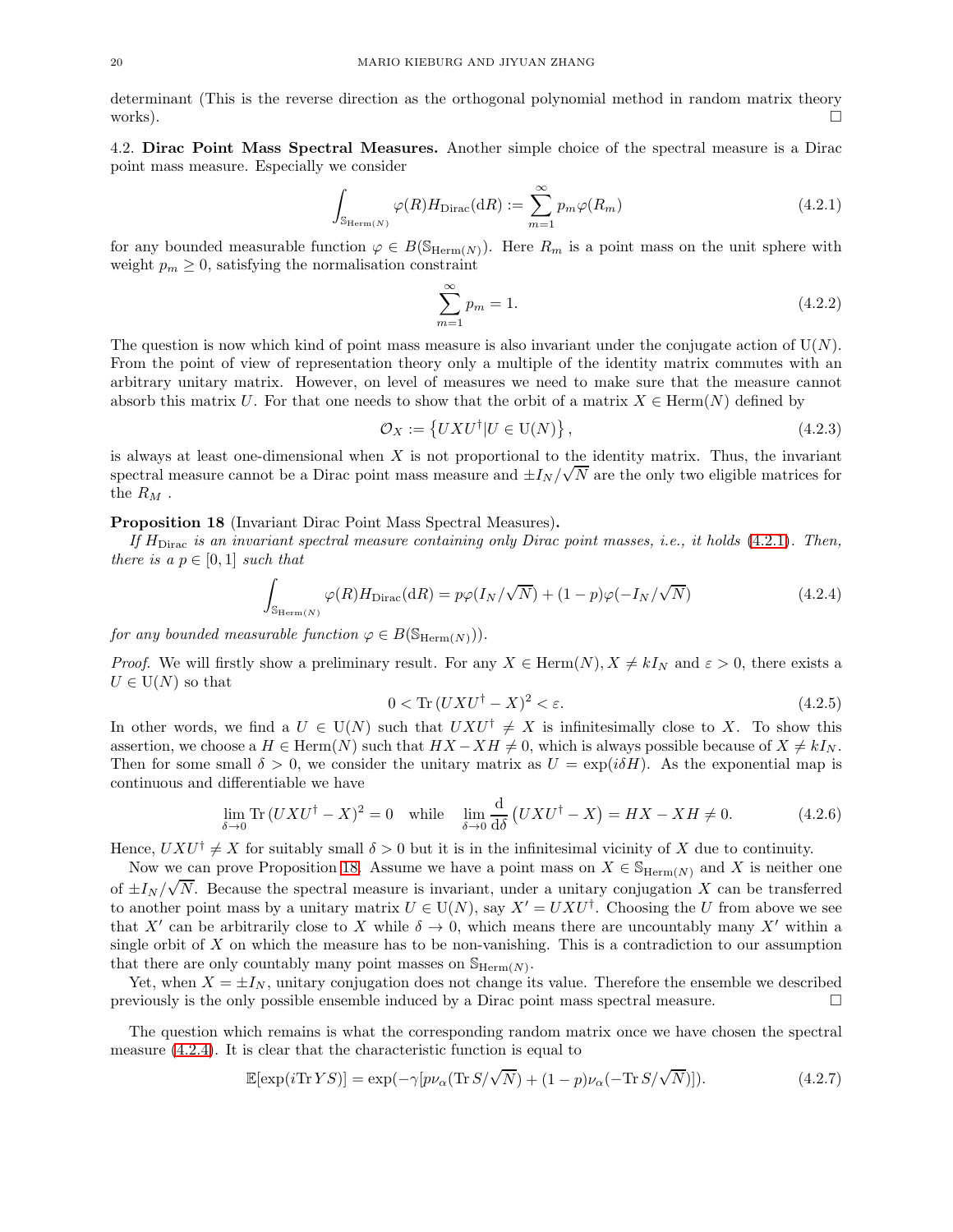determinant (This is the reverse direction as the orthogonal polynomial method in random matrix theory works). □

### 4.2. Dirac Point Mass Spectral Measures.

Another simple choice of the spectral measure is a Dirac point mass measure. Especially we consider

$$\int_{\mathbb{S}_{\mathrm{Herm}(N)}} \varphi(R) H_{\mathrm{Dirac}}(\mathrm{d}R) := \sum_{m=1}^{\infty} p_m \varphi(R_m) \tag{4.2.1}$$

for any bounded measurable function $\varphi \in B(\mathbb{S}_{\mathrm{Herm}(N)})$. Here $R_m$ is a point mass on the unit sphere with weight $p_m \geq 0$, satisfying the normalisation constraint

$$\sum_{m=1}^{\infty} p_m = 1. \tag{4.2.2}$$

The question is now which kind of point mass measure is also invariant under the conjugate action of $\mathrm{U}(N)$. From the point of view of representation theory only a multiple of the identity matrix commutes with an arbitrary unitary matrix. However, on level of measures we need to make sure that the measure cannot absorb this matrix $U$. For that one needs to show that the orbit of a matrix $X \in \mathrm{Herm}(N)$ defined by

$$\mathcal{O}_X := \left\{ UXU^\dagger | U \in \mathrm{U}(N) \right\}, \tag{4.2.3}$$

is always at least one-dimensional when $X$ is not proportional to the identity matrix. Thus, the invariant spectral measure cannot be a Dirac point mass measure and $\pm I_N/\sqrt{N}$ are the only two eligible matrices for the $R_M$ .

**Proposition 18** (Invariant Dirac Point Mass Spectral Measures)**.**
*If $H_{\mathrm{Dirac}}$ is an invariant spectral measure containing only Dirac point masses, i.e., it holds (4.2.1). Then, there is a $p \in [0,1]$ such that*

$$\int_{\mathbb{S}_{\mathrm{Herm}(N)}} \varphi(R) H_{\mathrm{Dirac}}(\mathrm{d}R) = p\varphi(I_N/\sqrt{N}) + (1-p)\varphi(-I_N/\sqrt{N}) \tag{4.2.4}$$

*for any bounded measurable function $\varphi \in B(\mathbb{S}_{\mathrm{Herm}(N)})$).*

*Proof.* We will firstly show a preliminary result. For any $X \in \mathrm{Herm}(N), X \neq kI_N$ and $\varepsilon > 0$, there exists a $U \in \mathrm{U}(N)$ so that

$$0 < \mathrm{Tr}\,(UXU^\dagger - X)^2 < \varepsilon. \tag{4.2.5}$$

In other words, we find a $U \in \mathrm{U}(N)$ such that $UXU^\dagger \neq X$ is infinitesimally close to $X$. To show this assertion, we choose a $H \in \mathrm{Herm}(N)$ such that $HX - XH \neq 0$, which is always possible because of $X \neq kI_N$. Then for some small $\delta > 0$, we consider the unitary matrix as $U = \exp(i\delta H)$. As the exponential map is continuous and differentiable we have

$$\lim_{\delta\to 0} \mathrm{Tr}\,(UXU^\dagger - X)^2 = 0 \quad \text{while} \quad \lim_{\delta\to 0} \frac{\mathrm{d}}{\mathrm{d}\delta}\left(UXU^\dagger - X\right) = HX - XH \neq 0. \tag{4.2.6}$$

Hence, $UXU^\dagger \neq X$ for suitably small $\delta > 0$ but it is in the infinitesimal vicinity of $X$ due to continuity.

Now we can prove Proposition 18. Assume we have a point mass on $X \in \mathbb{S}_{\mathrm{Herm}(N)}$ and $X$ is neither one of $\pm I_N/\sqrt{N}$. Because the spectral measure is invariant, under a unitary conjugation $X$ can be transferred to another point mass by a unitary matrix $U \in \mathrm{U}(N)$, say $X' = UXU^\dagger$. Choosing the $U$ from above we see that $X'$ can be arbitrarily close to $X$ while $\delta \to 0$, which means there are uncountably many $X'$ within a single orbit of $X$ on which the measure has to be non-vanishing. This is a contradiction to our assumption that there are only countably many point masses on $\mathbb{S}_{\mathrm{Herm}(N)}$.

Yet, when $X = \pm I_N$, unitary conjugation does not change its value. Therefore the ensemble we described previously is the only possible ensemble induced by a Dirac point mass spectral measure. □

The question which remains is what the corresponding random matrix once we have chosen the spectral measure (4.2.4). It is clear that the characteristic function is equal to

$$\mathbb{E}[\exp(i\mathrm{Tr}\,YS)] = \exp(-\gamma[p\nu_\alpha(\mathrm{Tr}\,S/\sqrt{N}) + (1-p)\nu_\alpha(-\mathrm{Tr}\,S/\sqrt{N})]). \tag{4.2.7}$$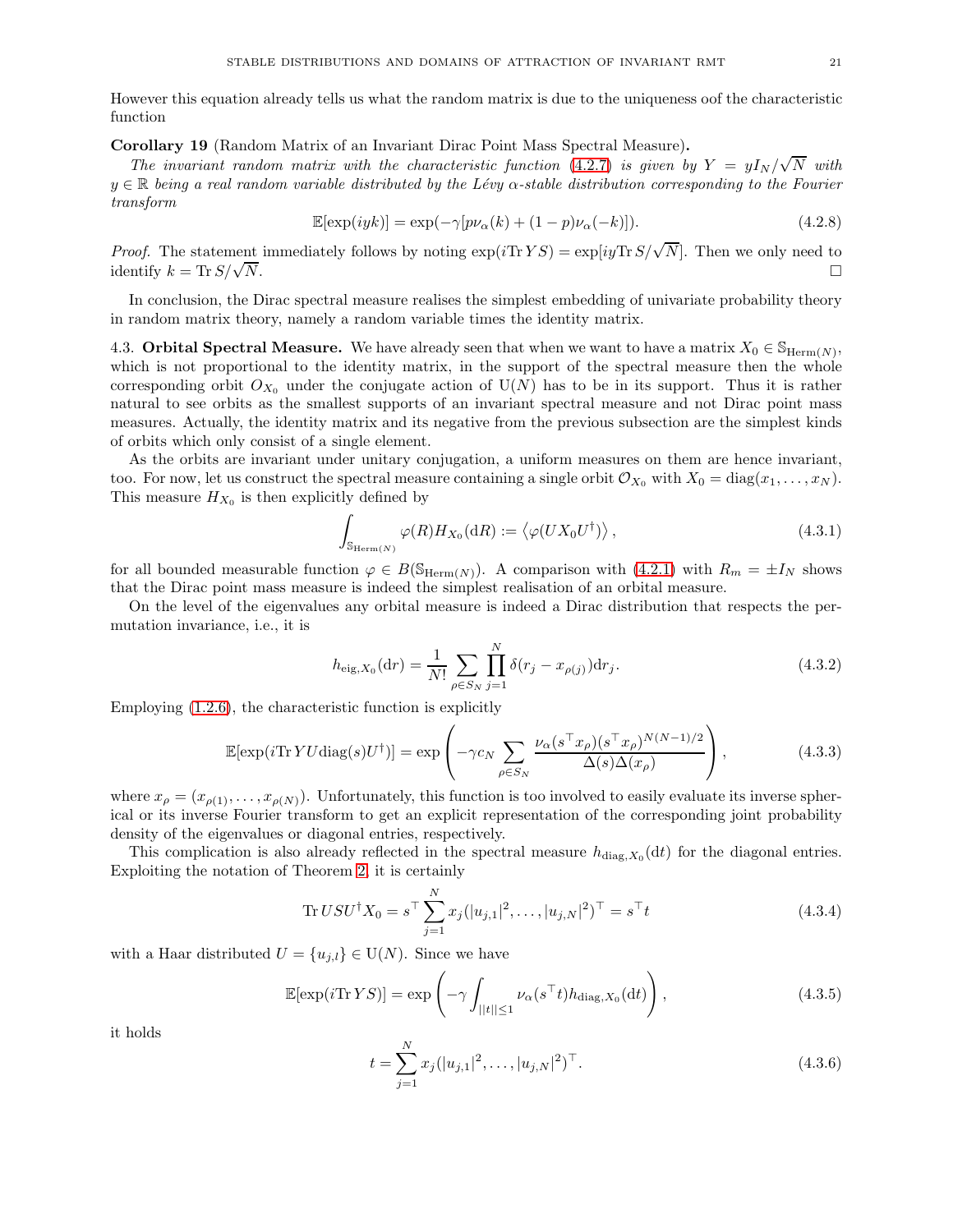However this equation already tells us what the random matrix is due to the uniqueness oof of the characteristic function

**Corollary 19** (Random Matrix of an Invariant Dirac Point Mass Spectral Measure)**.**

*The invariant random matrix with the characteristic function (4.2.7) is given by $Y = yI_N/\sqrt{N}$ with $y \in \mathbb{R}$ being a real random variable distributed by the Lévy $\alpha$-stable distribution corresponding to the Fourier transform*

$$\mathbb{E}[\exp(iyk)] = \exp(-\gamma[p\nu_\alpha(k) + (1-p)\nu_\alpha(-k)]). \tag{4.2.8}$$

*Proof.* The statement immediately follows by noting $\exp(i\mathrm{Tr}\,YS) = \exp[iy\mathrm{Tr}\,S/\sqrt{N}]$. Then we only need to identify $k = \mathrm{Tr}\,S/\sqrt{N}$. □

In conclusion, the Dirac spectral measure realises the simplest embedding of univariate probability theory in random matrix theory, namely a random variable times the identity matrix.

4.3. **Orbital Spectral Measure.** We have already seen that when we want to have a matrix $X_0 \in \mathbb{S}_{\mathrm{Herm}(N)}$, which is not proportional to the identity matrix, in the support of the spectral measure then the whole corresponding orbit $O_{X_0}$ under the conjugate action of $\mathrm{U}(N)$ has to be in its support. Thus it is rather natural to see orbits as the smallest supports of an invariant spectral measure and not Dirac point mass measures. Actually, the identity matrix and its negative from the previous subsection are the simplest kinds of orbits which only consist of a single element.

As the orbits are invariant under unitary conjugation, a uniform measures on them are hence invariant, too. For now, let us construct the spectral measure containing a single orbit $\mathcal{O}_{X_0}$ with $X_0 = \mathrm{diag}(x_1, \ldots, x_N)$. This measure $H_{X_0}$ is then explicitly defined by

$$\int_{\mathbb{S}_{\mathrm{Herm}(N)}} \varphi(R) H_{X_0}(\mathrm{d}R) := \left\langle \varphi(UX_0U^\dagger) \right\rangle, \tag{4.3.1}$$

for all bounded measurable function $\varphi \in B(\mathbb{S}_{\mathrm{Herm}(N)})$. A comparison with (4.2.1) with $R_m = \pm I_N$ shows that the Dirac point mass measure is indeed the simplest realisation of an orbital measure.

On the level of the eigenvalues any orbital measure is indeed a Dirac distribution that respects the permutation invariance, i.e., it is

$$h_{\mathrm{eig},X_0}(\mathrm{d}r) = \frac{1}{N!} \sum_{\rho \in S_N} \prod_{j=1}^{N} \delta(r_j - x_{\rho(j)}) \mathrm{d}r_j. \tag{4.3.2}$$

Employing (1.2.6), the characteristic function is explicitly

$$\mathbb{E}[\exp(i\mathrm{Tr}\,YU\mathrm{diag}(s)U^\dagger)] = \exp\left(-\gamma c_N \sum_{\rho \in S_N} \frac{\nu_\alpha(s^\top x_\rho)(s^\top x_\rho)^{N(N-1)/2}}{\Delta(s)\Delta(x_\rho)}\right), \tag{4.3.3}$$

where $x_\rho = (x_{\rho(1)}, \ldots, x_{\rho(N)})$. Unfortunately, this function is too involved to easily evaluate its inverse spherical or its inverse Fourier transform to get an explicit representation of the corresponding joint probability density of the eigenvalues or diagonal entries, respectively.

This complication is also already reflected in the spectral measure $h_{\mathrm{diag},X_0}(\mathrm{d}t)$ for the diagonal entries. Exploiting the notation of Theorem 2, it is certainly

$$\mathrm{Tr}\,USU^\dagger X_0 = s^\top \sum_{j=1}^{N} x_j(|u_{j,1}|^2, \ldots, |u_{j,N}|^2)^\top = s^\top t \tag{4.3.4}$$

with a Haar distributed $U = \{u_{j,l}\} \in \mathrm{U}(N)$. Since we have

$$\mathbb{E}[\exp(i\mathrm{Tr}\,YS)] = \exp\left(-\gamma \int_{||t|| \leq 1} \nu_\alpha(s^\top t) h_{\mathrm{diag},X_0}(\mathrm{d}t)\right), \tag{4.3.5}$$

it holds

$$t = \sum_{j=1}^{N} x_j(|u_{j,1}|^2, \ldots, |u_{j,N}|^2)^\top. \tag{4.3.6}$$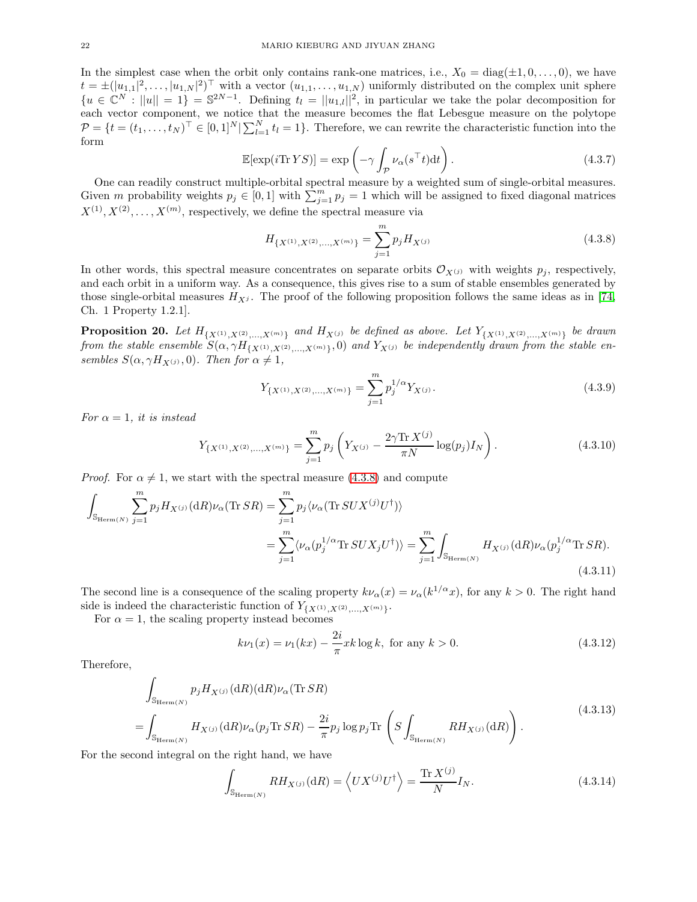In the simplest case when the orbit only contains rank-one matrices, i.e., $X_0 = \mathrm{diag}(\pm 1, 0, \ldots, 0)$, we have $t = \pm(|u_{1,1}|^2, \ldots, |u_{1,N}|^2)^\top$ with a vector $(u_{1,1}, \ldots, u_{1,N})$ uniformly distributed on the complex unit sphere $\{u \in \mathbb{C}^N : ||u|| = 1\} = \mathbb{S}^{2N-1}$. Defining $t_l = ||u_{1,l}||^2$, in particular we take the polar decomposition for each vector component, we notice that the measure becomes the flat Lebesgue measure on the polytope $\mathcal{P} = \{t = (t_1, \ldots, t_N)^\top \in [0,1]^N | \sum_{l=1}^N t_l = 1\}$. Therefore, we can rewrite the characteristic function into the form

$$\mathbb{E}[\exp(i\mathrm{Tr}\, YS)] = \exp\left(-\gamma \int_{\mathcal{P}} \nu_\alpha(s^\top t)\mathrm{d}t\right). \tag{4.3.7}$$

One can readily construct multiple-orbital spectral measure by a weighted sum of single-orbital measures. Given $m$ probability weights $p_j \in [0,1]$ with $\sum_{j=1}^m p_j = 1$ which will be assigned to fixed diagonal matrices $X^{(1)}, X^{(2)}, \ldots, X^{(m)}$, respectively, we define the spectral measure via

$$H_{\{X^{(1)}, X^{(2)}, \ldots, X^{(m)}\}} = \sum_{j=1}^m p_j H_{X^{(j)}} \tag{4.3.8}$$

In other words, this spectral measure concentrates on separate orbits $\mathcal{O}_{X^{(j)}}$ with weights $p_j$, respectively, and each orbit in a uniform way. As a consequence, this gives rise to a sum of stable ensembles generated by those single-orbital measures $H_{X^j}$. The proof of the following proposition follows the same ideas as in [74, Ch. 1 Property 1.2.1].

**Proposition 20.** *Let $H_{\{X^{(1)}, X^{(2)}, \ldots, X^{(m)}\}}$ and $H_{X^{(j)}}$ be defined as above. Let $Y_{\{X^{(1)}, X^{(2)}, \ldots, X^{(m)}\}}$ be drawn from the stable ensemble $S(\alpha, \gamma H_{\{X^{(1)}, X^{(2)}, \ldots, X^{(m)}\}}, 0)$ and $Y_{X^{(j)}}$ be independently drawn from the stable ensembles $S(\alpha, \gamma H_{X^{(j)}}, 0)$. Then for $\alpha \neq 1$,*

$$Y_{\{X^{(1)}, X^{(2)}, \ldots, X^{(m)}\}} = \sum_{j=1}^m p_j^{1/\alpha} Y_{X^{(j)}}. \tag{4.3.9}$$

*For $\alpha = 1$, it is instead*

$$Y_{\{X^{(1)}, X^{(2)}, \ldots, X^{(m)}\}} = \sum_{j=1}^m p_j \left(Y_{X^{(j)}} - \frac{2\gamma \mathrm{Tr}\, X^{(j)}}{\pi N}\log(p_j) I_N\right). \tag{4.3.10}$$

*Proof.* For $\alpha \neq 1$, we start with the spectral measure (4.3.8) and compute

$$\begin{aligned}
\int_{\mathbb{S}_{\mathrm{Herm}(N)}} \sum_{j=1}^m p_j H_{X^{(j)}}(\mathrm{d}R)\nu_\alpha(\mathrm{Tr}\, SR) &= \sum_{j=1}^m p_j \langle \nu_\alpha(\mathrm{Tr}\, SUX^{(j)}U^\dagger)\rangle \\
&= \sum_{j=1}^m \langle \nu_\alpha(p_j^{1/\alpha}\mathrm{Tr}\, SUX_jU^\dagger)\rangle = \sum_{j=1}^m \int_{\mathbb{S}_{\mathrm{Herm}(N)}} H_{X^{(j)}}(\mathrm{d}R)\nu_\alpha(p_j^{1/\alpha}\mathrm{Tr}\, SR).
\end{aligned} \tag{4.3.11}$$

The second line is a consequence of the scaling property $k\nu_\alpha(x) = \nu_\alpha(k^{1/\alpha}x)$, for any $k > 0$. The right hand side is indeed the characteristic function of $Y_{\{X^{(1)}, X^{(2)}, \ldots, X^{(m)}\}}$.

For $\alpha = 1$, the scaling property instead becomes

$$k\nu_1(x) = \nu_1(kx) - \frac{2i}{\pi}xk\log k, \text{ for any } k > 0. \tag{4.3.12}$$

Therefore,

$$\begin{aligned}
&\int_{\mathbb{S}_{\mathrm{Herm}(N)}} p_j H_{X^{(j)}}(\mathrm{d}R)(\mathrm{d}R)\nu_\alpha(\mathrm{Tr}\, SR) \\
=&\int_{\mathbb{S}_{\mathrm{Herm}(N)}} H_{X^{(j)}}(\mathrm{d}R)\nu_\alpha(p_j\mathrm{Tr}\, SR) - \frac{2i}{\pi}p_j\log p_j \mathrm{Tr}\left(S\int_{\mathbb{S}_{\mathrm{Herm}(N)}} RH_{X^{(j)}}(\mathrm{d}R)\right).
\end{aligned} \tag{4.3.13}$$

For the second integral on the right hand, we have

$$\int_{\mathbb{S}_{\mathrm{Herm}(N)}} RH_{X^{(j)}}(\mathrm{d}R) = \left\langle UX^{(j)}U^\dagger\right\rangle = \frac{\mathrm{Tr}\, X^{(j)}}{N}I_N. \tag{4.3.14}$$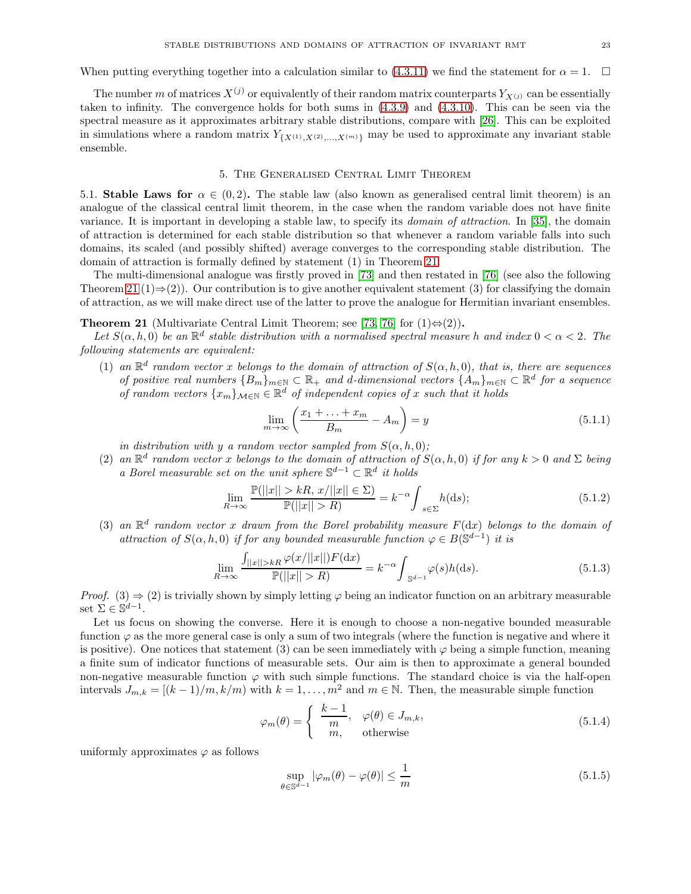When putting everything together into a calculation similar to (4.3.11) we find the statement for $\alpha = 1$. $\square$

The number $m$ of matrices $X^{(j)}$ or equivalently of their random matrix counterparts $Y_{X^{(j)}}$ can be essentially taken to infinity. The convergence holds for both sums in (4.3.9) and (4.3.10). This can be seen via the spectral measure as it approximates arbitrary stable distributions, compare with [26]. This can be exploited in simulations where a random matrix $Y_{\{X^{(1)},X^{(2)},\ldots,X^{(m)}\}}$ may be used to approximate any invariant stable ensemble.

## 5. The Generalised Central Limit Theorem

5.1. **Stable Laws for $\alpha \in (0,2)$.** The stable law (also known as generalised central limit theorem) is an analogue of the classical central limit theorem, in the case when the random variable does not have finite variance. It is important in developing a stable law, to specify its *domain of attraction*. In [35], the domain of attraction is determined for each stable distribution so that whenever a random variable falls into such domains, its scaled (and possibly shifted) average converges to the corresponding stable distribution. The domain of attraction is formally defined by statement (1) in Theorem 21.

The multi-dimensional analogue was firstly proved in [73] and then restated in [76] (see also the following Theorem 21 (1)⇒(2)). Our contribution is to give another equivalent statement (3) for classifying the domain of attraction, as we will make direct use of the latter to prove the analogue for Hermitian invariant ensembles.

**Theorem 21** (Multivariate Central Limit Theorem; see [73, 76] for (1)⇔(2))**.**
*Let $S(\alpha, h, 0)$ be an $\mathbb{R}^d$ stable distribution with a normalised spectral measure $h$ and index $0 < \alpha < 2$. The following statements are equivalent:*

(1) *an $\mathbb{R}^d$ random vector $x$ belongs to the domain of attraction of $S(\alpha, h, 0)$, that is, there are sequences of positive real numbers $\{B_m\}_{m\in\mathbb{N}} \subset \mathbb{R}_+$ and $d$-dimensional vectors $\{A_m\}_{m\in\mathbb{N}} \subset \mathbb{R}^d$ for a sequence of random vectors $\{x_m\}_{\mathcal{M}\in\mathbb{N}} \in \mathbb{R}^d$ of independent copies of $x$ such that it holds*
$$\lim_{m\to\infty}\left(\frac{x_1+\ldots+x_m}{B_m} - A_m\right) = y \tag{5.1.1}$$
*in distribution with $y$ a random vector sampled from $S(\alpha, h, 0)$;*

(2) *an $\mathbb{R}^d$ random vector $x$ belongs to the domain of attraction of $S(\alpha, h, 0)$ if for any $k > 0$ and $\Sigma$ being a Borel measurable set on the unit sphere $\mathbb{S}^{d-1} \subset \mathbb{R}^d$ it holds*
$$\lim_{R\to\infty}\frac{\mathbb{P}(||x|| > kR,\, x/||x|| \in \Sigma)}{\mathbb{P}(||x|| > R)} = k^{-\alpha}\int_{s\in\Sigma} h(\mathrm{d}s); \tag{5.1.2}$$

(3) *an $\mathbb{R}^d$ random vector $x$ drawn from the Borel probability measure $F(\mathrm{d}x)$ belongs to the domain of attraction of $S(\alpha, h, 0)$ if for any bounded measurable function $\varphi \in B(\mathbb{S}^{d-1})$ it is*
$$\lim_{R\to\infty}\frac{\int_{||x||>kR}\varphi(x/||x||)F(\mathrm{d}x)}{\mathbb{P}(||x|| > R)} = k^{-\alpha}\int_{\mathbb{S}^{d-1}}\varphi(s)h(\mathrm{d}s). \tag{5.1.3}$$

*Proof.* (3) ⇒ (2) is trivially shown by simply letting $\varphi$ being an indicator function on an arbitrary measurable set $\Sigma \in \mathbb{S}^{d-1}$.

Let us focus on showing the converse. Here it is enough to choose a non-negative bounded measurable function $\varphi$ as the more general case is only a sum of two integrals (where the function is negative and where it is positive). One notices that statement (3) can be seen immediately with $\varphi$ being a simple function, meaning a finite sum of indicator functions of measurable sets. Our aim is then to approximate a general bounded non-negative measurable function $\varphi$ with such simple functions. The standard choice is via the half-open intervals $J_{m,k} = [(k-1)/m, k/m)$ with $k = 1, \ldots, m^2$ and $m \in \mathbb{N}$. Then, the measurable simple function
$$\varphi_m(\theta) = \begin{cases} \dfrac{k-1}{m}, & \varphi(\theta) \in J_{m,k}, \\ m, & \text{otherwise} \end{cases} \tag{5.1.4}$$
uniformly approximates $\varphi$ as follows
$$\sup_{\theta\in\mathbb{S}^{d-1}}|\varphi_m(\theta) - \varphi(\theta)| \le \frac{1}{m} \tag{5.1.5}$$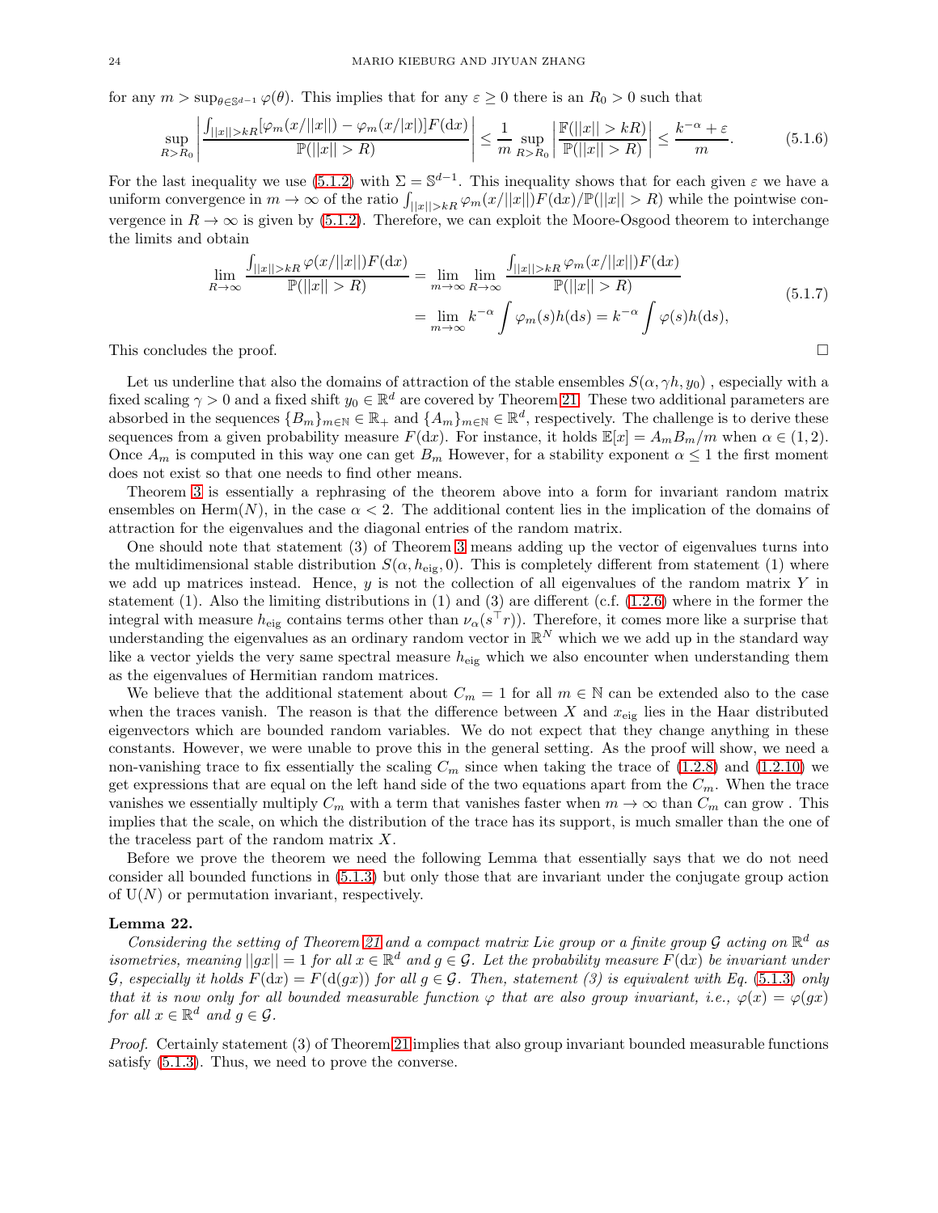for any $m > \sup_{\theta\in\mathbb{S}^{d-1}} \varphi(\theta)$. This implies that for any $\varepsilon \geq 0$ there is an $R_0 > 0$ such that

$$\sup_{R>R_0} \left| \frac{\int_{||x||>kR}[\varphi_m(x/||x||) - \varphi_m(x/|x|)]F(\mathrm{d}x)}{\mathbb{P}(||x|| > R)} \right| \leq \frac{1}{m} \sup_{R>R_0} \left| \frac{\mathbb{F}(||x|| > kR)}{\mathbb{P}(||x|| > R)} \right| \leq \frac{k^{-\alpha}+\varepsilon}{m}. \tag{5.1.6}$$

For the last inequality we use (5.1.2) with $\Sigma = \mathbb{S}^{d-1}$. This inequality shows that for each given $\varepsilon$ we have a uniform convergence in $m \to \infty$ of the ratio $\int_{||x||>kR} \varphi_m(x/||x||)F(\mathrm{d}x)/\mathbb{P}(||x|| > R)$ while the pointwise convergence in $R \to \infty$ is given by (5.1.2). Therefore, we can exploit the Moore-Osgood theorem to interchange the limits and obtain

$$\begin{aligned}
\lim_{R\to\infty} \frac{\int_{||x||>kR} \varphi(x/||x||)F(\mathrm{d}x)}{\mathbb{P}(||x|| > R)} &= \lim_{m\to\infty} \lim_{R\to\infty} \frac{\int_{||x||>kR} \varphi_m(x/||x||)F(\mathrm{d}x)}{\mathbb{P}(||x|| > R)} \\
&= \lim_{m\to\infty} k^{-\alpha} \int \varphi_m(s)h(\mathrm{d}s) = k^{-\alpha} \int \varphi(s)h(\mathrm{d}s),
\end{aligned} \tag{5.1.7}$$

This concludes the proof. $\square$

Let us underline that also the domains of attraction of the stable ensembles $S(\alpha, \gamma h, y_0)$ , especially with a fixed scaling $\gamma > 0$ and a fixed shift $y_0 \in \mathbb{R}^d$ are covered by Theorem 21. These two additional parameters are absorbed in the sequences $\{B_m\}_{m\in\mathbb{N}} \in \mathbb{R}_+$ and $\{A_m\}_{m\in\mathbb{N}} \in \mathbb{R}^d$, respectively. The challenge is to derive these sequences from a given probability measure $F(\mathrm{d}x)$. For instance, it holds $\mathbb{E}[x] = A_m B_m/m$ when $\alpha \in (1, 2)$. Once $A_m$ is computed in this way one can get $B_m$ However, for a stability exponent $\alpha \leq 1$ the first moment does not exist so that one needs to find other means.

Theorem 3 is essentially a rephrasing of the theorem above into a form for invariant random matrix ensembles on $\mathrm{Herm}(N)$, in the case $\alpha < 2$. The additional content lies in the implication of the domains of attraction for the eigenvalues and the diagonal entries of the random matrix.

One should note that statement (3) of Theorem 3 means adding up the vector of eigenvalues turns into the multidimensional stable distribution $S(\alpha, h_{\mathrm{eig}}, 0)$. This is completely different from statement (1) where we add up matrices instead. Hence, $y$ is not the collection of all eigenvalues of the random matrix $Y$ in statement (1). Also the limiting distributions in (1) and (3) are different (c.f. (1.2.6) where in the former the integral with measure $h_{\mathrm{eig}}$ contains terms other than $\nu_\alpha(s^\top r)$). Therefore, it comes more like a surprise that understanding the eigenvalues as an ordinary random vector in $\mathbb{R}^N$ which we we add up in the standard way like a vector yields the very same spectral measure $h_{\mathrm{eig}}$ which we also encounter when understanding them as the eigenvalues of Hermitian random matrices.

We believe that the additional statement about $C_m = 1$ for all $m \in \mathbb{N}$ can be extended also to the case when the traces vanish. The reason is that the difference between $X$ and $x_{\mathrm{eig}}$ lies in the Haar distributed eigenvectors which are bounded random variables. We do not expect that they change anything in these constants. However, we were unable to prove this in the general setting. As the proof will show, we need a non-vanishing trace to fix essentially the scaling $C_m$ since when taking the trace of (1.2.8) and (1.2.10) we get expressions that are equal on the left hand side of the two equations apart from the $C_m$. When the trace vanishes we essentially multiply $C_m$ with a term that vanishes faster when $m \to \infty$ than $C_m$ can grow . This implies that the scale, on which the distribution of the trace has its support, is much smaller than the one of the traceless part of the random matrix $X$.

Before we prove the theorem we need the following Lemma that essentially says that we do not need consider all bounded functions in (5.1.3) but only those that are invariant under the conjugate group action of $\mathrm{U}(N)$ or permutation invariant, respectively.

**Lemma 22.**

*Considering the setting of Theorem 21 and a compact matrix Lie group or a finite group $\mathcal{G}$ acting on $\mathbb{R}^d$ as isometries, meaning $||gx|| = 1$ for all $x \in \mathbb{R}^d$ and $g \in \mathcal{G}$. Let the probability measure $F(\mathrm{d}x)$ be invariant under $\mathcal{G}$, especially it holds $F(\mathrm{d}x) = F(\mathrm{d}(gx))$ for all $g \in \mathcal{G}$. Then, statement (3) is equivalent with Eq. (5.1.3) only that it is now only for all bounded measurable function $\varphi$ that are also group invariant, i.e., $\varphi(x) = \varphi(gx)$ for all $x \in \mathbb{R}^d$ and $g \in \mathcal{G}$.*

*Proof.* Certainly statement (3) of Theorem 21 implies that also group invariant bounded measurable functions satisfy (5.1.3). Thus, we need to prove the converse.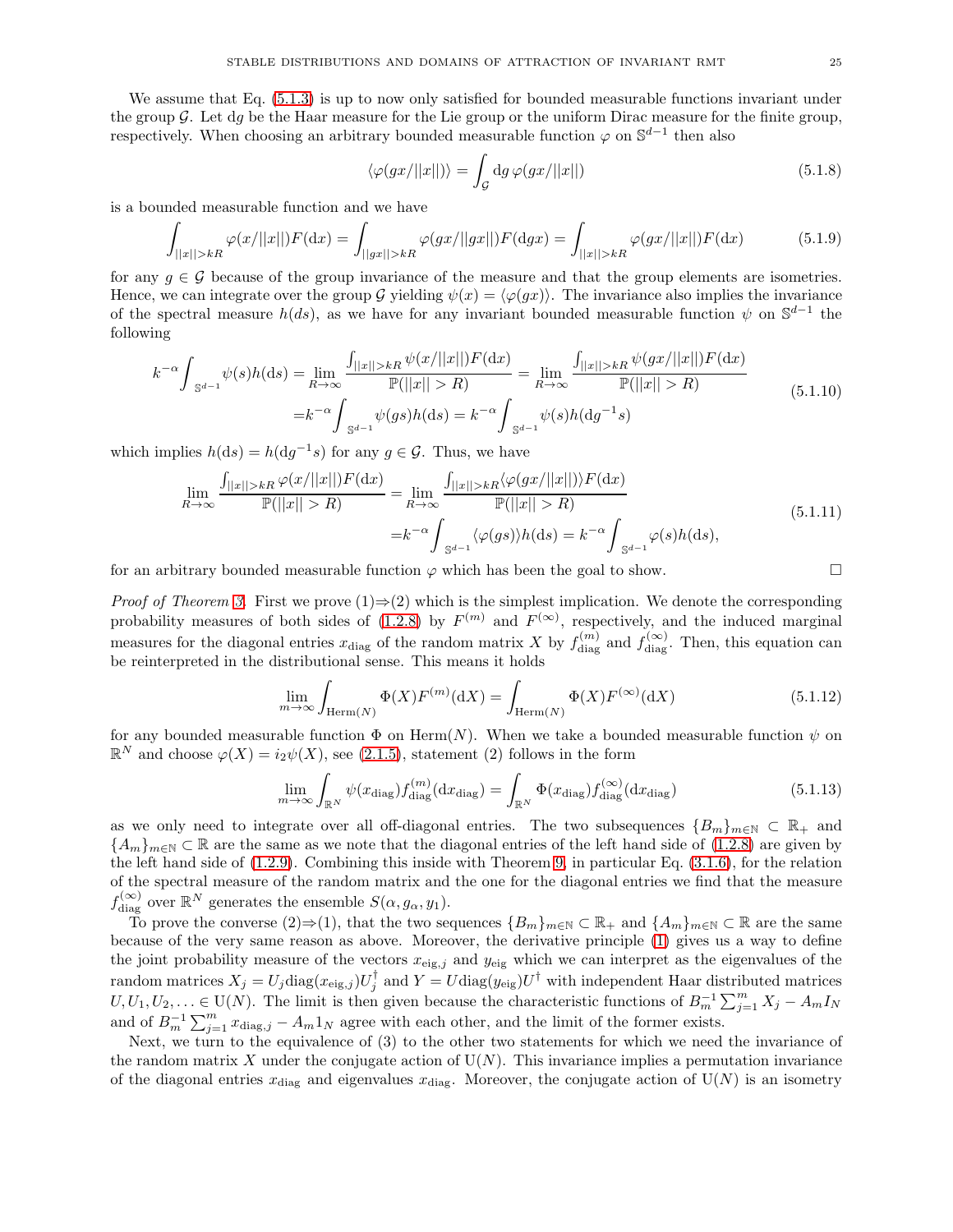We assume that Eq. (5.1.3) is up to now only satisfied for bounded measurable functions invariant under the group $\mathcal{G}$. Let $\mathrm{d}g$ be the Haar measure for the Lie group or the uniform Dirac measure for the finite group, respectively. When choosing an arbitrary bounded measurable function $\varphi$ on $\mathbb{S}^{d-1}$ then also

$$\langle\varphi(gx/||x||)\rangle = \int_{\mathcal{G}} \mathrm{d}g\, \varphi(gx/||x||) \tag{5.1.8}$$

is a bounded measurable function and we have

$$\int_{||x||>kR} \varphi(x/||x||)F(\mathrm{d}x) = \int_{||gx||>kR} \varphi(gx/||gx||)F(\mathrm{d}gx) = \int_{||x||>kR} \varphi(gx/||x||)F(\mathrm{d}x) \tag{5.1.9}$$

for any $g \in \mathcal{G}$ because of the group invariance of the measure and that the group elements are isometries. Hence, we can integrate over the group $\mathcal{G}$ yielding $\psi(x) = \langle\varphi(gx)\rangle$. The invariance also implies the invariance of the spectral measure $h(ds)$, as we have for any invariant bounded measurable function $\psi$ on $\mathbb{S}^{d-1}$ the following

$$\begin{aligned}
k^{-\alpha}\int_{\mathbb{S}^{d-1}} \psi(s)h(\mathrm{d}s) = & \lim_{R\to\infty} \frac{\int_{||x||>kR} \psi(x/||x||)F(\mathrm{d}x)}{\mathbb{P}(||x|| > R)} = \lim_{R\to\infty} \frac{\int_{||x||>kR} \psi(gx/||x||)F(\mathrm{d}x)}{\mathbb{P}(||x|| > R)} \\
= & k^{-\alpha}\int_{\mathbb{S}^{d-1}} \psi(gs)h(\mathrm{d}s) = k^{-\alpha}\int_{\mathbb{S}^{d-1}} \psi(s)h(\mathrm{d}g^{-1}s)
\end{aligned} \tag{5.1.10}$$

which implies $h(\mathrm{d}s) = h(\mathrm{d}g^{-1}s)$ for any $g \in \mathcal{G}$. Thus, we have

$$\begin{aligned}
\lim_{R\to\infty} \frac{\int_{||x||>kR} \varphi(x/||x||)F(\mathrm{d}x)}{\mathbb{P}(||x|| > R)} = & \lim_{R\to\infty} \frac{\int_{||x||>kR} \langle\varphi(gx/||x||)\rangle F(\mathrm{d}x)}{\mathbb{P}(||x|| > R)} \\
= & k^{-\alpha}\int_{\mathbb{S}^{d-1}} \langle\varphi(gs)\rangle h(\mathrm{d}s) = k^{-\alpha}\int_{\mathbb{S}^{d-1}} \varphi(s)h(\mathrm{d}s),
\end{aligned} \tag{5.1.11}$$

for an arbitrary bounded measurable function $\varphi$ which has been the goal to show. □

*Proof of Theorem 3.* First we prove (1)⇒(2) which is the simplest implication. We denote the corresponding probability measures of both sides of (1.2.8) by $F^{(m)}$ and $F^{(\infty)}$, respectively, and the induced marginal measures for the diagonal entries $x_{\rm diag}$ of the random matrix $X$ by $f_{\rm diag}^{(m)}$ and $f_{\rm diag}^{(\infty)}$. Then, this equation can be reinterpreted in the distributional sense. This means it holds

$$\lim_{m\to\infty} \int_{\mathrm{Herm}(N)} \Phi(X)F^{(m)}(\mathrm{d}X) = \int_{\mathrm{Herm}(N)} \Phi(X)F^{(\infty)}(\mathrm{d}X) \tag{5.1.12}$$

for any bounded measurable function $\Phi$ on $\mathrm{Herm}(N)$. When we take a bounded measurable function $\psi$ on $\mathbb{R}^N$ and choose $\varphi(X) = i_2\psi(X)$, see (2.1.5), statement (2) follows in the form

$$\lim_{m\to\infty} \int_{\mathbb{R}^N} \psi(x_{\rm diag})f_{\rm diag}^{(m)}(\mathrm{d}x_{\rm diag}) = \int_{\mathbb{R}^N} \Phi(x_{\rm diag})f_{\rm diag}^{(\infty)}(\mathrm{d}x_{\rm diag}) \tag{5.1.13}$$

as we only need to integrate over all off-diagonal entries. The two subsequences $\{B_m\}_{m\in\mathbb{N}} \subset \mathbb{R}_+$ and $\{A_m\}_{m\in\mathbb{N}} \subset \mathbb{R}$ are the same as we note that the diagonal entries of the left hand side of (1.2.8) are given by the left hand side of (1.2.9). Combining this inside with Theorem 9, in particular Eq. (3.1.6), for the relation of the spectral measure of the random matrix and the one for the diagonal entries we find that the measure $f_{\rm diag}^{(\infty)}$ over $\mathbb{R}^N$ generates the ensemble $S(\alpha, g_\alpha, y_1)$.

To prove the converse (2)⇒(1), that the two sequences $\{B_m\}_{m\in\mathbb{N}} \subset \mathbb{R}_+$ and $\{A_m\}_{m\in\mathbb{N}} \subset \mathbb{R}$ are the same because of the very same reason as above. Moreover, the derivative principle (1) gives us a way to define the joint probability measure of the vectors $x_{{\rm eig},j}$ and $y_{\rm eig}$ which we can interpret as the eigenvalues of the random matrices $X_j = U_j\mathrm{diag}(x_{{\rm eig},j})U_j^\dagger$ and $Y = U\mathrm{diag}(y_{\rm eig})U^\dagger$ with independent Haar distributed matrices $U, U_1, U_2, \ldots \in \mathrm{U}(N)$. The limit is then given because the characteristic functions of $B_m^{-1}\sum_{j=1}^m X_j - A_m I_N$ and of $B_m^{-1}\sum_{j=1}^m x_{{\rm diag},j} - A_m 1_N$ agree with each other, and the limit of the former exists.

Next, we turn to the equivalence of (3) to the other two statements for which we need the invariance of the random matrix $X$ under the conjugate action of $\mathrm{U}(N)$. This invariance implies a permutation invariance of the diagonal entries $x_{\rm diag}$ and eigenvalues $x_{\rm diag}$. Moreover, the conjugate action of $\mathrm{U}(N)$ is an isometry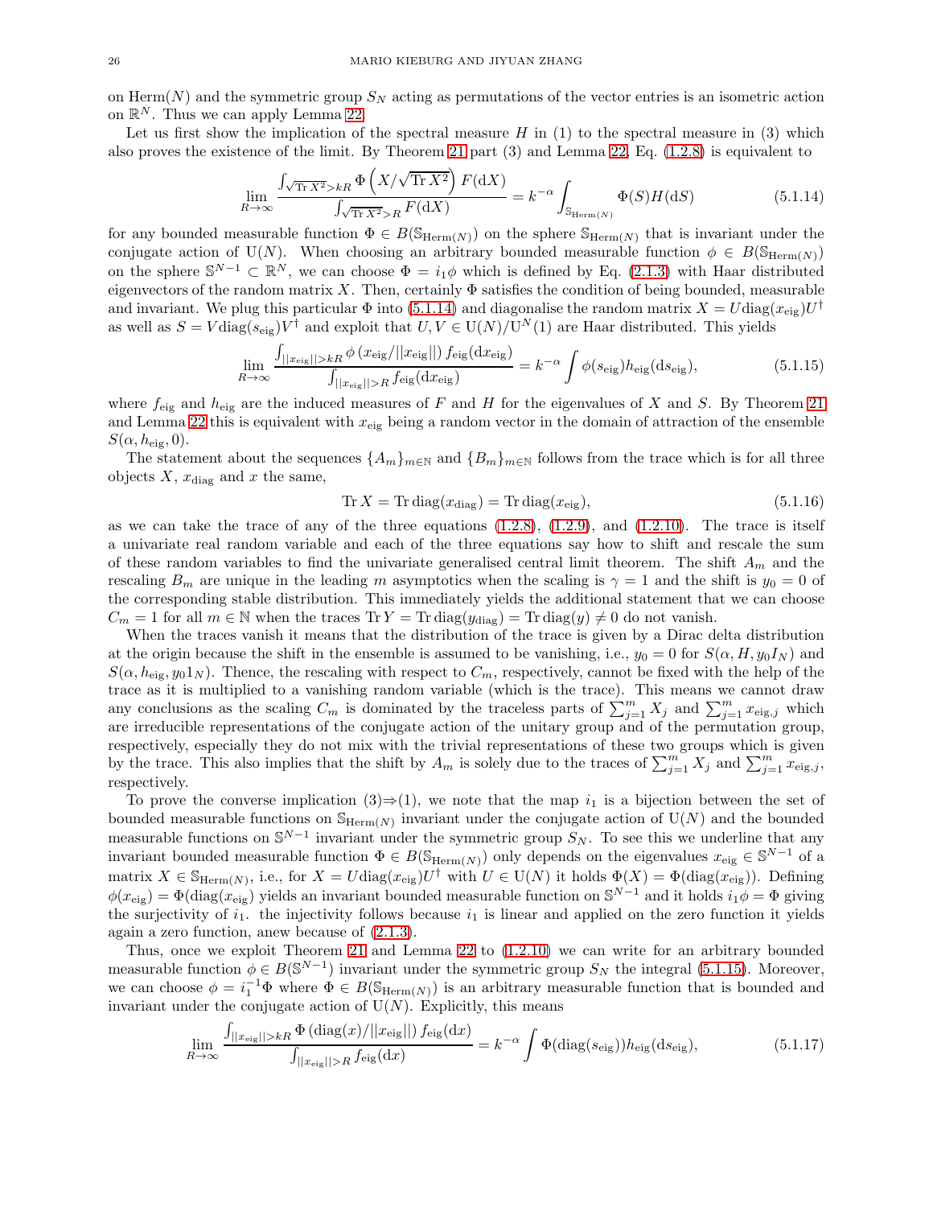on $\mathrm{Herm}(N)$ and the symmetric group $S_N$ acting as permutations of the vector entries is an isometric action on $\mathbb{R}^N$. Thus we can apply Lemma 22.

Let us first show the implication of the spectral measure $H$ in (1) to the spectral measure in (3) which also proves the existence of the limit. By Theorem 21 part (3) and Lemma 22, Eq. (1.2.8) is equivalent to

$$\lim_{R\to\infty} \frac{\int_{\sqrt{\mathrm{Tr}\,X^2}>kR} \Phi\left(X/\sqrt{\mathrm{Tr}\,X^2}\right) F(\mathrm{d}X)}{\int_{\sqrt{\mathrm{Tr}\,X^2}>R} F(\mathrm{d}X)} = k^{-\alpha} \int_{\mathbb{S}_{\mathrm{Herm}(N)}} \Phi(S) H(\mathrm{d}S) \tag{5.1.14}$$

for any bounded measurable function $\Phi \in B(\mathbb{S}_{\mathrm{Herm}(N)})$ on the sphere $\mathbb{S}_{\mathrm{Herm}(N)}$ that is invariant under the conjugate action of $\mathrm{U}(N)$. When choosing an arbitrary bounded measurable function $\phi \in B(\mathbb{S}_{\mathrm{Herm}(N)})$ on the sphere $\mathbb{S}^{N-1} \subset \mathbb{R}^N$, we can choose $\Phi = i_1\phi$ which is defined by Eq. (2.1.3) with Haar distributed eigenvectors of the random matrix $X$. Then, certainly $\Phi$ satisfies the condition of being bounded, measurable and invariant. We plug this particular $\Phi$ into (5.1.14) and diagonalise the random matrix $X = U\mathrm{diag}(x_{\mathrm{eig}})U^\dagger$ as well as $S = V\mathrm{diag}(s_{\mathrm{eig}})V^\dagger$ and exploit that $U, V \in \mathrm{U}(N)/\mathrm{U}^N(1)$ are Haar distributed. This yields

$$\lim_{R\to\infty} \frac{\int_{||x_{\mathrm{eig}}||>kR} \phi\left(x_{\mathrm{eig}}/||x_{\mathrm{eig}}||\right) f_{\mathrm{eig}}(\mathrm{d}x_{\mathrm{eig}})}{\int_{||x_{\mathrm{eig}}||>R} f_{\mathrm{eig}}(\mathrm{d}x_{\mathrm{eig}})} = k^{-\alpha} \int \phi(s_{\mathrm{eig}}) h_{\mathrm{eig}}(\mathrm{d}s_{\mathrm{eig}}), \tag{5.1.15}$$

where $f_{\mathrm{eig}}$ and $h_{\mathrm{eig}}$ are the induced measures of $F$ and $H$ for the eigenvalues of $X$ and $S$. By Theorem 21 and Lemma 22 this is equivalent with $x_{\mathrm{eig}}$ being a random vector in the domain of attraction of the ensemble $S(\alpha, h_{\mathrm{eig}}, 0)$.

The statement about the sequences $\{A_m\}_{m\in\mathbb{N}}$ and $\{B_m\}_{m\in\mathbb{N}}$ follows from the trace which is for all three objects $X$, $x_{\mathrm{diag}}$ and $x$ the same,

$$\mathrm{Tr}\,X = \mathrm{Tr}\,\mathrm{diag}(x_{\mathrm{diag}}) = \mathrm{Tr}\,\mathrm{diag}(x_{\mathrm{eig}}), \tag{5.1.16}$$

as we can take the trace of any of the three equations (1.2.8), (1.2.9), and (1.2.10). The trace is itself a univariate real random variable and each of the three equations say how to shift and rescale the sum of these random variables to find the univariate generalised central limit theorem. The shift $A_m$ and the rescaling $B_m$ are unique in the leading $m$ asymptotics when the scaling is $\gamma = 1$ and the shift is $y_0 = 0$ of the corresponding stable distribution. This immediately yields the additional statement that we can choose $C_m = 1$ for all $m \in \mathbb{N}$ when the traces $\mathrm{Tr}\,Y = \mathrm{Tr}\,\mathrm{diag}(y_{\mathrm{diag}}) = \mathrm{Tr}\,\mathrm{diag}(y) \neq 0$ do not vanish.

When the traces vanish it means that the distribution of the trace is given by a Dirac delta distribution at the origin because the shift in the ensemble is assumed to be vanishing, i.e., $y_0 = 0$ for $S(\alpha, H, y_0 I_N)$ and $S(\alpha, h_{\mathrm{eig}}, y_0 1_N)$. Thence, the rescaling with respect to $C_m$, respectively, cannot be fixed with the help of the trace as it is multiplied to a vanishing random variable (which is the trace). This means we cannot draw any conclusions as the scaling $C_m$ is dominated by the traceless parts of $\sum_{j=1}^m X_j$ and $\sum_{j=1}^m x_{\mathrm{eig},j}$ which are irreducible representations of the conjugate action of the unitary group and of the permutation group, respectively, especially they do not mix with the trivial representations of these two groups which is given by the trace. This also implies that the shift by $A_m$ is solely due to the traces of $\sum_{j=1}^m X_j$ and $\sum_{j=1}^m x_{\mathrm{eig},j}$, respectively.

To prove the converse implication (3)$\Rightarrow$(1), we note that the map $i_1$ is a bijection between the set of bounded measurable functions on $\mathbb{S}_{\mathrm{Herm}(N)}$ invariant under the conjugate action of $\mathrm{U}(N)$ and the bounded measurable functions on $\mathbb{S}^{N-1}$ invariant under the symmetric group $S_N$. To see this we underline that any invariant bounded measurable function $\Phi \in B(\mathbb{S}_{\mathrm{Herm}(N)})$ only depends on the eigenvalues $x_{\mathrm{eig}} \in \mathbb{S}^{N-1}$ of a matrix $X \in \mathbb{S}_{\mathrm{Herm}(N)}$, i.e., for $X = U\mathrm{diag}(x_{\mathrm{eig}})U^\dagger$ with $U \in \mathrm{U}(N)$ it holds $\Phi(X) = \Phi(\mathrm{diag}(x_{\mathrm{eig}}))$. Defining $\phi(x_{\mathrm{eig}}) = \Phi(\mathrm{diag}(x_{\mathrm{eig}})$ yields an invariant bounded measurable function on $\mathbb{S}^{N-1}$ and it holds $i_1\phi = \Phi$ giving the surjectivity of $i_1$. the injectivity follows because $i_1$ is linear and applied on the zero function it yields again a zero function, anew because of (2.1.3).

Thus, once we exploit Theorem 21 and Lemma 22 to (1.2.10) we can write for an arbitrary bounded measurable function $\phi \in B(\mathbb{S}^{N-1})$ invariant under the symmetric group $S_N$ the integral (5.1.15). Moreover, we can choose $\phi = i_1^{-1}\Phi$ where $\Phi \in B(\mathbb{S}_{\mathrm{Herm}(N)})$ is an arbitrary measurable function that is bounded and invariant under the conjugate action of $\mathrm{U}(N)$. Explicitly, this means

$$\lim_{R\to\infty} \frac{\int_{||x_{\mathrm{eig}}||>kR} \Phi\left(\mathrm{diag}(x)/||x_{\mathrm{eig}}||\right) f_{\mathrm{eig}}(\mathrm{d}x)}{\int_{||x_{\mathrm{eig}}||>R} f_{\mathrm{eig}}(\mathrm{d}x)} = k^{-\alpha} \int \Phi(\mathrm{diag}(s_{\mathrm{eig}})) h_{\mathrm{eig}}(\mathrm{d}s_{\mathrm{eig}}), \tag{5.1.17}$$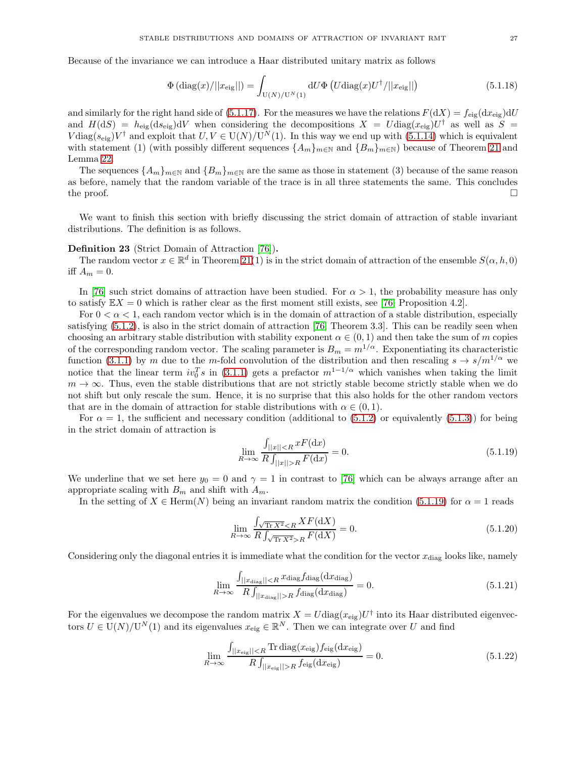Because of the invariance we can introduce a Haar distributed unitary matrix as follows

$$\Phi\left(\mathrm{diag}(x)/||x_{\mathrm{eig}}||\right) = \int_{\mathrm{U}(N)/\mathrm{U}^N(1)} \mathrm{d}U \Phi\left(U\mathrm{diag}(x)U^\dagger/||x_{\mathrm{eig}}||\right) \tag{5.1.18}$$

and similarly for the right hand side of (5.1.17). For the measures we have the relations $F(\mathrm{d}X) = f_{\mathrm{eig}}(\mathrm{d}x_{\mathrm{eig}})\mathrm{d}U$ and $H(\mathrm{d}S) = h_{\mathrm{eig}}(\mathrm{d}s_{\mathrm{eig}})\mathrm{d}V$ when considering the decompositions $X = U\mathrm{diag}(x_{\mathrm{eig}})U^\dagger$ as well as $S = V\mathrm{diag}(s_{\mathrm{eig}})V^\dagger$ and exploit that $U, V \in \mathrm{U}(N)/\mathrm{U}^N(1)$. In this way we end up with (5.1.14) which is equivalent with statement (1) (with possibly different sequences $\{A_m\}_{m\in\mathbb{N}}$ and $\{B_m\}_{m\in\mathbb{N}}$) because of Theorem 21 and Lemma 22.

The sequences $\{A_m\}_{m\in\mathbb{N}}$ and $\{B_m\}_{m\in\mathbb{N}}$ are the same as those in statement (3) because of the same reason as before, namely that the random variable of the trace is in all three statements the same. This concludes the proof. □

We want to finish this section with briefly discussing the strict domain of attraction of stable invariant distributions. The definition is as follows.

**Definition 23** (Strict Domain of Attraction [76]).
The random vector $x \in \mathbb{R}^d$ in Theorem 21(1) is in the strict domain of attraction of the ensemble $S(\alpha, h, 0)$ iff $A_m = 0$.

In [76] such strict domains of attraction have been studied. For $\alpha > 1$, the probability measure has only to satisfy $\mathbb{E}X = 0$ which is rather clear as the first moment still exists, see [76, Proposition 4.2].

For $0 < \alpha < 1$, each random vector which is in the domain of attraction of a stable distribution, especially satisfying (5.1.2), is also in the strict domain of attraction [76, Theorem 3.3]. This can be readily seen when choosing an arbitrary stable distribution with stability exponent $\alpha \in (0, 1)$ and then take the sum of $m$ copies of the corresponding random vector. The scaling parameter is $B_m = m^{1/\alpha}$. Exponentiating its characteristic function (3.1.1) by $m$ due to the $m$-fold convolution of the distribution and then rescaling $s \to s/m^{1/\alpha}$ we notice that the linear term $iv_0^T s$ in (3.1.1) gets a prefactor $m^{1-1/\alpha}$ which vanishes when taking the limit $m \to \infty$. Thus, even the stable distributions that are not strictly stable become strictly stable when we do not shift but only rescale the sum. Hence, it is no surprise that this also holds for the other random vectors that are in the domain of attraction for stable distributions with $\alpha \in (0, 1)$.

For $\alpha = 1$, the sufficient and necessary condition (additional to (5.1.2) or equivalently (5.1.3)) for being in the strict domain of attraction is

$$\lim_{R\to\infty} \frac{\int_{||x||<R} xF(\mathrm{d}x)}{R\int_{||x||>R} F(\mathrm{d}x)} = 0. \tag{5.1.19}$$

We underline that we set here $y_0 = 0$ and $\gamma = 1$ in contrast to [76] which can be always arrange after an appropriate scaling with $B_m$ and shift with $A_m$.

In the setting of $X \in \mathrm{Herm}(N)$ being an invariant random matrix the condition (5.1.19) for $\alpha = 1$ reads

$$\lim_{R\to\infty} \frac{\int_{\sqrt{\mathrm{Tr}\, X^2}<R} XF(\mathrm{d}X)}{R\int_{\sqrt{\mathrm{Tr}\, X^2}>R} F(\mathrm{d}X)} = 0. \tag{5.1.20}$$

Considering only the diagonal entries it is immediate what the condition for the vector $x_{\mathrm{diag}}$ looks like, namely

$$\lim_{R\to\infty} \frac{\int_{||x_{\mathrm{diag}}||<R} x_{\mathrm{diag}} f_{\mathrm{diag}}(\mathrm{d}x_{\mathrm{diag}})}{R\int_{||x_{\mathrm{diag}}||>R} f_{\mathrm{diag}}(\mathrm{d}x_{\mathrm{diag}})} = 0. \tag{5.1.21}$$

For the eigenvalues we decompose the random matrix $X = U\mathrm{diag}(x_{\mathrm{eig}})U^\dagger$ into its Haar distributed eigenvectors $U \in \mathrm{U}(N)/\mathrm{U}^N(1)$ and its eigenvalues $x_{\mathrm{eig}} \in \mathbb{R}^N$. Then we can integrate over $U$ and find

$$\lim_{R\to\infty} \frac{\int_{||x_{\mathrm{eig}}||<R} \mathrm{Tr}\,\mathrm{diag}(x_{\mathrm{eig}}) f_{\mathrm{eig}}(\mathrm{d}x_{\mathrm{eig}})}{R\int_{||x_{\mathrm{eig}}||>R} f_{\mathrm{eig}}(\mathrm{d}x_{\mathrm{eig}})} = 0. \tag{5.1.22}$$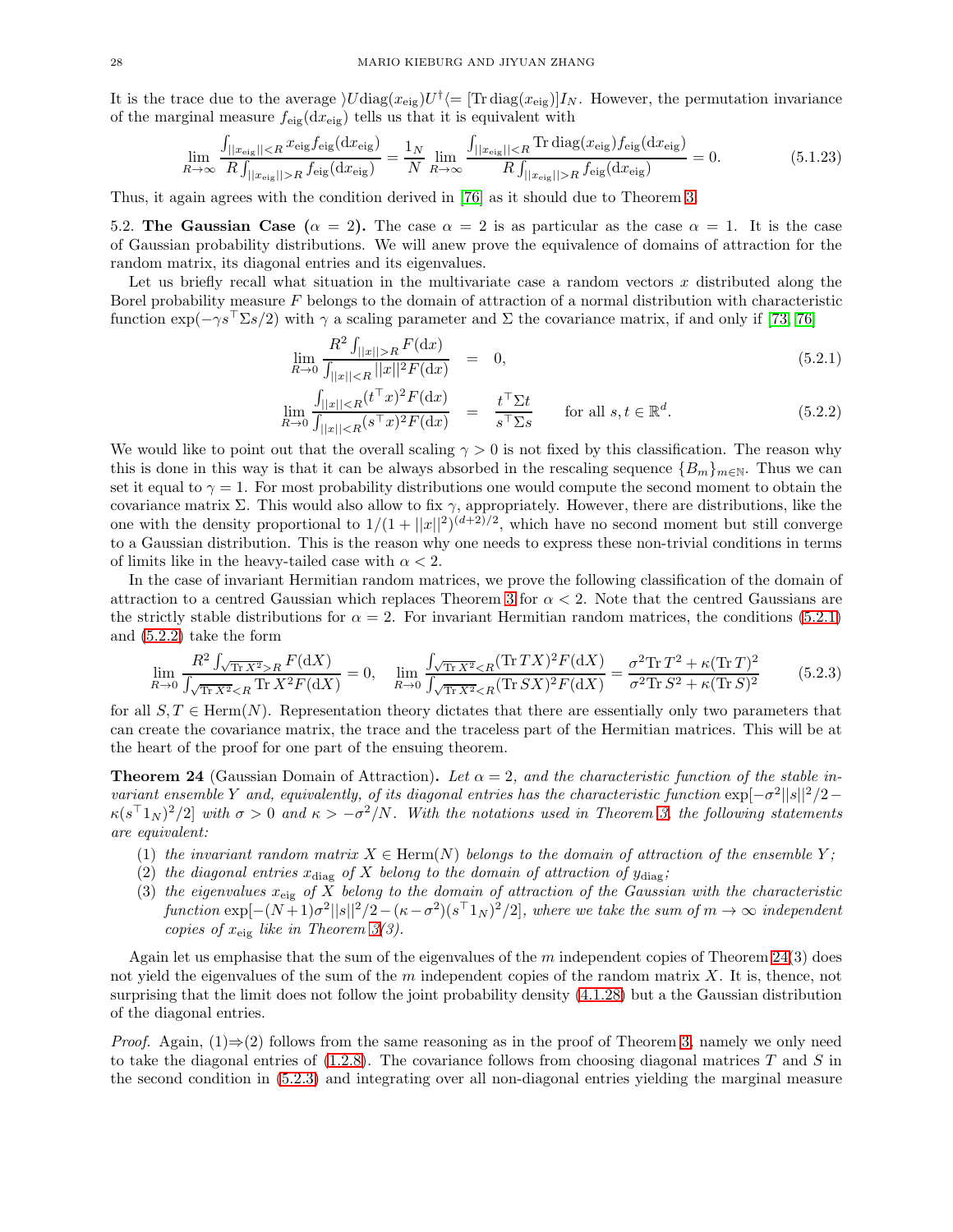It is the trace due to the average $\rangle U \text{diag}(x_{\text{eig}}) U^\dagger \langle = [\text{Tr}\, \text{diag}(x_{\text{eig}})] I_N$. However, the permutation invariance of the marginal measure $f_{\text{eig}}(\text{d}x_{\text{eig}})$ tells us that it is equivalent with

$$\lim_{R\to\infty} \frac{\int_{||x_{\text{eig}}||<R} x_{\text{eig}} f_{\text{eig}}(\text{d}x_{\text{eig}})}{R\int_{||x_{\text{eig}}||>R} f_{\text{eig}}(\text{d}x_{\text{eig}})} = \frac{1_N}{N} \lim_{R\to\infty} \frac{\int_{||x_{\text{eig}}||<R} \text{Tr}\,\text{diag}(x_{\text{eig}}) f_{\text{eig}}(\text{d}x_{\text{eig}})}{R\int_{||x_{\text{eig}}||>R} f_{\text{eig}}(\text{d}x_{\text{eig}})} = 0. \tag{5.1.23}$$

Thus, it again agrees with the condition derived in [76] as it should due to Theorem 3.

5.2. **The Gaussian Case ($\alpha = 2$).** The case $\alpha = 2$ is as particular as the case $\alpha = 1$. It is the case of Gaussian probability distributions. We will anew prove the equivalence of domains of attraction for the random matrix, its diagonal entries and its eigenvalues.

Let us briefly recall what situation in the multivariate case a random vectors $x$ distributed along the Borel probability measure $F$ belongs to the domain of attraction of a normal distribution with characteristic function $\exp(-\gamma s^\top \Sigma s/2)$ with $\gamma$ a scaling parameter and $\Sigma$ the covariance matrix, if and only if [73, 76]

$$\lim_{R\to 0} \frac{R^2\int_{||x||>R} F(\text{d}x)}{\int_{||x||<R} ||x||^2 F(\text{d}x)} = 0, \tag{5.2.1}$$

$$\lim_{R\to 0} \frac{\int_{||x||<R} (t^\top x)^2 F(\text{d}x)}{\int_{||x||<R} (s^\top x)^2 F(\text{d}x)} = \frac{t^\top \Sigma t}{s^\top \Sigma s} \qquad \text{for all } s,t\in\mathbb{R}^d. \tag{5.2.2}$$

We would like to point out that the overall scaling $\gamma > 0$ is not fixed by this classification. The reason why this is done in this way is that it can be always absorbed in the rescaling sequence $\{B_m\}_{m\in\mathbb{N}}$. Thus we can set it equal to $\gamma = 1$. For most probability distributions one would compute the second moment to obtain the covariance matrix $\Sigma$. This would also allow to fix $\gamma$, appropriately. However, there are distributions, like the one with the density proportional to $1/(1+||x||^2)^{(d+2)/2}$, which have no second moment but still converge to a Gaussian distribution. This is the reason why one needs to express these non-trivial conditions in terms of limits like in the heavy-tailed case with $\alpha < 2$.

In the case of invariant Hermitian random matrices, we prove the following classification of the domain of attraction to a centred Gaussian which replaces Theorem 3 for $\alpha < 2$. Note that the centred Gaussians are the strictly stable distributions for $\alpha = 2$. For invariant Hermitian random matrices, the conditions (5.2.1) and (5.2.2) take the form

$$\lim_{R\to 0} \frac{R^2\int_{\sqrt{\text{Tr}\, X^2}>R} F(\text{d}X)}{\int_{\sqrt{\text{Tr}\, X^2}<R} \text{Tr}\, X^2 F(\text{d}X)} = 0, \quad \lim_{R\to 0} \frac{\int_{\sqrt{\text{Tr}\, X^2}<R} (\text{Tr}\, TX)^2 F(\text{d}X)}{\int_{\sqrt{\text{Tr}\, X^2}<R} (\text{Tr}\, SX)^2 F(\text{d}X)} = \frac{\sigma^2 \text{Tr}\, T^2 + \kappa(\text{Tr}\, T)^2}{\sigma^2 \text{Tr}\, S^2 + \kappa(\text{Tr}\, S)^2} \tag{5.2.3}$$

for all $S, T \in \text{Herm}(N)$. Representation theory dictates that there are essentially only two parameters that can create the covariance matrix, the trace and the traceless part of the Hermitian matrices. This will be at the heart of the proof for one part of the ensuing theorem.

**Theorem 24** (Gaussian Domain of Attraction). *Let $\alpha = 2$, and the characteristic function of the stable invariant ensemble $Y$ and, equivalently, of its diagonal entries has the characteristic function $\exp[-\sigma^2||s||^2/2 - \kappa(s^\top 1_N)^2/2]$ with $\sigma > 0$ and $\kappa > -\sigma^2/N$. With the notations used in Theorem 3, the following statements are equivalent:*

1. *the invariant random matrix $X \in \text{Herm}(N)$ belongs to the domain of attraction of the ensemble $Y$;*
2. *the diagonal entries $x_{\text{diag}}$ of $X$ belong to the domain of attraction of $y_{\text{diag}}$;*
3. *the eigenvalues $x_{\text{eig}}$ of $X$ belong to the domain of attraction of the Gaussian with the characteristic function $\exp[-(N+1)\sigma^2||s||^2/2 - (\kappa-\sigma^2)(s^\top 1_N)^2/2]$, where we take the sum of $m\to\infty$ independent copies of $x_{\text{eig}}$ like in Theorem 3(3).*

Again let us emphasise that the sum of the eigenvalues of the $m$ independent copies of Theorem 24(3) does not yield the eigenvalues of the sum of the $m$ independent copies of the random matrix $X$. It is, thence, not surprising that the limit does not follow the joint probability density (4.1.28) but a the Gaussian distribution of the diagonal entries.

*Proof.* Again, (1)⇒(2) follows from the same reasoning as in the proof of Theorem 3, namely we only need to take the diagonal entries of (1.2.8). The covariance follows from choosing diagonal matrices $T$ and $S$ in the second condition in (5.2.3) and integrating over all non-diagonal entries yielding the marginal measure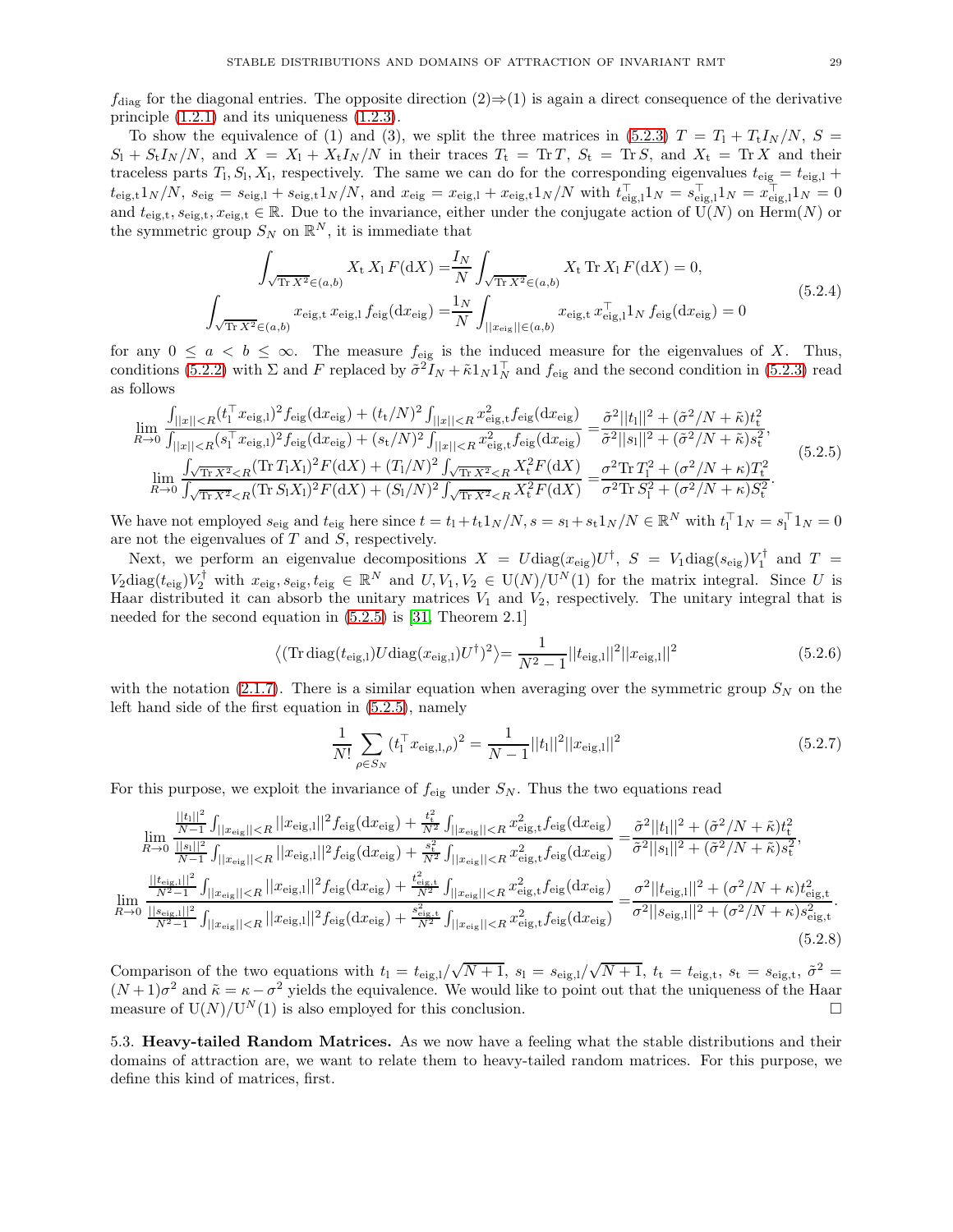$f_{\rm diag}$ for the diagonal entries. The opposite direction (2)⇒(1) is again a direct consequence of the derivative principle (1.2.1) and its uniqueness (1.2.3).

To show the equivalence of (1) and (3), we split the three matrices in (5.2.3) $T = T_{\rm l} + T_{\rm t} I_N/N$, $S = S_{\rm l} + S_{\rm t} I_N/N$, and $X = X_{\rm l} + X_{\rm t} I_N/N$ in their traces $T_{\rm t} = {\rm Tr}\, T$, $S_{\rm t} = {\rm Tr}\, S$, and $X_{\rm t} = {\rm Tr}\, X$ and their traceless parts $T_{\rm l}, S_{\rm l}, X_{\rm l}$, respectively. The same we can do for the corresponding eigenvalues $t_{\rm eig} = t_{\rm eig,l} + t_{\rm eig,t} 1_N/N$, $s_{\rm eig} = s_{\rm eig,l} + s_{\rm eig,t} 1_N/N$, and $x_{\rm eig} = x_{\rm eig,l} + x_{\rm eig,t} 1_N/N$ with $t_{\rm eig,l}^\top 1_N = s_{\rm eig,l}^\top 1_N = x_{\rm eig,l}^\top 1_N = 0$ and $t_{\rm eig,t}, s_{\rm eig,t}, x_{\rm eig,t} \in \mathbb{R}$. Due to the invariance, either under the conjugate action of ${\rm U}(N)$ on ${\rm Herm}(N)$ or the symmetric group $S_N$ on $\mathbb{R}^N$, it is immediate that

$$
\begin{split}
\int_{\sqrt{{\rm Tr}\, X^2}\in(a,b)} X_{\rm t}\, X_{\rm l}\, F({\rm d}X) =& \frac{I_N}{N}\int_{\sqrt{{\rm Tr}\, X^2}\in(a,b)} X_{\rm t}\, {\rm Tr}\, X_{\rm l}\, F({\rm d}X) = 0,\\
\int_{\sqrt{{\rm Tr}\, X^2}\in(a,b)} x_{\rm eig,t}\, x_{\rm eig,l}\, f_{\rm eig}({\rm d}x_{\rm eig}) =& \frac{1_N}{N}\int_{||x_{\rm eig}||\in(a,b)} x_{\rm eig,t}\, x_{\rm eig,l}^\top 1_N\, f_{\rm eig}({\rm d}x_{\rm eig}) = 0
\end{split}
\tag{5.2.4}
$$

for any $0 \leq a < b \leq \infty$. The measure $f_{\rm eig}$ is the induced measure for the eigenvalues of $X$. Thus, conditions (5.2.2) with $\Sigma$ and $F$ replaced by $\tilde\sigma^2 I_N + \tilde\kappa 1_N 1_N^\top$ and $f_{\rm eig}$ and the second condition in (5.2.3) read as follows

$$
\begin{split}
\lim_{R\to 0}\frac{\int_{||x||<R}(t_{\rm l}^\top x_{\rm eig,l})^2 f_{\rm eig}({\rm d}x_{\rm eig}) + (t_{\rm t}/N)^2\int_{||x||<R} x_{\rm eig,t}^2 f_{\rm eig}({\rm d}x_{\rm eig})}{\int_{||x||<R}(s_{\rm l}^\top x_{\rm eig,l})^2 f_{\rm eig}({\rm d}x_{\rm eig}) + (s_{\rm t}/N)^2\int_{||x||<R} x_{\rm eig,t}^2 f_{\rm eig}({\rm d}x_{\rm eig})} =& \frac{\tilde\sigma^2||t_{\rm l}||^2 + (\tilde\sigma^2/N + \tilde\kappa)t_{\rm t}^2}{\tilde\sigma^2||s_{\rm l}||^2 + (\tilde\sigma^2/N + \tilde\kappa)s_{\rm t}^2},\\
\lim_{R\to 0}\frac{\int_{\sqrt{{\rm Tr}\, X^2}<R}({\rm Tr}\, T_{\rm l}X_{\rm l})^2 F({\rm d}X) + (T_{\rm l}/N)^2\int_{\sqrt{{\rm Tr}\, X^2}<R} X_{\rm t}^2 F({\rm d}X)}{\int_{\sqrt{{\rm Tr}\, X^2}<R}({\rm Tr}\, S_{\rm l}X_{\rm l})^2 F({\rm d}X) + (S_{\rm l}/N)^2\int_{\sqrt{{\rm Tr}\, X^2}<R} X_{\rm t}^2 F({\rm d}X)} =& \frac{\sigma^2{\rm Tr}\, T_{\rm l}^2 + (\sigma^2/N + \kappa)T_{\rm t}^2}{\sigma^2{\rm Tr}\, S_{\rm l}^2 + (\sigma^2/N + \kappa)S_{\rm t}^2}.
\end{split}
\tag{5.2.5}
$$

We have not employed $s_{\rm eig}$ and $t_{\rm eig}$ here since $t = t_{\rm l} + t_{\rm t} 1_N/N, s = s_{\rm l} + s_{\rm t} 1_N/N \in \mathbb{R}^N$ with $t_{\rm l}^\top 1_N = s_{\rm l}^\top 1_N = 0$ are not the eigenvalues of $T$ and $S$, respectively.

Next, we perform an eigenvalue decompositions $X = U{\rm diag}(x_{\rm eig})U^\dagger$, $S = V_1{\rm diag}(s_{\rm eig})V_1^\dagger$ and $T = V_2{\rm diag}(t_{\rm eig})V_2^\dagger$ with $x_{\rm eig}, s_{\rm eig}, t_{\rm eig} \in \mathbb{R}^N$ and $U, V_1, V_2 \in {\rm U}(N)/{\rm U}^N(1)$ for the matrix integral. Since $U$ is Haar distributed it can absorb the unitary matrices $V_1$ and $V_2$, respectively. The unitary integral that is needed for the second equation in (5.2.5) is [31, Theorem 2.1]

$$
\left\langle({\rm Tr}\,{\rm diag}(t_{\rm eig,l})U{\rm diag}(x_{\rm eig,l})U^\dagger)^2\right\rangle = \frac{1}{N^2-1}||t_{\rm eig,l}||^2||x_{\rm eig,l}||^2
\tag{5.2.6}
$$

with the notation (2.1.7). There is a similar equation when averaging over the symmetric group $S_N$ on the left hand side of the first equation in (5.2.5), namely

$$
\frac{1}{N!}\sum_{\rho\in S_N}(t_{\rm l}^\top x_{\rm eig,l,\rho})^2 = \frac{1}{N-1}||t_{\rm l}||^2||x_{\rm eig,l}||^2
\tag{5.2.7}
$$

For this purpose, we exploit the invariance of $f_{\rm eig}$ under $S_N$. Thus the two equations read

$$
\begin{split}
\lim_{R\to 0}\frac{\frac{||t_{\rm l}||^2}{N-1}\int_{||x_{\rm eig}||<R}||x_{\rm eig,l}||^2 f_{\rm eig}({\rm d}x_{\rm eig}) + \frac{t_{\rm t}^2}{N^2}\int_{||x_{\rm eig}||<R} x_{\rm eig,t}^2 f_{\rm eig}({\rm d}x_{\rm eig})}{\frac{||s_{\rm l}||^2}{N-1}\int_{||x_{\rm eig}||<R}||x_{\rm eig,l}||^2 f_{\rm eig}({\rm d}x_{\rm eig}) + \frac{s_{\rm t}^2}{N^2}\int_{||x_{\rm eig}||<R} x_{\rm eig,t}^2 f_{\rm eig}({\rm d}x_{\rm eig})} =& \frac{\tilde\sigma^2||t_{\rm l}||^2 + (\tilde\sigma^2/N + \tilde\kappa)t_{\rm t}^2}{\tilde\sigma^2||s_{\rm l}||^2 + (\tilde\sigma^2/N + \tilde\kappa)s_{\rm t}^2},\\
\lim_{R\to 0}\frac{\frac{||t_{\rm eig,l}||^2}{N^2-1}\int_{||x_{\rm eig}||<R}||x_{\rm eig,l}||^2 f_{\rm eig}({\rm d}x_{\rm eig}) + \frac{t_{\rm eig,t}^2}{N^2}\int_{||x_{\rm eig}||<R} x_{\rm eig,t}^2 f_{\rm eig}({\rm d}x_{\rm eig})}{\frac{||s_{\rm eig,l}||^2}{N^2-1}\int_{||x_{\rm eig}||<R}||x_{\rm eig,l}||^2 f_{\rm eig}({\rm d}x_{\rm eig}) + \frac{s_{\rm eig,t}^2}{N^2}\int_{||x_{\rm eig}||<R} x_{\rm eig,t}^2 f_{\rm eig}({\rm d}x_{\rm eig})} =& \frac{\sigma^2||t_{\rm eig,l}||^2 + (\sigma^2/N + \kappa)t_{\rm eig,t}^2}{\sigma^2||s_{\rm eig,l}||^2 + (\sigma^2/N + \kappa)s_{\rm eig,t}^2}.
\end{split}
\tag{5.2.8}
$$

Comparison of the two equations with $t_{\rm l} = t_{\rm eig,l}/\sqrt{N+1}$, $s_{\rm l} = s_{\rm eig,l}/\sqrt{N+1}$, $t_{\rm t} = t_{\rm eig,t}$, $s_{\rm t} = s_{\rm eig,t}$, $\tilde\sigma^2 = (N+1)\sigma^2$ and $\tilde\kappa = \kappa - \sigma^2$ yields the equivalence. We would like to point out that the uniqueness of the Haar measure of ${\rm U}(N)/{\rm U}^N(1)$ is also employed for this conclusion. □

### 5.3. Heavy-tailed Random Matrices.

As we now have a feeling what the stable distributions and their domains of attraction are, we want to relate them to heavy-tailed random matrices. For this purpose, we define this kind of matrices, first.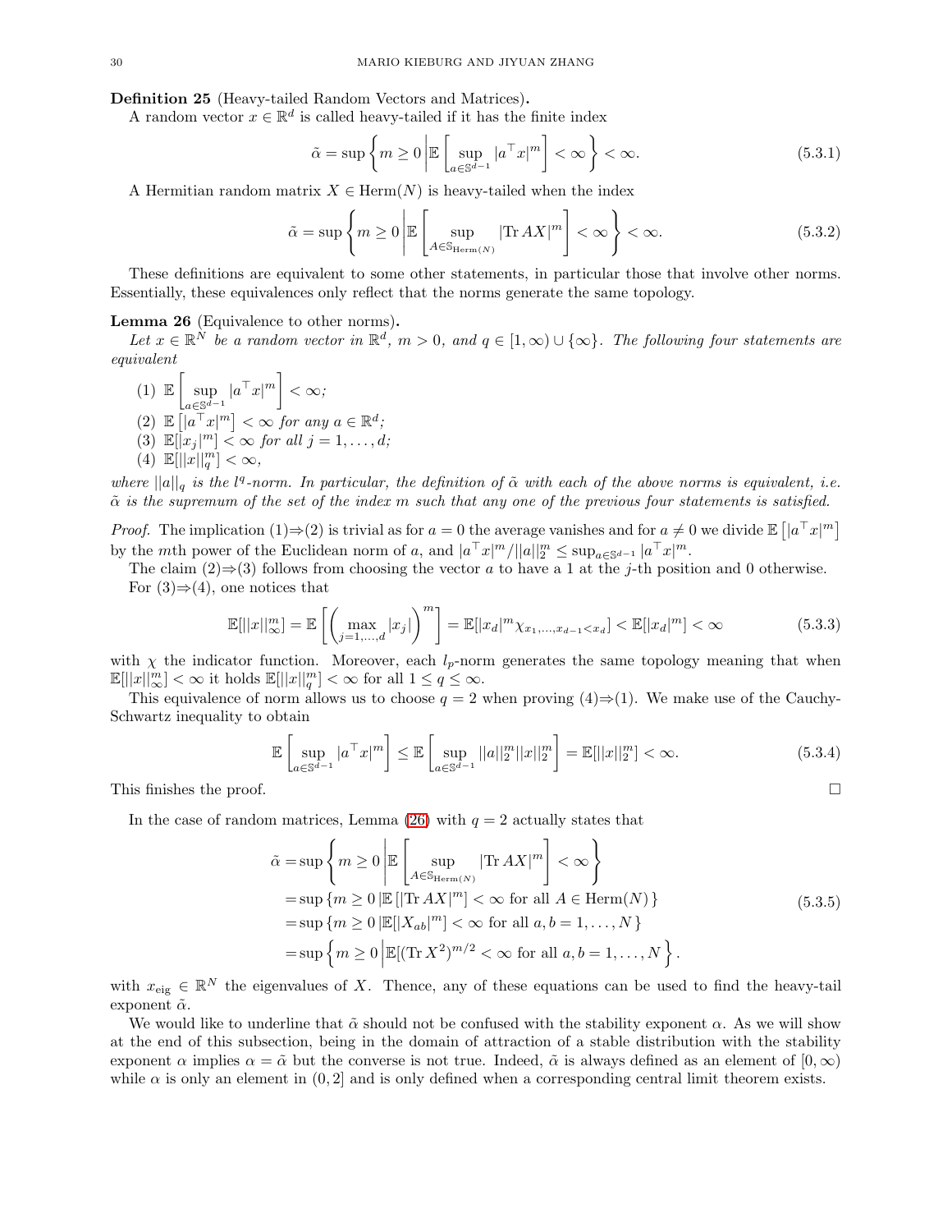**Definition 25** (Heavy-tailed Random Vectors and Matrices)**.**

A random vector $x \in \mathbb{R}^d$ is called heavy-tailed if it has the finite index

$$\tilde{\alpha} = \sup\left\{ m \geq 0 \middle| \mathbb{E}\left[ \sup_{a \in \mathbb{S}^{d-1}} |a^\top x|^m \right] < \infty \right\} < \infty. \tag{5.3.1}$$

A Hermitian random matrix $X \in \mathrm{Herm}(N)$ is heavy-tailed when the index

$$\tilde{\alpha} = \sup\left\{ m \geq 0 \middle| \mathbb{E}\left[ \sup_{A \in \mathbb{S}_{\mathrm{Herm}(N)}} |\mathrm{Tr}\, AX|^m \right] < \infty \right\} < \infty. \tag{5.3.2}$$

These definitions are equivalent to some other statements, in particular those that involve other norms. Essentially, these equivalences only reflect that the norms generate the same topology.

**Lemma 26** (Equivalence to other norms)**.**

*Let $x \in \mathbb{R}^N$ be a random vector in $\mathbb{R}^d$, $m > 0$, and $q \in [1, \infty) \cup \{\infty\}$. The following four statements are equivalent*

(1) $\mathbb{E}\left[ \sup_{a \in \mathbb{S}^{d-1}} |a^\top x|^m \right] < \infty$;
(2) $\mathbb{E}\left[ |a^\top x|^m \right] < \infty$ *for any* $a \in \mathbb{R}^d$;
(3) $\mathbb{E}[|x_j|^m] < \infty$ *for all* $j = 1, \ldots, d$;
(4) $\mathbb{E}[||x||_q^m] < \infty$,

*where $||a||_q$ is the $l^q$-norm. In particular, the definition of $\tilde{\alpha}$ with each of the above norms is equivalent, i.e. $\tilde{\alpha}$ is the supremum of the set of the index $m$ such that any one of the previous four statements is satisfied.*

*Proof.* The implication (1)⇒(2) is trivial as for $a = 0$ the average vanishes and for $a \neq 0$ we divide $\mathbb{E}\left[|a^\top x|^m\right]$ by the $m$th power of the Euclidean norm of $a$, and $|a^\top x|^m / ||a||_2^m \leq \sup_{a \in \mathbb{S}^{d-1}} |a^\top x|^m$.

The claim (2)⇒(3) follows from choosing the vector $a$ to have a 1 at the $j$-th position and 0 otherwise.

For (3)⇒(4), one notices that

$$\mathbb{E}[||x||_\infty^m] = \mathbb{E}\left[ \left( \max_{j=1,\ldots,d} |x_j| \right)^m \right] = \mathbb{E}[|x_d|^m \chi_{x_1,\ldots,x_{d-1} < x_d}] < \mathbb{E}[|x_d|^m] < \infty \tag{5.3.3}$$

with $\chi$ the indicator function. Moreover, each $l_p$-norm generates the same topology meaning that when $\mathbb{E}[||x||_\infty^m] < \infty$ it holds $\mathbb{E}[||x||_q^m] < \infty$ for all $1 \leq q \leq \infty$.

This equivalence of norm allows us to choose $q = 2$ when proving (4)⇒(1). We make use of the Cauchy-Schwartz inequality to obtain

$$\mathbb{E}\left[ \sup_{a \in \mathbb{S}^{d-1}} |a^\top x|^m \right] \leq \mathbb{E}\left[ \sup_{a \in \mathbb{S}^{d-1}} ||a||_2^m ||x||_2^m \right] = \mathbb{E}[||x||_2^m] < \infty. \tag{5.3.4}$$

This finishes the proof. $\square$

In the case of random matrices, Lemma (26) with $q = 2$ actually states that

$$\begin{aligned}
\tilde{\alpha} &= \sup\left\{ m \geq 0 \middle| \mathbb{E}\left[ \sup_{A \in \mathbb{S}_{\mathrm{Herm}(N)}} |\mathrm{Tr}\, AX|^m \right] < \infty \right\} \\
&= \sup\left\{ m \geq 0 \,\middle|\, \mathbb{E}\left[ |\mathrm{Tr}\, AX|^m \right] < \infty \text{ for all } A \in \mathrm{Herm}(N) \right\} \\
&= \sup\left\{ m \geq 0 \,\middle|\, \mathbb{E}[|X_{ab}|^m] < \infty \text{ for all } a, b = 1, \ldots, N \right\} \\
&= \sup\left\{ m \geq 0 \middle| \mathbb{E}[(\mathrm{Tr}\, X^2)^{m/2} < \infty \text{ for all } a, b = 1, \ldots, N \right\}.
\end{aligned} \tag{5.3.5}$$

with $x_{\mathrm{eig}} \in \mathbb{R}^N$ the eigenvalues of $X$. Thence, any of these equations can be used to find the heavy-tail exponent $\tilde{\alpha}$.

We would like to underline that $\tilde{\alpha}$ should not be confused with the stability exponent $\alpha$. As we will show at the end of this subsection, being in the domain of attraction of a stable distribution with the stability exponent $\alpha$ implies $\alpha = \tilde{\alpha}$ but the converse is not true. Indeed, $\tilde{\alpha}$ is always defined as an element of $[0, \infty)$ while $\alpha$ is only an element in $(0, 2]$ and is only defined when a corresponding central limit theorem exists.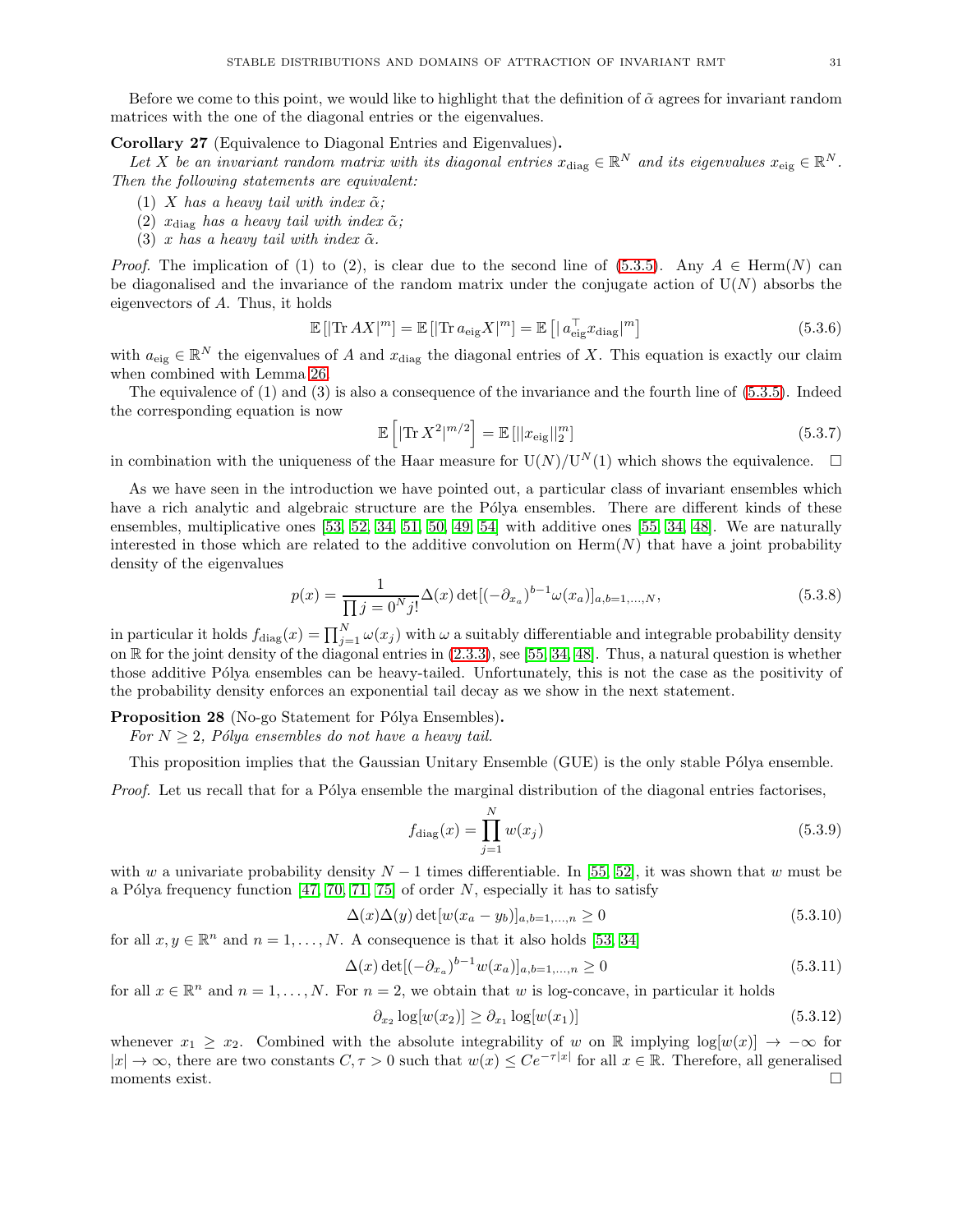Before we come to this point, we would like to highlight that the definition of $\tilde{\alpha}$ agrees for invariant random matrices with the one of the diagonal entries or the eigenvalues.

**Corollary 27** (Equivalence to Diagonal Entries and Eigenvalues)**.**

*Let $X$ be an invariant random matrix with its diagonal entries $x_{\rm diag} \in \mathbb{R}^N$ and its eigenvalues $x_{\rm eig} \in \mathbb{R}^N$. Then the following statements are equivalent:*

(1) *$X$ has a heavy tail with index $\tilde{\alpha}$;*
(2) *$x_{\rm diag}$ has a heavy tail with index $\tilde{\alpha}$;*
(3) *$x$ has a heavy tail with index $\tilde{\alpha}$.*

*Proof.* The implication of (1) to (2), is clear due to the second line of (5.3.5). Any $A \in \mathrm{Herm}(N)$ can be diagonalised and the invariance of the random matrix under the conjugate action of $\mathrm{U}(N)$ absorbs the eigenvectors of $A$. Thus, it holds

$$\mathbb{E}\left[|\mathrm{Tr}\, AX|^m\right] = \mathbb{E}\left[|\mathrm{Tr}\, a_{\rm eig}X|^m\right] = \mathbb{E}\left[|\, a_{\rm eig}^\top x_{\rm diag}|^m\right] \tag{5.3.6}$$

with $a_{\rm eig} \in \mathbb{R}^N$ the eigenvalues of $A$ and $x_{\rm diag}$ the diagonal entries of $X$. This equation is exactly our claim when combined with Lemma 26.

The equivalence of (1) and (3) is also a consequence of the invariance and the fourth line of (5.3.5). Indeed the corresponding equation is now

$$\mathbb{E}\left[|\mathrm{Tr}\, X^2|^{m/2}\right] = \mathbb{E}\left[||x_{\rm eig}||_2^m\right] \tag{5.3.7}$$

in combination with the uniqueness of the Haar measure for $\mathrm{U}(N)/\mathrm{U}^N(1)$ which shows the equivalence. $\square$

As we have seen in the introduction we have pointed out, a particular class of invariant ensembles which have a rich analytic and algebraic structure are the Pólya ensembles. There are different kinds of these ensembles, multiplicative ones [53, 52, 34, 51, 50, 49, 54] with additive ones [55, 34, 48]. We are naturally interested in those which are related to the additive convolution on $\mathrm{Herm}(N)$ that have a joint probability density of the eigenvalues

$$p(x) = \frac{1}{\prod j = 0^N j!}\Delta(x)\det[(-\partial_{x_a})^{b-1}\omega(x_a)]_{a,b=1,\ldots,N}, \tag{5.3.8}$$

in particular it holds $f_{\rm diag}(x) = \prod_{j=1}^N \omega(x_j)$ with $\omega$ a suitably differentiable and integrable probability density on $\mathbb{R}$ for the joint density of the diagonal entries in (2.3.3), see [55, 34, 48]. Thus, a natural question is whether those additive Pólya ensembles can be heavy-tailed. Unfortunately, this is not the case as the positivity of the probability density enforces an exponential tail decay as we show in the next statement.

**Proposition 28** (No-go Statement for Pólya Ensembles)**.**

*For $N \geq 2$, Pólya ensembles do not have a heavy tail.*

This proposition implies that the Gaussian Unitary Ensemble (GUE) is the only stable Pólya ensemble.

*Proof.* Let us recall that for a Pólya ensemble the marginal distribution of the diagonal entries factorises,

$$f_{\rm diag}(x) = \prod_{j=1}^N w(x_j) \tag{5.3.9}$$

with $w$ a univariate probability density $N-1$ times differentiable. In [55, 52], it was shown that $w$ must be a Pólya frequency function [47, 70, 71, 75] of order $N$, especially it has to satisfy

$$\Delta(x)\Delta(y)\det[w(x_a - y_b)]_{a,b=1,\ldots,n} \geq 0 \tag{5.3.10}$$

for all $x, y \in \mathbb{R}^n$ and $n = 1, \ldots, N$. A consequence is that it also holds [53, 34]

$$\Delta(x)\det[(-\partial_{x_a})^{b-1}w(x_a)]_{a,b=1,\ldots,n} \geq 0 \tag{5.3.11}$$

for all $x \in \mathbb{R}^n$ and $n = 1, \ldots, N$. For $n = 2$, we obtain that $w$ is log-concave, in particular it holds

$$\partial_{x_2}\log[w(x_2)] \geq \partial_{x_1}\log[w(x_1)] \tag{5.3.12}$$

whenever $x_1 \geq x_2$. Combined with the absolute integrability of $w$ on $\mathbb{R}$ implying $\log[w(x)] \to -\infty$ for $|x| \to \infty$, there are two constants $C, \tau > 0$ such that $w(x) \leq Ce^{-\tau|x|}$ for all $x \in \mathbb{R}$. Therefore, all generalised moments exist. $\square$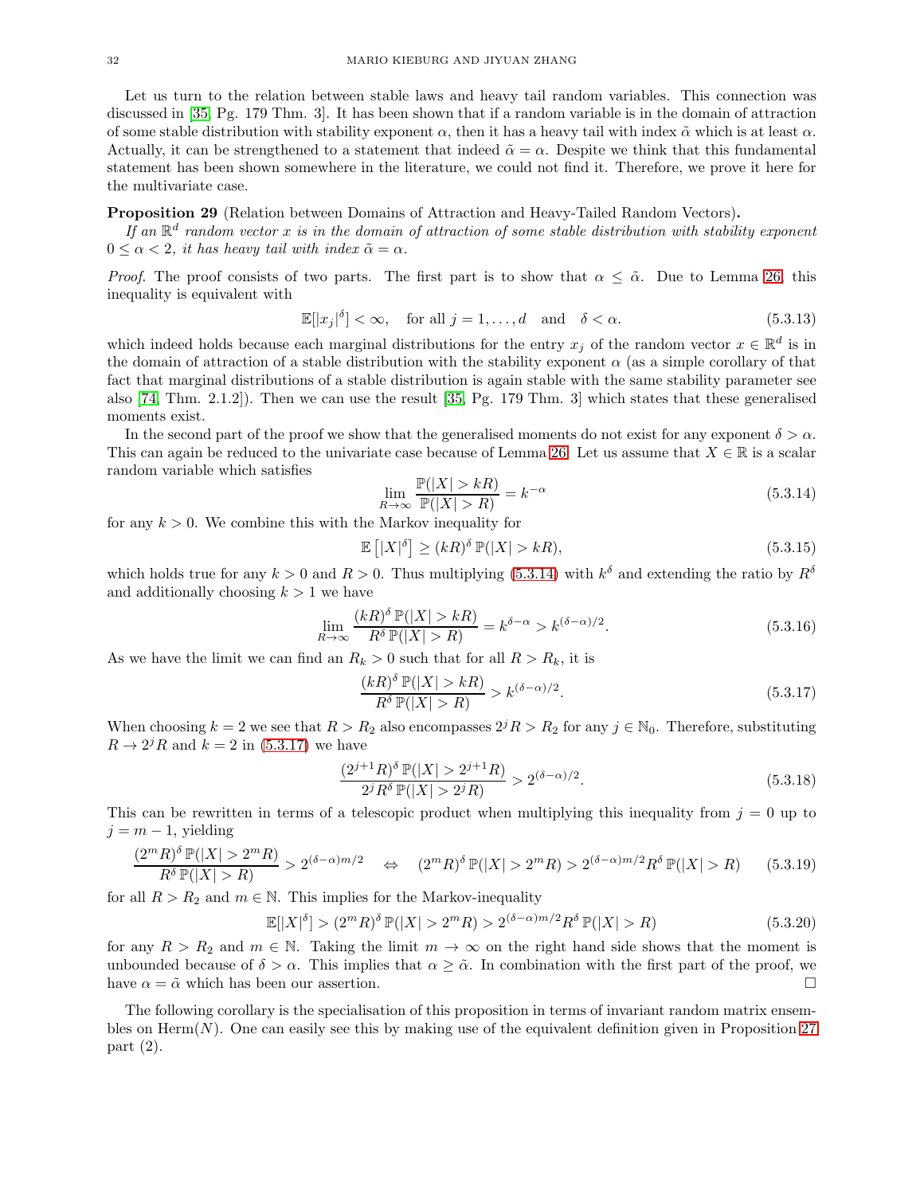Let us turn to the relation between stable laws and heavy tail random variables. This connection was discussed in [35, Pg. 179 Thm. 3]. It has been shown that if a random variable is in the domain of attraction of some stable distribution with stability exponent $\alpha$, then it has a heavy tail with index $\tilde{\alpha}$ which is at least $\alpha$. Actually, it can be strengthened to a statement that indeed $\tilde{\alpha} = \alpha$. Despite we think that this fundamental statement has been shown somewhere in the literature, we could not find it. Therefore, we prove it here for the multivariate case.

**Proposition 29** (Relation between Domains of Attraction and Heavy-Tailed Random Vectors)**.**

*If an $\mathbb{R}^d$ random vector $x$ is in the domain of attraction of some stable distribution with stability exponent $0 \leq \alpha < 2$, it has heavy tail with index $\tilde{\alpha} = \alpha$.*

*Proof.* The proof consists of two parts. The first part is to show that $\alpha \leq \tilde{\alpha}$. Due to Lemma 26, this inequality is equivalent with

$$\mathbb{E}[|x_j|^\delta] < \infty, \quad \text{for all } j = 1, \ldots, d \quad \text{and} \quad \delta < \alpha. \tag{5.3.13}$$

which indeed holds because each marginal distributions for the entry $x_j$ of the random vector $x \in \mathbb{R}^d$ is in the domain of attraction of a stable distribution with the stability exponent $\alpha$ (as a simple corollary of that fact that marginal distributions of a stable distribution is again stable with the same stability parameter see also [74, Thm. 2.1.2]). Then we can use the result [35, Pg. 179 Thm. 3] which states that these generalised moments exist.

In the second part of the proof we show that the generalised moments do not exist for any exponent $\delta > \alpha$. This can again be reduced to the univariate case because of Lemma 26. Let us assume that $X \in \mathbb{R}$ is a scalar random variable which satisfies

$$\lim_{R\to\infty} \frac{\mathbb{P}(|X| > kR)}{\mathbb{P}(|X| > R)} = k^{-\alpha} \tag{5.3.14}$$

for any $k > 0$. We combine this with the Markov inequality for

$$\mathbb{E}\left[|X|^\delta\right] \geq (kR)^\delta\, \mathbb{P}(|X| > kR), \tag{5.3.15}$$

which holds true for any $k > 0$ and $R > 0$. Thus multiplying (5.3.14) with $k^\delta$ and extending the ratio by $R^\delta$ and additionally choosing $k > 1$ we have

$$\lim_{R\to\infty} \frac{(kR)^\delta\, \mathbb{P}(|X| > kR)}{R^\delta\, \mathbb{P}(|X| > R)} = k^{\delta-\alpha} > k^{(\delta-\alpha)/2}. \tag{5.3.16}$$

As we have the limit we can find an $R_k > 0$ such that for all $R > R_k$, it is

$$\frac{(kR)^\delta\, \mathbb{P}(|X| > kR)}{R^\delta\, \mathbb{P}(|X| > R)} > k^{(\delta-\alpha)/2}. \tag{5.3.17}$$

When choosing $k = 2$ we see that $R > R_2$ also encompasses $2^j R > R_2$ for any $j \in \mathbb{N}_0$. Therefore, substituting $R \to 2^j R$ and $k = 2$ in (5.3.17) we have

$$\frac{(2^{j+1}R)^\delta\, \mathbb{P}(|X| > 2^{j+1}R)}{2^j R^\delta\, \mathbb{P}(|X| > 2^j R)} > 2^{(\delta-\alpha)/2}. \tag{5.3.18}$$

This can be rewritten in terms of a telescopic product when multiplying this inequality from $j = 0$ up to $j = m - 1$, yielding

$$\frac{(2^m R)^\delta\, \mathbb{P}(|X| > 2^m R)}{R^\delta\, \mathbb{P}(|X| > R)} > 2^{(\delta-\alpha)m/2} \quad \Leftrightarrow \quad (2^m R)^\delta\, \mathbb{P}(|X| > 2^m R) > 2^{(\delta-\alpha)m/2} R^\delta\, \mathbb{P}(|X| > R) \tag{5.3.19}$$

for all $R > R_2$ and $m \in \mathbb{N}$. This implies for the Markov-inequality

$$\mathbb{E}[|X|^\delta] > (2^m R)^\delta\, \mathbb{P}(|X| > 2^m R) > 2^{(\delta-\alpha)m/2} R^\delta\, \mathbb{P}(|X| > R) \tag{5.3.20}$$

for any $R > R_2$ and $m \in \mathbb{N}$. Taking the limit $m \to \infty$ on the right hand side shows that the moment is unbounded because of $\delta > \alpha$. This implies that $\alpha \geq \tilde{\alpha}$. In combination with the first part of the proof, we have $\alpha = \tilde{\alpha}$ which has been our assertion. □

The following corollary is the specialisation of this proposition in terms of invariant random matrix ensembles on $\mathrm{Herm}(N)$. One can easily see this by making use of the equivalent definition given in Proposition 27 part (2).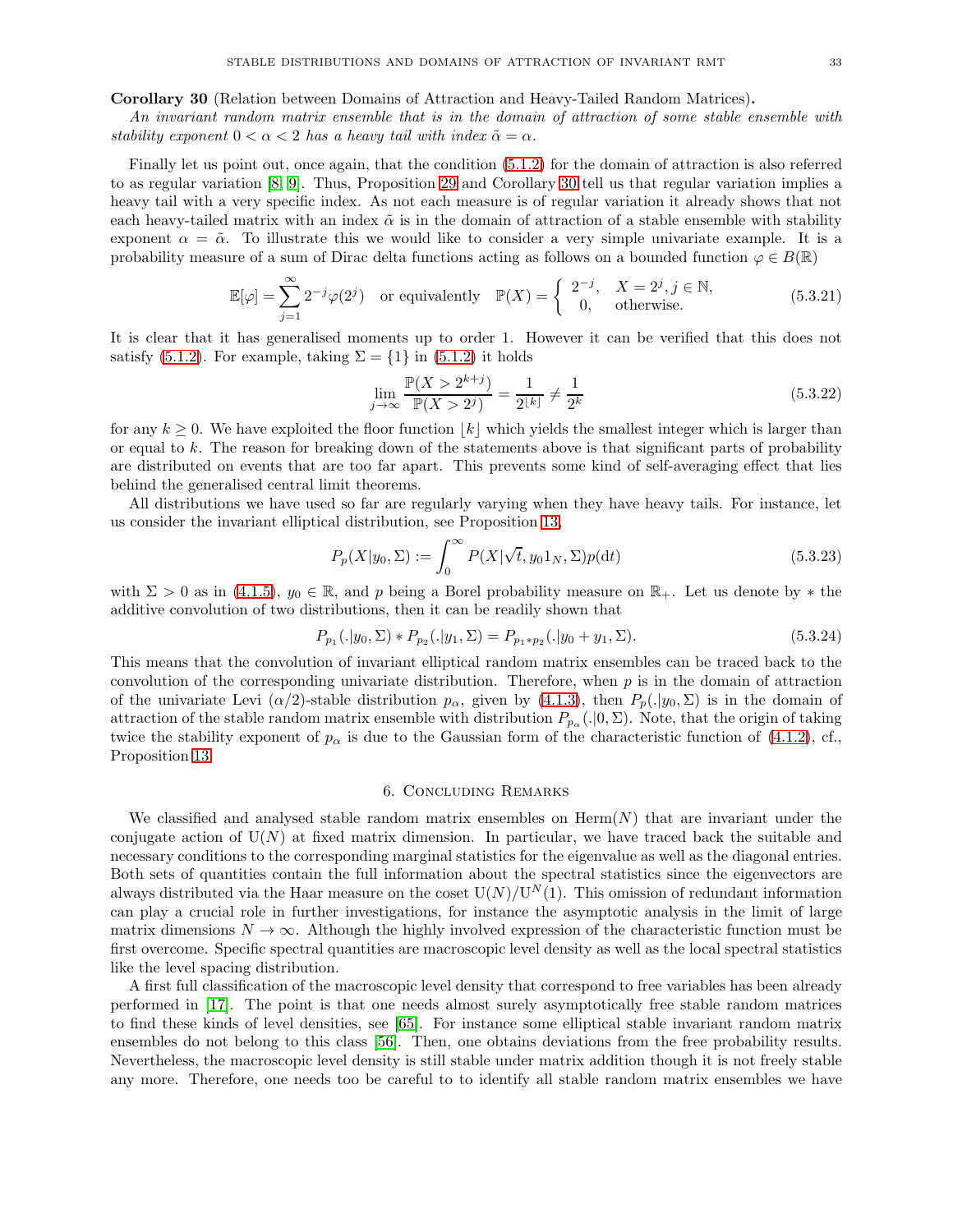**Corollary 30** (Relation between Domains of Attraction and Heavy-Tailed Random Matrices)**.**
*An invariant random matrix ensemble that is in the domain of attraction of some stable ensemble with stability exponent $0 < \alpha < 2$ has a heavy tail with index $\tilde{\alpha} = \alpha$.*

Finally let us point out, once again, that the condition (5.1.2) for the domain of attraction is also referred to as regular variation [8, 9]. Thus, Proposition 29 and Corollary 30 tell us that regular variation implies a heavy tail with a very specific index. As not each measure is of regular variation it already shows that not each heavy-tailed matrix with an index $\tilde{\alpha}$ is in the domain of attraction of a stable ensemble with stability exponent $\alpha = \tilde{\alpha}$. To illustrate this we would like to consider a very simple univariate example. It is a probability measure of a sum of Dirac delta functions acting as follows on a bounded function $\varphi \in B(\mathbb{R})$

$$\mathbb{E}[\varphi] = \sum_{j=1}^{\infty} 2^{-j} \varphi(2^j) \quad \text{or equivalently} \quad \mathbb{P}(X) = \begin{cases} 2^{-j}, & X = 2^j, j \in \mathbb{N}, \\ 0, & \text{otherwise.} \end{cases} \tag{5.3.21}$$

It is clear that it has generalised moments up to order 1. However it can be verified that this does not satisfy (5.1.2). For example, taking $\Sigma = \{1\}$ in (5.1.2) it holds

$$\lim_{j \to \infty} \frac{\mathbb{P}(X > 2^{k+j})}{\mathbb{P}(X > 2^j)} = \frac{1}{2^{\lfloor k \rfloor}} \neq \frac{1}{2^k} \tag{5.3.22}$$

for any $k \geq 0$. We have exploited the floor function $\lfloor k \rfloor$ which yields the smallest integer which is larger than or equal to $k$. The reason for breaking down of the statements above is that significant parts of probability are distributed on events that are too far apart. This prevents some kind of self-averaging effect that lies behind the generalised central limit theorems.

All distributions we have used so far are regularly varying when they have heavy tails. For instance, let us consider the invariant elliptical distribution, see Proposition 13,

$$P_p(X|y_0, \Sigma) := \int_0^{\infty} P(X|\sqrt{t}, y_0 1_N, \Sigma) p(\mathrm{d}t) \tag{5.3.23}$$

with $\Sigma > 0$ as in (4.1.5), $y_0 \in \mathbb{R}$, and $p$ being a Borel probability measure on $\mathbb{R}_+$. Let us denote by $*$ the additive convolution of two distributions, then it can be readily shown that

$$P_{p_1}(.|y_0, \Sigma) * P_{p_2}(.|y_1, \Sigma) = P_{p_1 * p_2}(.|y_0 + y_1, \Sigma). \tag{5.3.24}$$

This means that the convolution of invariant elliptical random matrix ensembles can be traced back to the convolution of the corresponding univariate distribution. Therefore, when $p$ is in the domain of attraction of the univariate Levi $(\alpha/2)$-stable distribution $p_\alpha$, given by (4.1.3), then $P_p(.|y_0, \Sigma)$ is in the domain of attraction of the stable random matrix ensemble with distribution $P_{p_\alpha}(.|0, \Sigma)$. Note, that the origin of taking twice the stability exponent of $p_\alpha$ is due to the Gaussian form of the characteristic function of (4.1.2), cf., Proposition 13.

## 6. Concluding Remarks

We classified and analysed stable random matrix ensembles on $\mathrm{Herm}(N)$ that are invariant under the conjugate action of $\mathrm{U}(N)$ at fixed matrix dimension. In particular, we have traced back the suitable and necessary conditions to the corresponding marginal statistics for the eigenvalue as well as the diagonal entries. Both sets of quantities contain the full information about the spectral statistics since the eigenvectors are always distributed via the Haar measure on the coset $\mathrm{U}(N)/\mathrm{U}^N(1)$. This omission of redundant information can play a crucial role in further investigations, for instance the asymptotic analysis in the limit of large matrix dimensions $N \to \infty$. Although the highly involved expression of the characteristic function must be first overcome. Specific spectral quantities are macroscopic level density as well as the local spectral statistics like the level spacing distribution.

A first full classification of the macroscopic level density that correspond to free variables has been already performed in [17]. The point is that one needs almost surely asymptotically free stable random matrices to find these kinds of level densities, see [65]. For instance some elliptical stable invariant random matrix ensembles do not belong to this class [56]. Then, one obtains deviations from the free probability results. Nevertheless, the macroscopic level density is still stable under matrix addition though it is not freely stable any more. Therefore, one needs too be careful to to identify all stable random matrix ensembles we have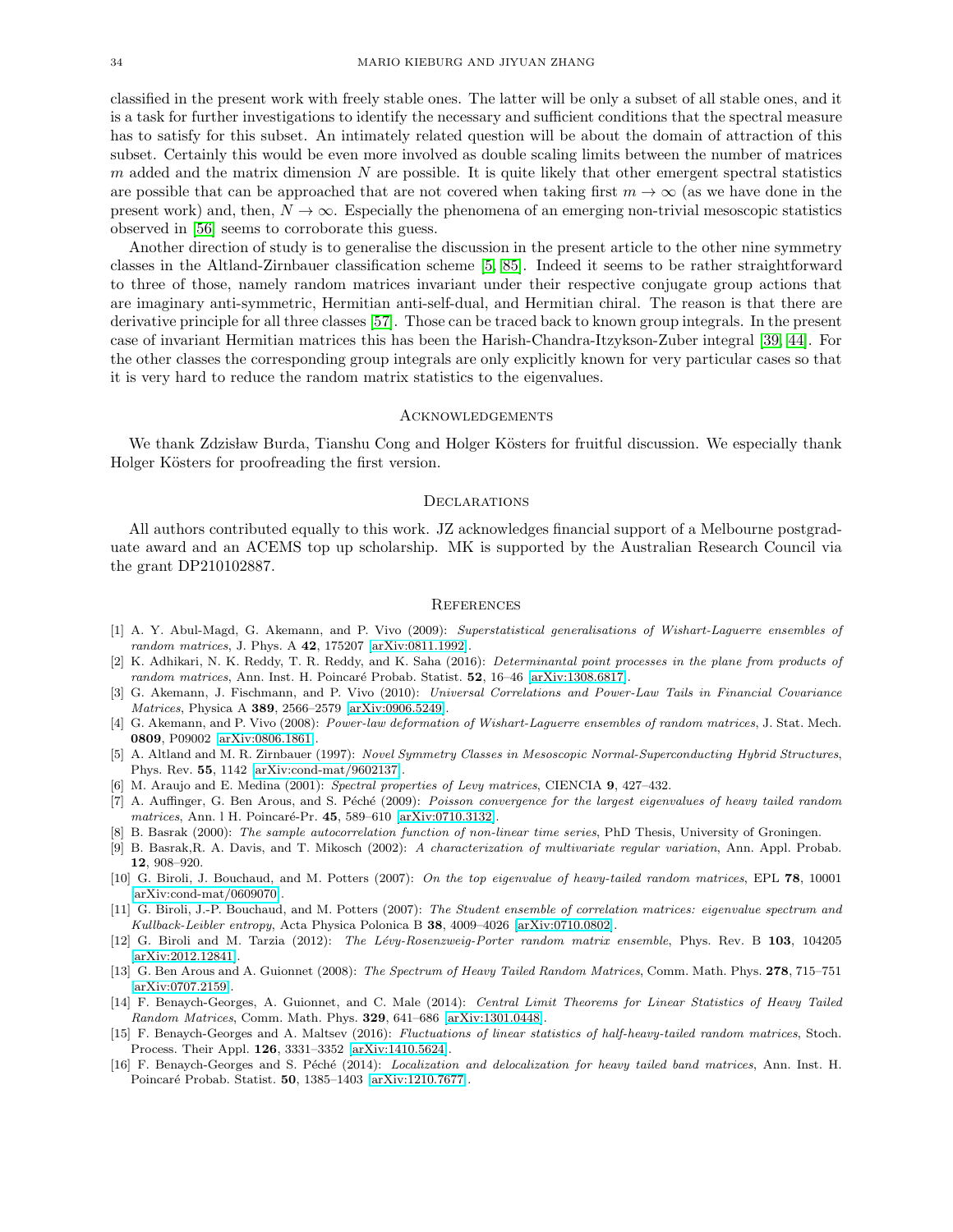classified in the present work with freely stable ones. The latter will be only a subset of all stable ones, and it is a task for further investigations to identify the necessary and sufficient conditions that the spectral measure has to satisfy for this subset. An intimately related question will be about the domain of attraction of this subset. Certainly this would be even more involved as double scaling limits between the number of matrices $m$ added and the matrix dimension $N$ are possible. It is quite likely that other emergent spectral statistics are possible that can be approached that are not covered when taking first $m \to \infty$ (as we have done in the present work) and, then, $N \to \infty$. Especially the phenomena of an emerging non-trivial mesoscopic statistics observed in [56] seems to corroborate this guess.

Another direction of study is to generalise the discussion in the present article to the other nine symmetry classes in the Altland-Zirnbauer classification scheme [5, 85]. Indeed it seems to be rather straightforward to three of those, namely random matrices invariant under their respective conjugate group actions that are imaginary anti-symmetric, Hermitian anti-self-dual, and Hermitian chiral. The reason is that there are derivative principle for all three classes [57]. Those can be traced back to known group integrals. In the present case of invariant Hermitian matrices this has been the Harish-Chandra-Itzykson-Zuber integral [39, 44]. For the other classes the corresponding group integrals are only explicitly known for very particular cases so that it is very hard to reduce the random matrix statistics to the eigenvalues.

## Acknowledgements

We thank Zdzisław Burda, Tianshu Cong and Holger Kösters for fruitful discussion. We especially thank Holger Kösters for proofreading the first version.

## Declarations

All authors contributed equally to this work. JZ acknowledges financial support of a Melbourne postgraduate award and an ACEMS top up scholarship. MK is supported by the Australian Research Council via the grant DP210102887.

## References

[1] A. Y. Abul-Magd, G. Akemann, and P. Vivo (2009): *Superstatistical generalisations of Wishart-Laguerre ensembles of random matrices*, J. Phys. A **42**, 175207 [arXiv:0811.1992].

[2] K. Adhikari, N. K. Reddy, T. R. Reddy, and K. Saha (2016): *Determinantal point processes in the plane from products of random matrices*, Ann. Inst. H. Poincaré Probab. Statist. **52**, 16–46 [arXiv:1308.6817].

[3] G. Akemann, J. Fischmann, and P. Vivo (2010): *Universal Correlations and Power-Law Tails in Financial Covariance Matrices*, Physica A **389**, 2566–2579 [arXiv:0906.5249].

[4] G. Akemann, and P. Vivo (2008): *Power-law deformation of Wishart-Laguerre ensembles of random matrices*, J. Stat. Mech. **0809**, P09002 [arXiv:0806.1861].

[5] A. Altland and M. R. Zirnbauer (1997): *Novel Symmetry Classes in Mesoscopic Normal-Superconducting Hybrid Structures*, Phys. Rev. **55**, 1142 [arXiv:cond-mat/9602137].

[6] M. Araujo and E. Medina (2001): *Spectral properties of Levy matrices*, CIENCIA **9**, 427–432.

[7] A. Auffinger, G. Ben Arous, and S. Péché (2009): *Poisson convergence for the largest eigenvalues of heavy tailed random matrices*, Ann. l H. Poincaré-Pr. **45**, 589–610 [arXiv:0710.3132].

[8] B. Basrak (2000): *The sample autocorrelation function of non-linear time series*, PhD Thesis, University of Groningen.

[9] B. Basrak,R. A. Davis, and T. Mikosch (2002): *A characterization of multivariate regular variation*, Ann. Appl. Probab. **12**, 908–920.

[10] G. Biroli, J. Bouchaud, and M. Potters (2007): *On the top eigenvalue of heavy-tailed random matrices*, EPL **78**, 10001 [arXiv:cond-mat/0609070].

[11] G. Biroli, J.-P. Bouchaud, and M. Potters (2007): *The Student ensemble of correlation matrices: eigenvalue spectrum and Kullback-Leibler entropy*, Acta Physica Polonica B **38**, 4009–4026 [arXiv:0710.0802].

[12] G. Biroli and M. Tarzia (2012): *The Lévy-Rosenzweig-Porter random matrix ensemble*, Phys. Rev. B **103**, 104205 [arXiv:2012.12841].

[13] G. Ben Arous and A. Guionnet (2008): *The Spectrum of Heavy Tailed Random Matrices*, Comm. Math. Phys. **278**, 715–751 [arXiv:0707.2159].

[14] F. Benaych-Georges, A. Guionnet, and C. Male (2014): *Central Limit Theorems for Linear Statistics of Heavy Tailed Random Matrices*, Comm. Math. Phys. **329**, 641–686 [arXiv:1301.0448].

[15] F. Benaych-Georges and A. Maltsev (2016): *Fluctuations of linear statistics of half-heavy-tailed random matrices*, Stoch. Process. Their Appl. **126**, 3331–3352 [arXiv:1410.5624].

[16] F. Benaych-Georges and S. Péché (2014): *Localization and delocalization for heavy tailed band matrices*, Ann. Inst. H. Poincaré Probab. Statist. **50**, 1385–1403 [arXiv:1210.7677].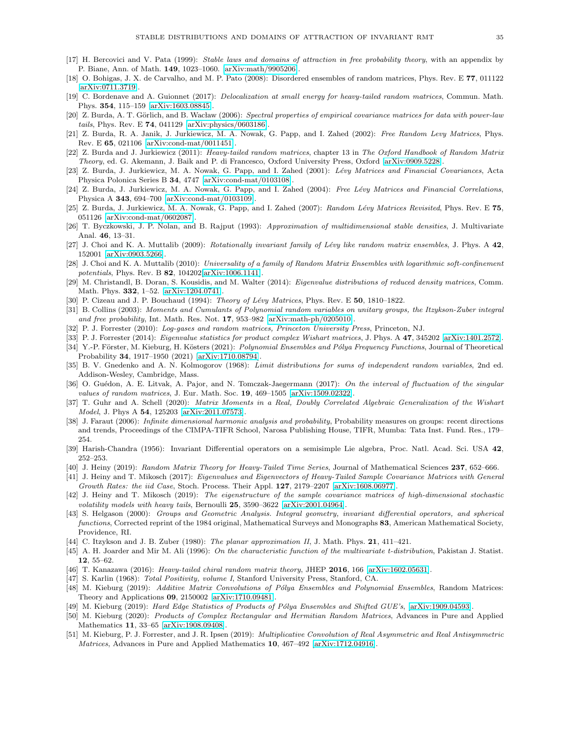[17] H. Bercovici and V. Pata (1999): *Stable laws and domains of attraction in free probability theory*, with an appendix by P. Biane, Ann. of Math. **149**, 1023–1060. [arXiv:math/9905206].

[18] O. Bohigas, J. X. de Carvalho, and M. P. Pato (2008): Disordered ensembles of random matrices, Phys. Rev. E **77**, 011122 [arXiv:0711.3719].

[19] C. Bordenave and A. Guionnet (2017): *Delocalization at small energy for heavy-tailed random matrices*, Commun. Math. Phys. **354**, 115–159 [arXiv:1603.08845].

[20] Z. Burda, A. T. Görlich, and B. Wacław (2006): *Spectral properties of empirical covariance matrices for data with power-law tails*, Phys. Rev. E **74**, 041129 [arXiv:physics/0603186].

[21] Z. Burda, R. A. Janik, J. Jurkiewicz, M. A. Nowak, G. Papp, and I. Zahed (2002): *Free Random Levy Matrices*, Phys. Rev. E **65**, 021106 [arXiv:cond-mat/0011451].

[22] Z. Burda and J. Jurkiewicz (2011): *Heavy-tailed random matrices*, chapter 13 in *The Oxford Handbook of Random Matrix Theory*, ed. G. Akemann, J. Baik and P. di Francesco, Oxford University Press, Oxford [arXiv:0909.5228].

[23] Z. Burda, J. Jurkiewicz, M. A. Nowak, G. Papp, and I. Zahed (2001): *Lévy Matrices and Financial Covariances*, Acta Physica Polonica Series B **34**, 4747 [arXiv:cond-mat/0103108].

[24] Z. Burda, J. Jurkiewicz, M. A. Nowak, G. Papp, and I. Zahed (2004): *Free Lévy Matrices and Financial Correlations*, Physica A **343**, 694–700 [arXiv:cond-mat/0103109].

[25] Z. Burda, J. Jurkiewicz, M. A. Nowak, G. Papp, and I. Zahed (2007): *Random Lévy Matrices Revisited*, Phys. Rev. E **75**, 051126 [arXiv:cond-mat/0602087].

[26] T. Byczkowski, J. P. Nolan, and B. Rajput (1993): *Approximation of multidimensional stable densities*, J. Multivariate Anal. **46**, 13–31.

[27] J. Choi and K. A. Muttalib (2009): *Rotationally invariant family of Lévy like random matrix ensembles*, J. Phys. A **42**, 152001 [arXiv:0903.5266].

[28] J. Choi and K. A. Muttalib (2010): *Universality of a family of Random Matrix Ensembles with logarithmic soft-confinement potentials*, Phys. Rev. B **82**, 104202[arXiv:1006.1141].

[29] M. Christandl, B. Doran, S. Kousidis, and M. Walter (2014): *Eigenvalue distributions of reduced density matrices*, Comm. Math. Phys. **332**, 1–52. [arXiv:1204.0741].

[30] P. Cizeau and J. P. Bouchaud (1994): *Theory of Lévy Matrices*, Phys. Rev. E **50**, 1810–1822.

[31] B. Collins (2003): *Moments and Cumulants of Polynomial random variables on unitary groups, the Itzykson-Zuber integral and free probability*, Int. Math. Res. Not. **17**, 953–982 [arXiv:math-ph/0205010].

[32] P. J. Forrester (2010): *Log-gases and random matrices, Princeton University Press*, Princeton, NJ.

[33] P. J. Forrester (2014): *Eigenvalue statistics for product complex Wishart matrices*, J. Phys. A **47**, 345202 [arXiv:1401.2572].

[34] Y.-P. Förster, M. Kieburg, H. Kösters (2021): *Polynomial Ensembles and Pólya Frequency Functions*, Journal of Theoretical Probability **34**, 1917–1950 (2021) [arXiv:1710.08794].

[35] B. V. Gnedenko and A. N. Kolmogorov (1968): *Limit distributions for sums of independent random variables*, 2nd ed. Addison-Wesley, Cambridge, Mass.

[36] O. Guédon, A. E. Litvak, A. Pajor, and N. Tomczak-Jaegermann (2017): *On the interval of fluctuation of the singular values of random matrices*, J. Eur. Math. Soc. **19**, 469–1505 [arXiv:1509.02322].

[37] T. Guhr and A. Schell (2020): *Matrix Moments in a Real, Doubly Correlated Algebraic Generalization of the Wishart Model*, J. Phys A **54**, 125203 [arXiv:2011.07573].

[38] J. Faraut (2006): *Infinite dimensional harmonic analysis and probability*, Probability measures on groups: recent directions and trends, Proceedings of the CIMPA-TIFR School, Narosa Publishing House, TIFR, Mumba: Tata Inst. Fund. Res., 179–254.

[39] Harish-Chandra (1956): Invariant Differential operators on a semisimple Lie algebra, Proc. Natl. Acad. Sci. USA **42**, 252–253.

[40] J. Heiny (2019): *Random Matrix Theory for Heavy-Tailed Time Series*, Journal of Mathematical Sciences **237**, 652–666.

[41] J. Heiny and T. Mikosch (2017): *Eigenvalues and Eigenvectors of Heavy-Tailed Sample Covariance Matrices with General Growth Rates: the iid Case*, Stoch. Process. Their Appl. **127**, 2179–2207 [arXiv:1608.06977].

[42] J. Heiny and T. Mikosch (2019): *The eigenstructure of the sample covariance matrices of high-dimensional stochastic volatility models with heavy tails*, Bernoulli **25**, 3590–3622 [arXiv:2001.04964].

[43] S. Helgason (2000): *Groups and Geometric Analysis. Integral geometry, invariant differential operators, and spherical functions*, Corrected reprint of the 1984 original, Mathematical Surveys and Monographs **83**, American Mathematical Society, Providence, RI.

[44] C. Itzykson and J. B. Zuber (1980): *The planar approximation II*, J. Math. Phys. **21**, 411–421.

[45] A. H. Joarder and Mir M. Ali (1996): *On the characteristic function of the multivariate t-distribution*, Pakistan J. Statist. **12**, 55–62.

[46] T. Kanazawa (2016): *Heavy-tailed chiral random matrix theory*, JHEP **2016**, 166 [arXiv:1602.05631].

[47] S. Karlin (1968): *Total Positivity, volume I*, Stanford University Press, Stanford, CA.

[48] M. Kieburg (2019): *Additive Matrix Convolutions of Pólya Ensembles and Polynomial Ensembles*, Random Matrices: Theory and Applications **09**, 2150002 [arXiv:1710.09481].

[49] M. Kieburg (2019): *Hard Edge Statistics of Products of Pólya Ensembles and Shifted GUE's*, [arXiv:1909.04593].

[50] M. Kieburg (2020): *Products of Complex Rectangular and Hermitian Random Matrices*, Advances in Pure and Applied Mathematics **11**, 33–65 [arXiv:1908.09408].

[51] M. Kieburg, P. J. Forrester, and J. R. Ipsen (2019): *Multiplicative Convolution of Real Asymmetric and Real Antisymmetric Matrices*, Advances in Pure and Applied Mathematics **10**, 467–492 [arXiv:1712.04916].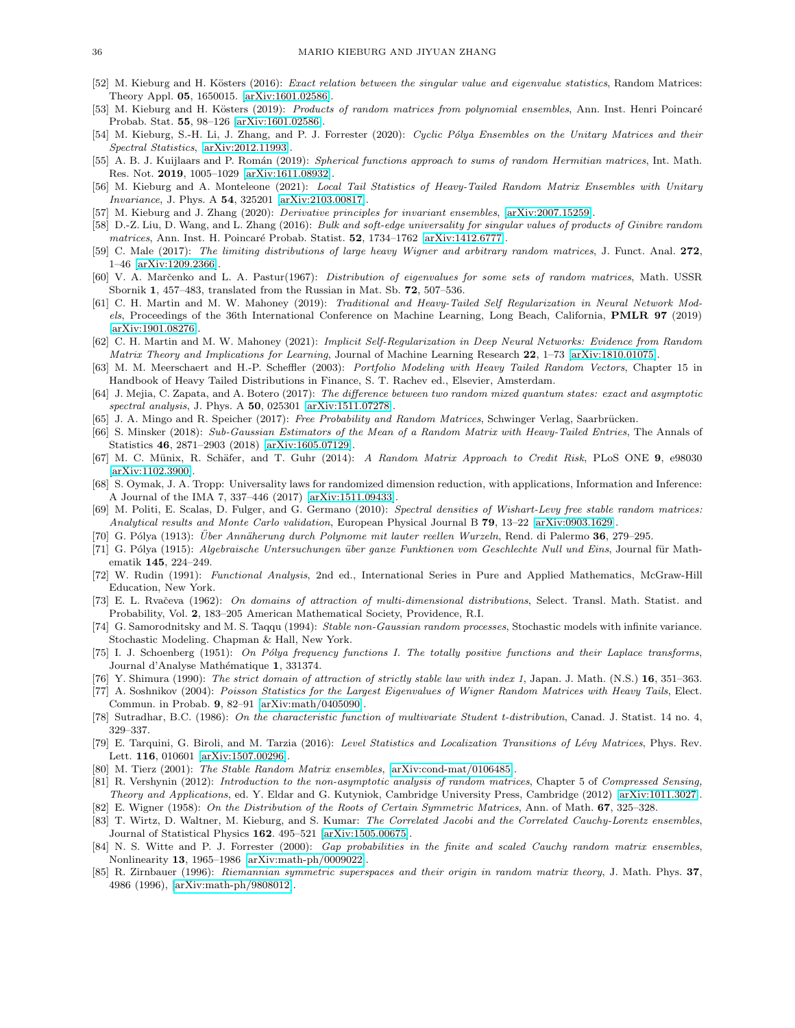[52] M. Kieburg and H. Kösters (2016): *Exact relation between the singular value and eigenvalue statistics*, Random Matrices: Theory Appl. **05**, 1650015. [arXiv:1601.02586].

[53] M. Kieburg and H. Kösters (2019): *Products of random matrices from polynomial ensembles*, Ann. Inst. Henri Poincaré Probab. Stat. **55**, 98–126 [arXiv:1601.02586].

[54] M. Kieburg, S.-H. Li, J. Zhang, and P. J. Forrester (2020): *Cyclic Pólya Ensembles on the Unitary Matrices and their Spectral Statistics*, [arXiv:2012.11993].

[55] A. B. J. Kuijlaars and P. Román (2019): *Spherical functions approach to sums of random Hermitian matrices*, Int. Math. Res. Not. **2019**, 1005–1029 [arXiv:1611.08932].

[56] M. Kieburg and A. Monteleone (2021): *Local Tail Statistics of Heavy-Tailed Random Matrix Ensembles with Unitary Invariance*, J. Phys. A **54**, 325201 [arXiv:2103.00817].

[57] M. Kieburg and J. Zhang (2020): *Derivative principles for invariant ensembles*, [arXiv:2007.15259].

[58] D.-Z. Liu, D. Wang, and L. Zhang (2016): *Bulk and soft-edge universality for singular values of products of Ginibre random matrices*, Ann. Inst. H. Poincaré Probab. Statist. **52**, 1734–1762 [arXiv:1412.6777].

[59] C. Male (2017): *The limiting distributions of large heavy Wigner and arbitrary random matrices*, J. Funct. Anal. **272**, 1–46 [arXiv:1209.2366].

[60] V. A. Marčenko and L. A. Pastur(1967): *Distribution of eigenvalues for some sets of random matrices*, Math. USSR Sbornik **1**, 457–483, translated from the Russian in Mat. Sb. **72**, 507–536.

[61] C. H. Martin and M. W. Mahoney (2019): *Traditional and Heavy-Tailed Self Regularization in Neural Network Models*, Proceedings of the 36th International Conference on Machine Learning, Long Beach, California, **PMLR 97** (2019) [arXiv:1901.08276].

[62] C. H. Martin and M. W. Mahoney (2021): *Implicit Self-Regularization in Deep Neural Networks: Evidence from Random Matrix Theory and Implications for Learning*, Journal of Machine Learning Research **22**, 1–73 [arXiv:1810.01075].

[63] M. M. Meerschaert and H.-P. Scheffler (2003): *Portfolio Modeling with Heavy Tailed Random Vectors*, Chapter 15 in Handbook of Heavy Tailed Distributions in Finance, S. T. Rachev ed., Elsevier, Amsterdam.

[64] J. Mejia, C. Zapata, and A. Botero (2017): *The difference between two random mixed quantum states: exact and asymptotic spectral analysis*, J. Phys. A **50**, 025301 [arXiv:1511.07278].

[65] J. A. Mingo and R. Speicher (2017): *Free Probability and Random Matrices*, Schwinger Verlag, Saarbrücken.

[66] S. Minsker (2018): *Sub-Gaussian Estimators of the Mean of a Random Matrix with Heavy-Tailed Entries*, The Annals of Statistics **46**, 2871–2903 (2018) [arXiv:1605.07129].

[67] M. C. Münix, R. Schäfer, and T. Guhr (2014): *A Random Matrix Approach to Credit Risk*, PLoS ONE **9**, e98030 [arXiv:1102.3900].

[68] S. Oymak, J. A. Tropp: Universality laws for randomized dimension reduction, with applications, Information and Inference: A Journal of the IMA 7, 337–446 (2017) [arXiv:1511.09433].

[69] M. Politi, E. Scalas, D. Fulger, and G. Germano (2010): *Spectral densities of Wishart-Levy free stable random matrices: Analytical results and Monte Carlo validation*, European Physical Journal B **79**, 13–22 [arXiv:0903.1629].

[70] G. Pólya (1913): *Über Annäherung durch Polynome mit lauter reellen Wurzeln*, Rend. di Palermo **36**, 279–295.

[71] G. Pólya (1915): *Algebraische Untersuchungen über ganze Funktionen vom Geschlechte Null und Eins*, Journal für Mathematik **145**, 224–249.

[72] W. Rudin (1991): *Functional Analysis*, 2nd ed., International Series in Pure and Applied Mathematics, McGraw-Hill Education, New York.

[73] E. L. Rvačeva (1962): *On domains of attraction of multi-dimensional distributions*, Select. Transl. Math. Statist. and Probability, Vol. **2**, 183–205 American Mathematical Society, Providence, R.I.

[74] G. Samorodnitsky and M. S. Taqqu (1994): *Stable non-Gaussian random processes*, Stochastic models with infinite variance. Stochastic Modeling. Chapman & Hall, New York.

[75] I. J. Schoenberg (1951): *On Pólya frequency functions I. The totally positive functions and their Laplace transforms*, Journal d'Analyse Mathématique **1**, 331374.

[76] Y. Shimura (1990): *The strict domain of attraction of strictly stable law with index 1*, Japan. J. Math. (N.S.) **16**, 351–363.

[77] A. Soshnikov (2004): *Poisson Statistics for the Largest Eigenvalues of Wigner Random Matrices with Heavy Tails*, Elect. Commun. in Probab. **9**, 82–91 [arXiv:math/0405090].

[78] Sutradhar, B.C. (1986): *On the characteristic function of multivariate Student t-distribution*, Canad. J. Statist. 14 no. 4, 329–337.

[79] E. Tarquini, G. Biroli, and M. Tarzia (2016): *Level Statistics and Localization Transitions of Lévy Matrices*, Phys. Rev. Lett. **116**, 010601 [arXiv:1507.00296].

[80] M. Tierz (2001): *The Stable Random Matrix ensembles*, [arXiv:cond-mat/0106485].

[81] R. Vershynin (2012): *Introduction to the non-asymptotic analysis of random matrices*, Chapter 5 of *Compressed Sensing, Theory and Applications*, ed. Y. Eldar and G. Kutyniok, Cambridge University Press, Cambridge (2012) [arXiv:1011.3027].

[82] E. Wigner (1958): *On the Distribution of the Roots of Certain Symmetric Matrices*, Ann. of Math. **67**, 325–328.

[83] T. Wirtz, D. Waltner, M. Kieburg, and S. Kumar: *The Correlated Jacobi and the Correlated Cauchy-Lorentz ensembles*, Journal of Statistical Physics **162**. 495–521 [arXiv:1505.00675].

[84] N. S. Witte and P. J. Forrester (2000): *Gap probabilities in the finite and scaled Cauchy random matrix ensembles*, Nonlinearity **13**, 1965–1986 [arXiv:math-ph/0009022].

[85] R. Zirnbauer (1996): *Riemannian symmetric superspaces and their origin in random matrix theory*, J. Math. Phys. **37**, 4986 (1996), [arXiv:math-ph/9808012].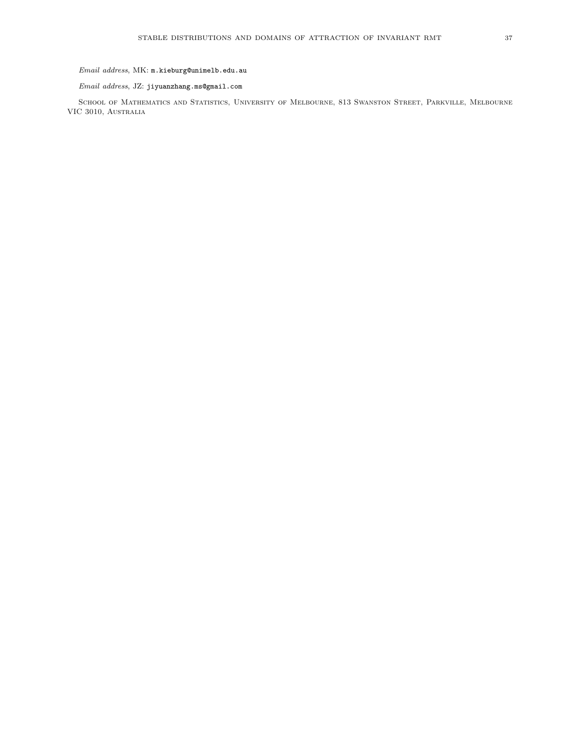*Email address*, MK: `m.kieburg@unimelb.edu.au`

*Email address*, JZ: `jiyuanzhang.ms@gmail.com`

School of Mathematics and Statistics, University of Melbourne, 813 Swanston Street, Parkville, Melbourne VIC 3010, Australia